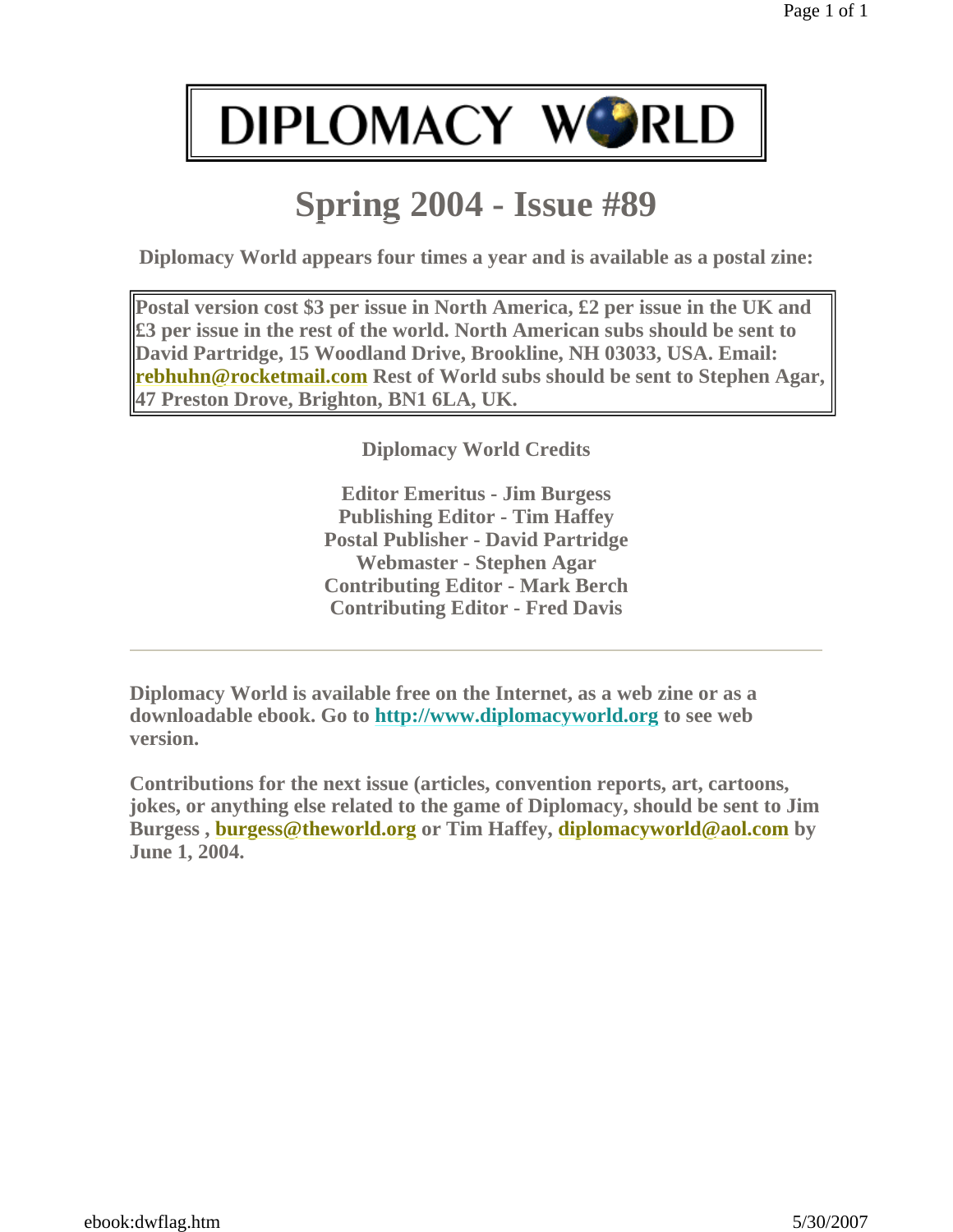# DIPLOMACY WORLD

## Spring 2004 - Issue #89

**Diplomacy World appears four times a year and is available as a postal zine:**

**Postal version cost $3 per issue in North America, £2 per issue in the UK and £3 per issue in the rest of the world. North American subs should be sent to David Partridge, 15 Woodland Drive, Brookline, NH 03033, USA. Email: rebhuhn@rocketmail.com Rest of World subs should be sent to Stephen Agar, 47 Preston Drove, Brighton, BN1 6LA, UK.**

**Diplomacy World Credits**

**Editor Emeritus - Jim Burgess**
**Publishing Editor - Tim Haffey**
**Postal Publisher - David Partridge**
**Webmaster - Stephen Agar**
**Contributing Editor - Mark Berch**
**Contributing Editor - Fred Davis**

---

**Diplomacy World is available free on the Internet, as a web zine or as a downloadable ebook. Go to http://www.diplomacyworld.org to see web version.**

**Contributions for the next issue (articles, convention reports, art, cartoons, jokes, or anything else related to the game of Diplomacy, should be sent to Jim Burgess , burgess@theworld.org or Tim Haffey, diplomacyworld@aol.com by June 1, 2004.**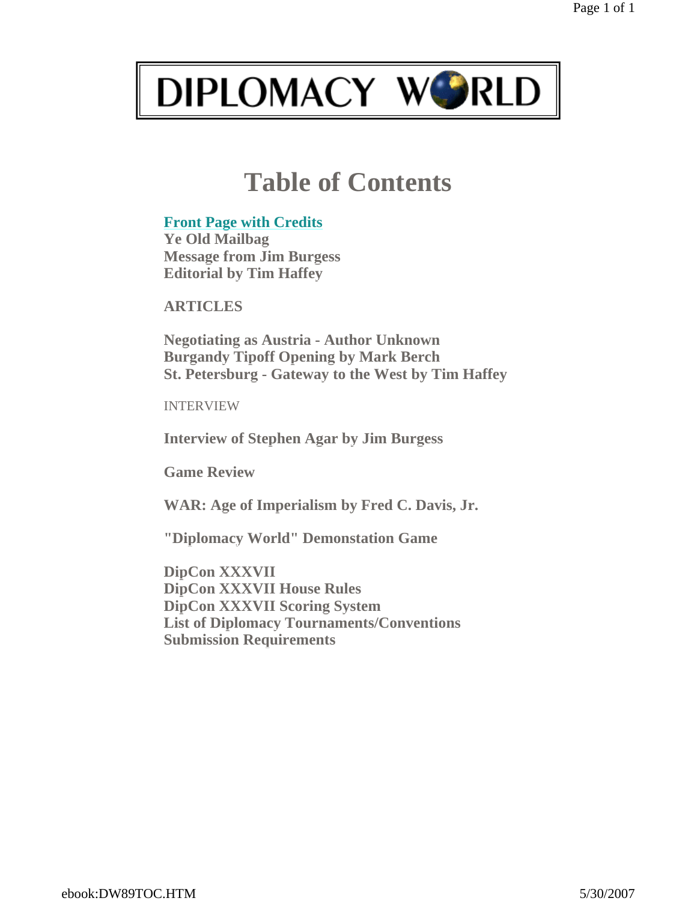# DIPLOMACY WORLD

# Table of Contents

**Front Page with Credits**
**Ye Old Mailbag**
**Message from Jim Burgess**
**Editorial by Tim Haffey**

**ARTICLES**

**Negotiating as Austria - Author Unknown**
**Burgandy Tipoff Opening by Mark Berch**
**St. Petersburg - Gateway to the West by Tim Haffey**

INTERVIEW

**Interview of Stephen Agar by Jim Burgess**

**Game Review**

**WAR: Age of Imperialism by Fred C. Davis, Jr.**

**"Diplomacy World" Demonstation Game**

**DipCon XXXVII**
**DipCon XXXVII House Rules**
**DipCon XXXVII Scoring System**
**List of Diplomacy Tournaments/Conventions**
**Submission Requirements**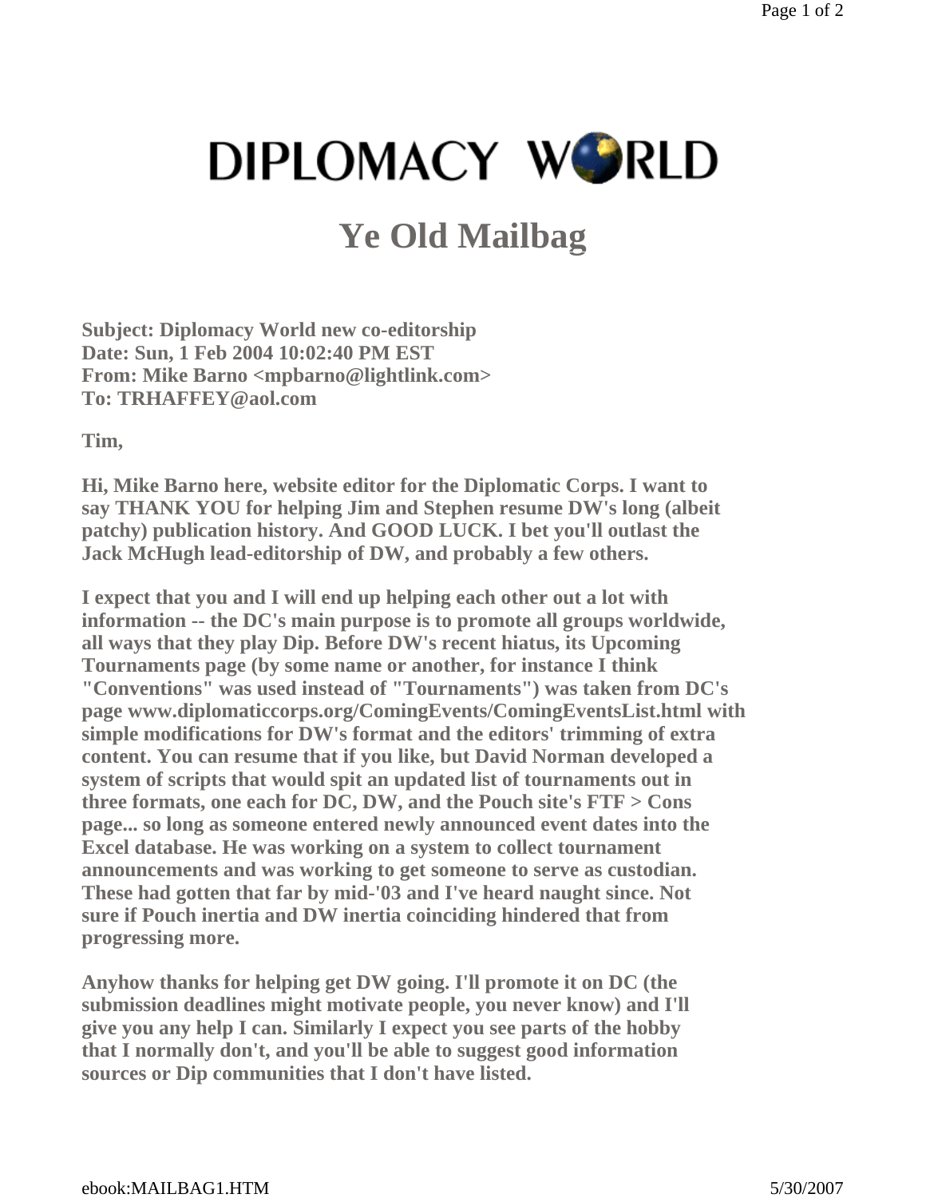# DIPLOMACY WORLD

## Ye Old Mailbag

**Subject: Diplomacy World new co-editorship**
**Date: Sun, 1 Feb 2004 10:02:40 PM EST**
**From: Mike Barno <mpbarno@lightlink.com>**
**To: TRHAFFEY@aol.com**

**Tim,**

**Hi, Mike Barno here, website editor for the Diplomatic Corps. I want to say THANK YOU for helping Jim and Stephen resume DW's long (albeit patchy) publication history. And GOOD LUCK. I bet you'll outlast the Jack McHugh lead-editorship of DW, and probably a few others.**

**I expect that you and I will end up helping each other out a lot with information -- the DC's main purpose is to promote all groups worldwide, all ways that they play Dip. Before DW's recent hiatus, its Upcoming Tournaments page (by some name or another, for instance I think "Conventions" was used instead of "Tournaments") was taken from DC's page www.diplomaticcorps.org/ComingEvents/ComingEventsList.html with simple modifications for DW's format and the editors' trimming of extra content. You can resume that if you like, but David Norman developed a system of scripts that would spit an updated list of tournaments out in three formats, one each for DC, DW, and the Pouch site's FTF > Cons page... so long as someone entered newly announced event dates into the Excel database. He was working on a system to collect tournament announcements and was working to get someone to serve as custodian. These had gotten that far by mid-'03 and I've heard naught since. Not sure if Pouch inertia and DW inertia coinciding hindered that from progressing more.**

**Anyhow thanks for helping get DW going. I'll promote it on DC (the submission deadlines might motivate people, you never know) and I'll give you any help I can. Similarly I expect you see parts of the hobby that I normally don't, and you'll be able to suggest good information sources or Dip communities that I don't have listed.**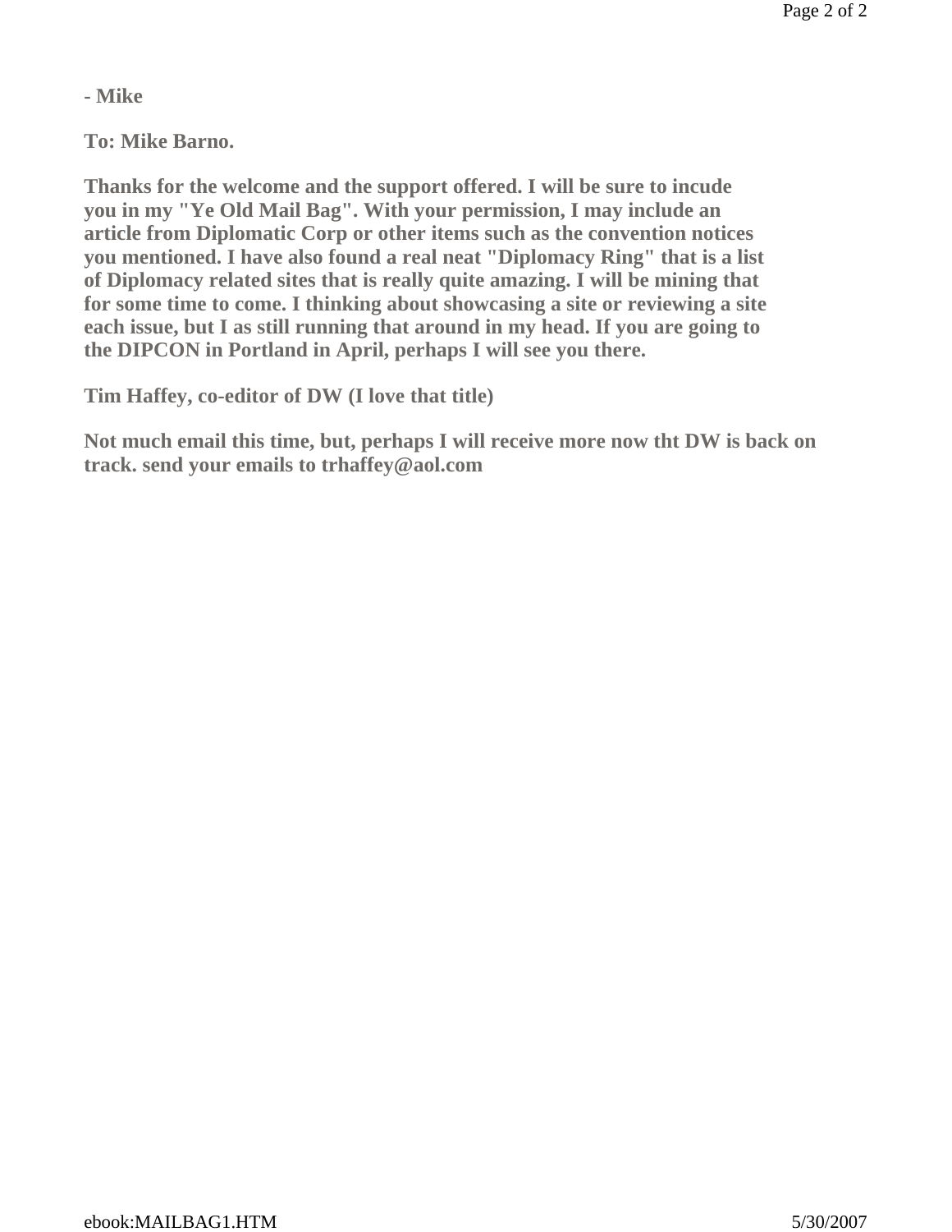**- Mike**

**To: Mike Barno.**

**Thanks for the welcome and the support offered. I will be sure to incude you in my "Ye Old Mail Bag". With your permission, I may include an article from Diplomatic Corp or other items such as the convention notices you mentioned. I have also found a real neat "Diplomacy Ring" that is a list of Diplomacy related sites that is really quite amazing. I will be mining that for some time to come. I thinking about showcasing a site or reviewing a site each issue, but I as still running that around in my head. If you are going to the DIPCON in Portland in April, perhaps I will see you there.**

**Tim Haffey, co-editor of DW (I love that title)**

**Not much email this time, but, perhaps I will receive more now tht DW is back on track. send your emails to trhaffey@aol.com**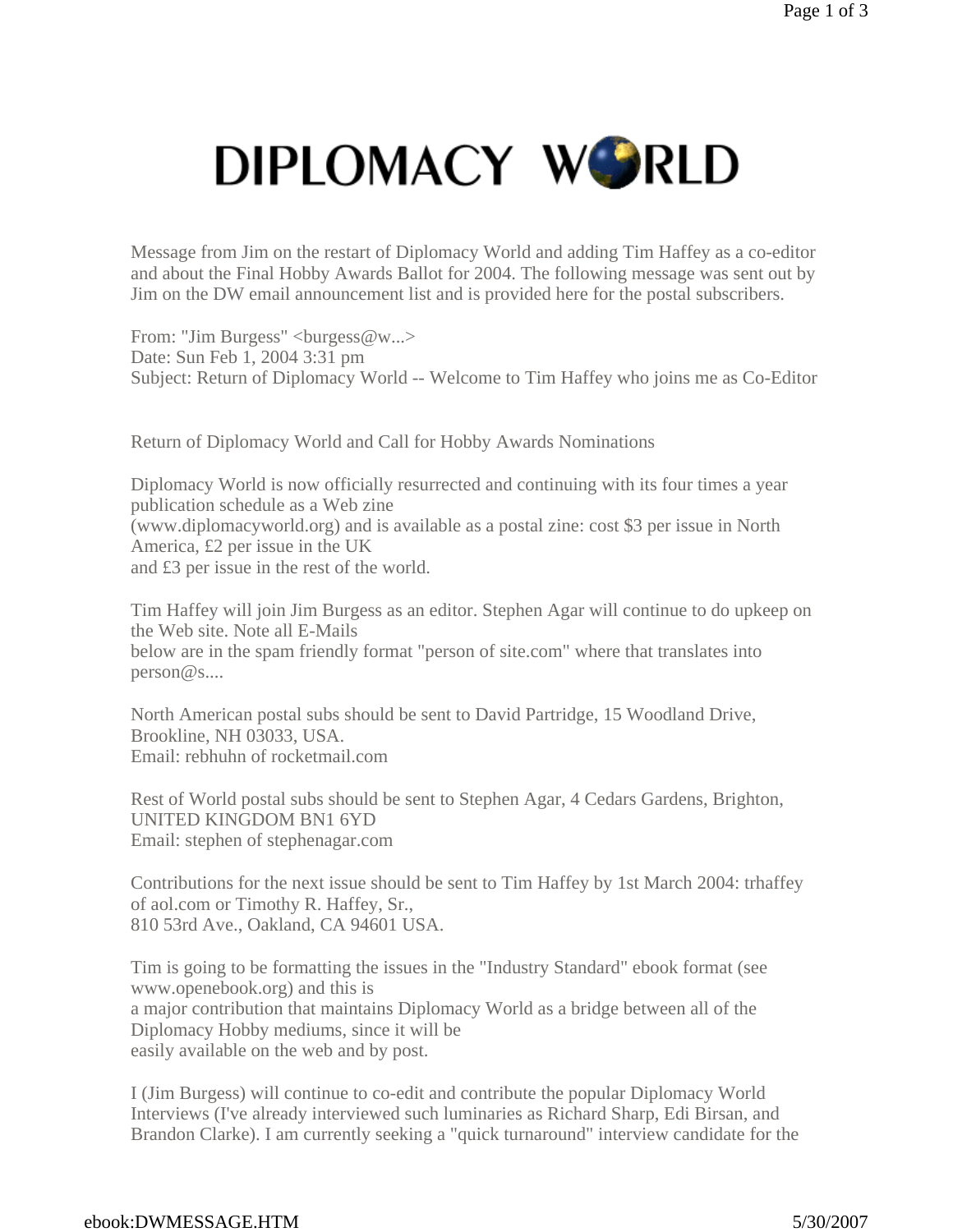# DIPLOMACY WORLD

Message from Jim on the restart of Diplomacy World and adding Tim Haffey as a co-editor and about the Final Hobby Awards Ballot for 2004. The following message was sent out by Jim on the DW email announcement list and is provided here for the postal subscribers.

From: "Jim Burgess" <burgess@w...>
Date: Sun Feb 1, 2004 3:31 pm
Subject: Return of Diplomacy World -- Welcome to Tim Haffey who joins me as Co-Editor

Return of Diplomacy World and Call for Hobby Awards Nominations

Diplomacy World is now officially resurrected and continuing with its four times a year publication schedule as a Web zine (www.diplomacyworld.org) and is available as a postal zine: cost $3 per issue in North America, £2 per issue in the UK and £3 per issue in the rest of the world.

Tim Haffey will join Jim Burgess as an editor. Stephen Agar will continue to do upkeep on the Web site. Note all E-Mails below are in the spam friendly format "person of site.com" where that translates into person@s....

North American postal subs should be sent to David Partridge, 15 Woodland Drive, Brookline, NH 03033, USA.
Email: rebhuhn of rocketmail.com

Rest of World postal subs should be sent to Stephen Agar, 4 Cedars Gardens, Brighton, UNITED KINGDOM BN1 6YD
Email: stephen of stephenagar.com

Contributions for the next issue should be sent to Tim Haffey by 1st March 2004: trhaffey of aol.com or Timothy R. Haffey, Sr., 810 53rd Ave., Oakland, CA 94601 USA.

Tim is going to be formatting the issues in the "Industry Standard" ebook format (see www.openebook.org) and this is a major contribution that maintains Diplomacy World as a bridge between all of the Diplomacy Hobby mediums, since it will be easily available on the web and by post.

I (Jim Burgess) will continue to co-edit and contribute the popular Diplomacy World Interviews (I've already interviewed such luminaries as Richard Sharp, Edi Birsan, and Brandon Clarke). I am currently seeking a "quick turnaround" interview candidate for the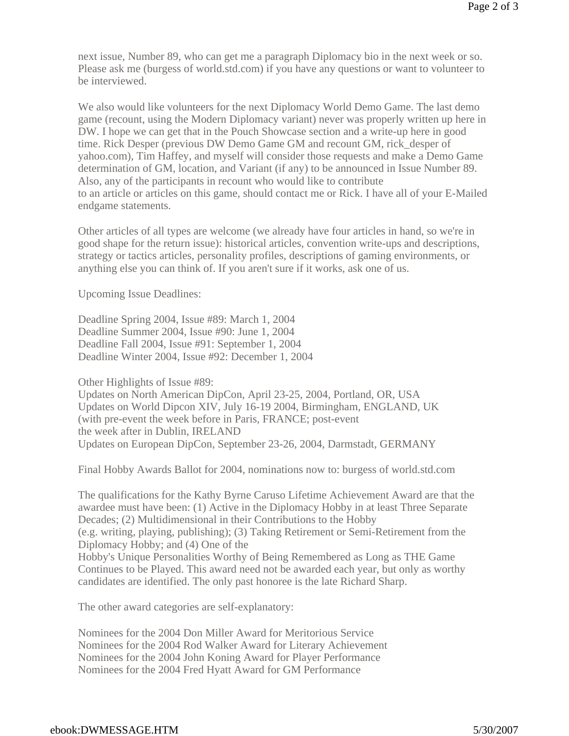next issue, Number 89, who can get me a paragraph Diplomacy bio in the next week or so. Please ask me (burgess of world.std.com) if you have any questions or want to volunteer to be interviewed.

We also would like volunteers for the next Diplomacy World Demo Game. The last demo game (recount, using the Modern Diplomacy variant) never was properly written up here in DW. I hope we can get that in the Pouch Showcase section and a write-up here in good time. Rick Desper (previous DW Demo Game GM and recount GM, rick_desper of yahoo.com), Tim Haffey, and myself will consider those requests and make a Demo Game determination of GM, location, and Variant (if any) to be announced in Issue Number 89. Also, any of the participants in recount who would like to contribute to an article or articles on this game, should contact me or Rick. I have all of your E-Mailed endgame statements.

Other articles of all types are welcome (we already have four articles in hand, so we're in good shape for the return issue): historical articles, convention write-ups and descriptions, strategy or tactics articles, personality profiles, descriptions of gaming environments, or anything else you can think of. If you aren't sure if it works, ask one of us.

Upcoming Issue Deadlines:

Deadline Spring 2004, Issue #89: March 1, 2004
Deadline Summer 2004, Issue #90: June 1, 2004
Deadline Fall 2004, Issue #91: September 1, 2004
Deadline Winter 2004, Issue #92: December 1, 2004

Other Highlights of Issue #89:
Updates on North American DipCon, April 23-25, 2004, Portland, OR, USA
Updates on World Dipcon XIV, July 16-19 2004, Birmingham, ENGLAND, UK
(with pre-event the week before in Paris, FRANCE; post-event
the week after in Dublin, IRELAND
Updates on European DipCon, September 23-26, 2004, Darmstadt, GERMANY

Final Hobby Awards Ballot for 2004, nominations now to: burgess of world.std.com

The qualifications for the Kathy Byrne Caruso Lifetime Achievement Award are that the awardee must have been: (1) Active in the Diplomacy Hobby in at least Three Separate Decades; (2) Multidimensional in their Contributions to the Hobby (e.g. writing, playing, publishing); (3) Taking Retirement or Semi-Retirement from the Diplomacy Hobby; and (4) One of the Hobby's Unique Personalities Worthy of Being Remembered as Long as THE Game Continues to be Played. This award need not be awarded each year, but only as worthy candidates are identified. The only past honoree is the late Richard Sharp.

The other award categories are self-explanatory:

Nominees for the 2004 Don Miller Award for Meritorious Service
Nominees for the 2004 Rod Walker Award for Literary Achievement
Nominees for the 2004 John Koning Award for Player Performance
Nominees for the 2004 Fred Hyatt Award for GM Performance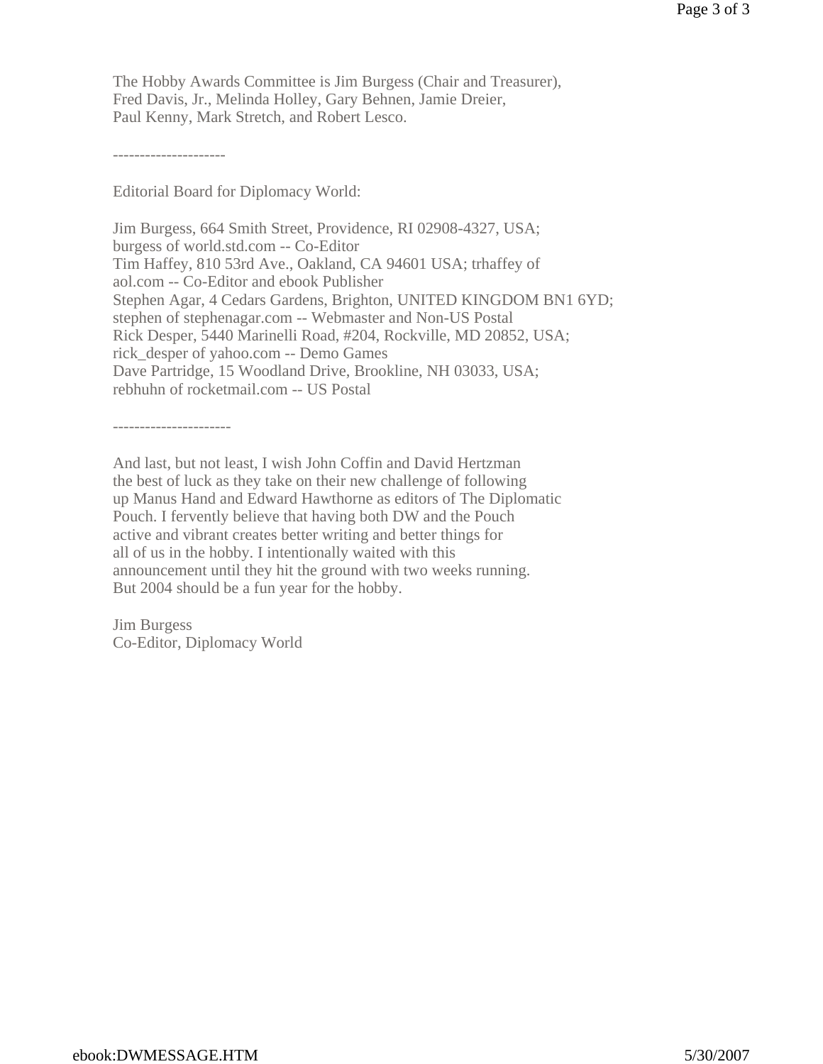The Hobby Awards Committee is Jim Burgess (Chair and Treasurer), Fred Davis, Jr., Melinda Holley, Gary Behnen, Jamie Dreier, Paul Kenny, Mark Stretch, and Robert Lesco.

---------------------

Editorial Board for Diplomacy World:

Jim Burgess, 664 Smith Street, Providence, RI 02908-4327, USA;
burgess of world.std.com -- Co-Editor
Tim Haffey, 810 53rd Ave., Oakland, CA 94601 USA; trhaffey of aol.com -- Co-Editor and ebook Publisher
Stephen Agar, 4 Cedars Gardens, Brighton, UNITED KINGDOM BN1 6YD;
stephen of stephenagar.com -- Webmaster and Non-US Postal
Rick Desper, 5440 Marinelli Road, #204, Rockville, MD 20852, USA;
rick_desper of yahoo.com -- Demo Games
Dave Partridge, 15 Woodland Drive, Brookline, NH 03033, USA;
rebhuhn of rocketmail.com -- US Postal

----------------------

And last, but not least, I wish John Coffin and David Hertzman the best of luck as they take on their new challenge of following up Manus Hand and Edward Hawthorne as editors of The Diplomatic Pouch. I fervently believe that having both DW and the Pouch active and vibrant creates better writing and better things for all of us in the hobby. I intentionally waited with this announcement until they hit the ground with two weeks running. But 2004 should be a fun year for the hobby.

Jim Burgess
Co-Editor, Diplomacy World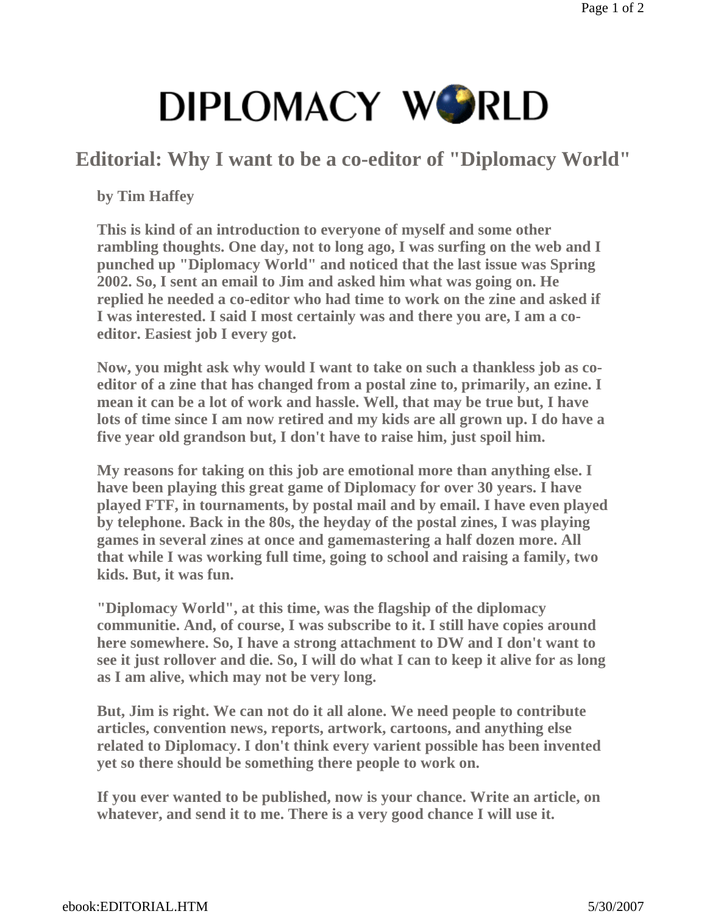# DIPLOMACY WORLD

## Editorial: Why I want to be a co-editor of "Diplomacy World"

**by Tim Haffey**

**This is kind of an introduction to everyone of myself and some other rambling thoughts. One day, not to long ago, I was surfing on the web and I punched up "Diplomacy World" and noticed that the last issue was Spring 2002. So, I sent an email to Jim and asked him what was going on. He replied he needed a co-editor who had time to work on the zine and asked if I was interested. I said I most certainly was and there you are, I am a co-editor. Easiest job I every got.**

**Now, you might ask why would I want to take on such a thankless job as co-editor of a zine that has changed from a postal zine to, primarily, an ezine. I mean it can be a lot of work and hassle. Well, that may be true but, I have lots of time since I am now retired and my kids are all grown up. I do have a five year old grandson but, I don't have to raise him, just spoil him.**

**My reasons for taking on this job are emotional more than anything else. I have been playing this great game of Diplomacy for over 30 years. I have played FTF, in tournaments, by postal mail and by email. I have even played by telephone. Back in the 80s, the heyday of the postal zines, I was playing games in several zines at once and gamemastering a half dozen more. All that while I was working full time, going to school and raising a family, two kids. But, it was fun.**

**"Diplomacy World", at this time, was the flagship of the diplomacy communitie. And, of course, I was subscribe to it. I still have copies around here somewhere. So, I have a strong attachment to DW and I don't want to see it just rollover and die. So, I will do what I can to keep it alive for as long as I am alive, which may not be very long.**

**But, Jim is right. We can not do it all alone. We need people to contribute articles, convention news, reports, artwork, cartoons, and anything else related to Diplomacy. I don't think every varient possible has been invented yet so there should be something there people to work on.**

**If you ever wanted to be published, now is your chance. Write an article, on whatever, and send it to me. There is a very good chance I will use it.**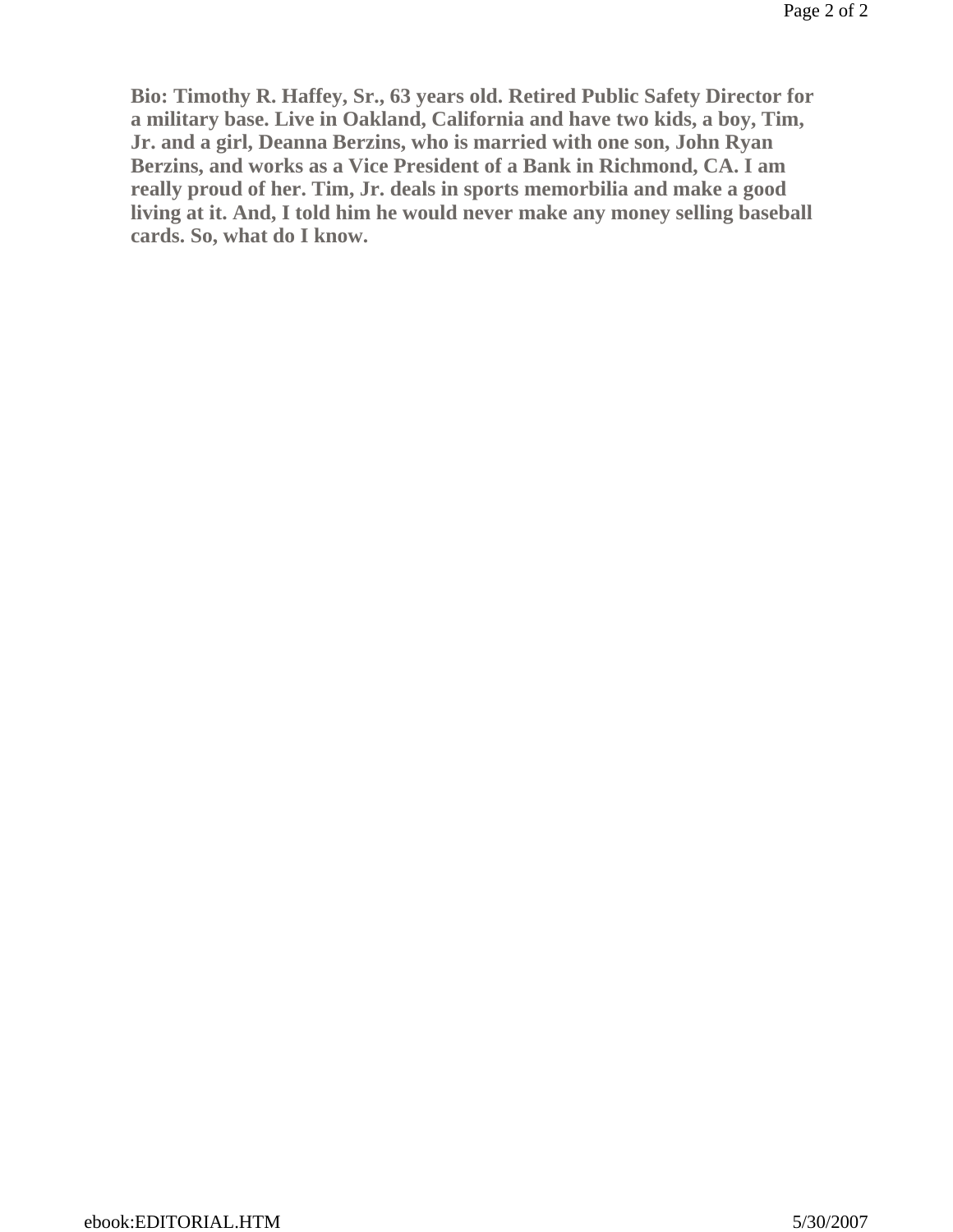**Bio: Timothy R. Haffey, Sr., 63 years old. Retired Public Safety Director for a military base. Live in Oakland, California and have two kids, a boy, Tim, Jr. and a girl, Deanna Berzins, who is married with one son, John Ryan Berzins, and works as a Vice President of a Bank in Richmond, CA. I am really proud of her. Tim, Jr. deals in sports memorbilia and make a good living at it. And, I told him he would never make any money selling baseball cards. So, what do I know.**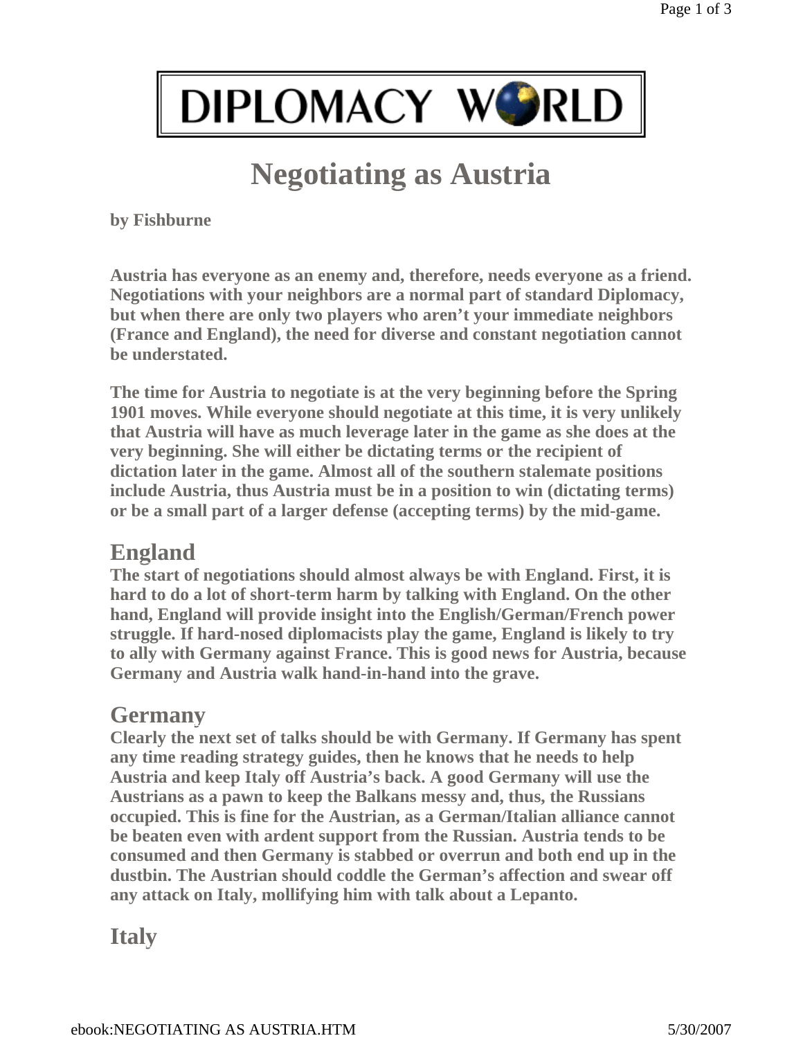# DIPLOMACY WORLD

# Negotiating as Austria

**by Fishburne**

**Austria has everyone as an enemy and, therefore, needs everyone as a friend. Negotiations with your neighbors are a normal part of standard Diplomacy, but when there are only two players who aren't your immediate neighbors (France and England), the need for diverse and constant negotiation cannot be understated.**

**The time for Austria to negotiate is at the very beginning before the Spring 1901 moves. While everyone should negotiate at this time, it is very unlikely that Austria will have as much leverage later in the game as she does at the very beginning. She will either be dictating terms or the recipient of dictation later in the game. Almost all of the southern stalemate positions include Austria, thus Austria must be in a position to win (dictating terms) or be a small part of a larger defense (accepting terms) by the mid-game.**

## England

**The start of negotiations should almost always be with England. First, it is hard to do a lot of short-term harm by talking with England. On the other hand, England will provide insight into the English/German/French power struggle. If hard-nosed diplomacists play the game, England is likely to try to ally with Germany against France. This is good news for Austria, because Germany and Austria walk hand-in-hand into the grave.**

## Germany

**Clearly the next set of talks should be with Germany. If Germany has spent any time reading strategy guides, then he knows that he needs to help Austria and keep Italy off Austria's back. A good Germany will use the Austrians as a pawn to keep the Balkans messy and, thus, the Russians occupied. This is fine for the Austrian, as a German/Italian alliance cannot be beaten even with ardent support from the Russian. Austria tends to be consumed and then Germany is stabbed or overrun and both end up in the dustbin. The Austrian should coddle the German's affection and swear off any attack on Italy, mollifying him with talk about a Lepanto.**

## Italy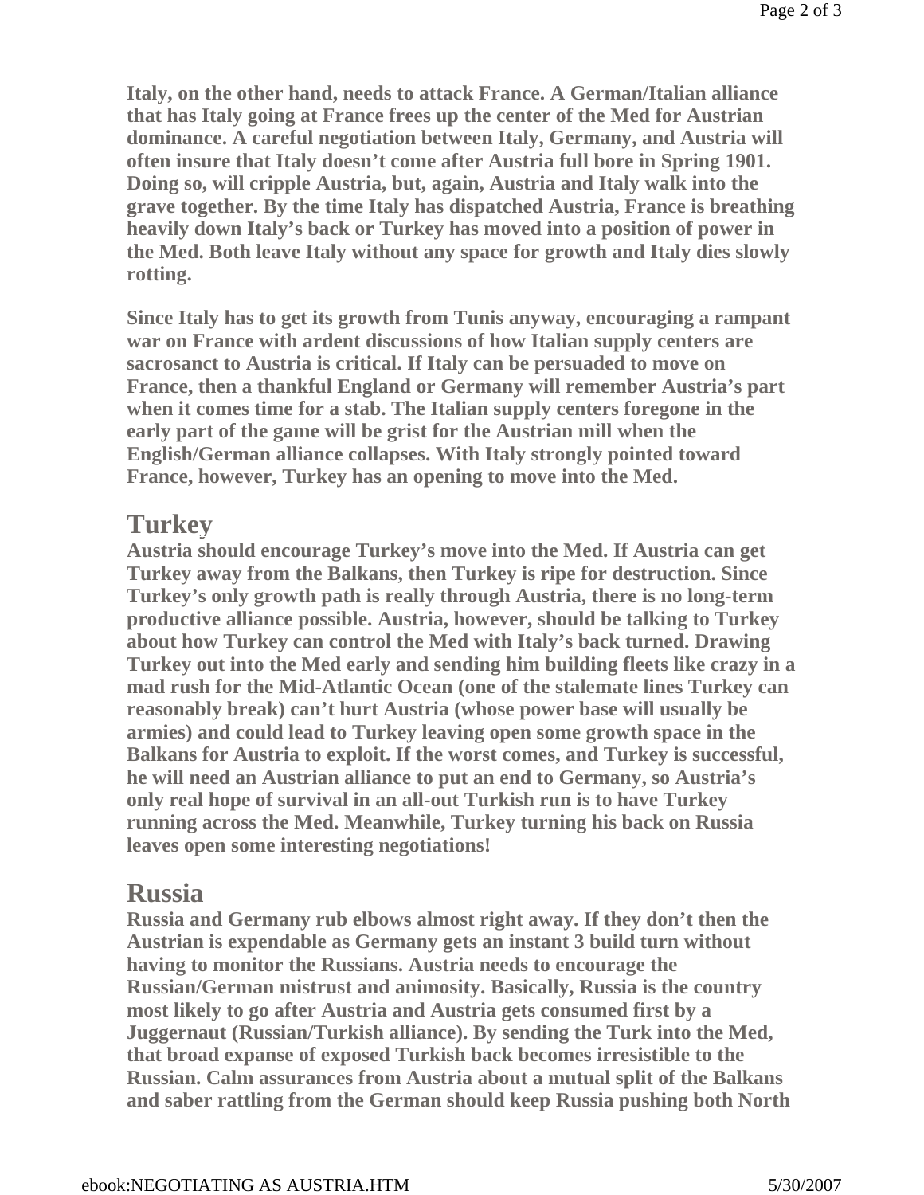**Italy, on the other hand, needs to attack France. A German/Italian alliance that has Italy going at France frees up the center of the Med for Austrian dominance. A careful negotiation between Italy, Germany, and Austria will often insure that Italy doesn't come after Austria full bore in Spring 1901. Doing so, will cripple Austria, but, again, Austria and Italy walk into the grave together. By the time Italy has dispatched Austria, France is breathing heavily down Italy's back or Turkey has moved into a position of power in the Med. Both leave Italy without any space for growth and Italy dies slowly rotting.**

**Since Italy has to get its growth from Tunis anyway, encouraging a rampant war on France with ardent discussions of how Italian supply centers are sacrosanct to Austria is critical. If Italy can be persuaded to move on France, then a thankful England or Germany will remember Austria's part when it comes time for a stab. The Italian supply centers foregone in the early part of the game will be grist for the Austrian mill when the English/German alliance collapses. With Italy strongly pointed toward France, however, Turkey has an opening to move into the Med.**

## Turkey

**Austria should encourage Turkey's move into the Med. If Austria can get Turkey away from the Balkans, then Turkey is ripe for destruction. Since Turkey's only growth path is really through Austria, there is no long-term productive alliance possible. Austria, however, should be talking to Turkey about how Turkey can control the Med with Italy's back turned. Drawing Turkey out into the Med early and sending him building fleets like crazy in a mad rush for the Mid-Atlantic Ocean (one of the stalemate lines Turkey can reasonably break) can't hurt Austria (whose power base will usually be armies) and could lead to Turkey leaving open some growth space in the Balkans for Austria to exploit. If the worst comes, and Turkey is successful, he will need an Austrian alliance to put an end to Germany, so Austria's only real hope of survival in an all-out Turkish run is to have Turkey running across the Med. Meanwhile, Turkey turning his back on Russia leaves open some interesting negotiations!**

## Russia

**Russia and Germany rub elbows almost right away. If they don't then the Austrian is expendable as Germany gets an instant 3 build turn without having to monitor the Russians. Austria needs to encourage the Russian/German mistrust and animosity. Basically, Russia is the country most likely to go after Austria and Austria gets consumed first by a Juggernaut (Russian/Turkish alliance). By sending the Turk into the Med, that broad expanse of exposed Turkish back becomes irresistible to the Russian. Calm assurances from Austria about a mutual split of the Balkans and saber rattling from the German should keep Russia pushing both North**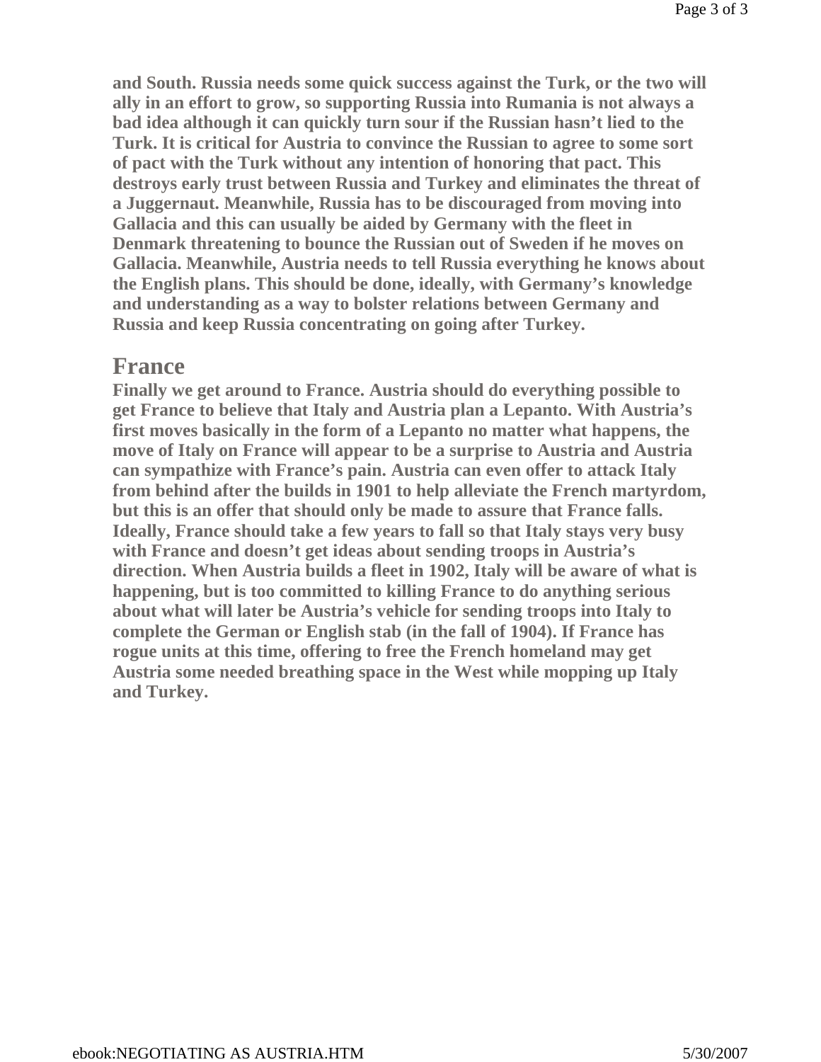**and South. Russia needs some quick success against the Turk, or the two will ally in an effort to grow, so supporting Russia into Rumania is not always a bad idea although it can quickly turn sour if the Russian hasn't lied to the Turk. It is critical for Austria to convince the Russian to agree to some sort of pact with the Turk without any intention of honoring that pact. This destroys early trust between Russia and Turkey and eliminates the threat of a Juggernaut. Meanwhile, Russia has to be discouraged from moving into Gallacia and this can usually be aided by Germany with the fleet in Denmark threatening to bounce the Russian out of Sweden if he moves on Gallacia. Meanwhile, Austria needs to tell Russia everything he knows about the English plans. This should be done, ideally, with Germany's knowledge and understanding as a way to bolster relations between Germany and Russia and keep Russia concentrating on going after Turkey.**

## France

**Finally we get around to France. Austria should do everything possible to get France to believe that Italy and Austria plan a Lepanto. With Austria's first moves basically in the form of a Lepanto no matter what happens, the move of Italy on France will appear to be a surprise to Austria and Austria can sympathize with France's pain. Austria can even offer to attack Italy from behind after the builds in 1901 to help alleviate the French martyrdom, but this is an offer that should only be made to assure that France falls. Ideally, France should take a few years to fall so that Italy stays very busy with France and doesn't get ideas about sending troops in Austria's direction. When Austria builds a fleet in 1902, Italy will be aware of what is happening, but is too committed to killing France to do anything serious about what will later be Austria's vehicle for sending troops into Italy to complete the German or English stab (in the fall of 1904). If France has rogue units at this time, offering to free the French homeland may get Austria some needed breathing space in the West while mopping up Italy and Turkey.**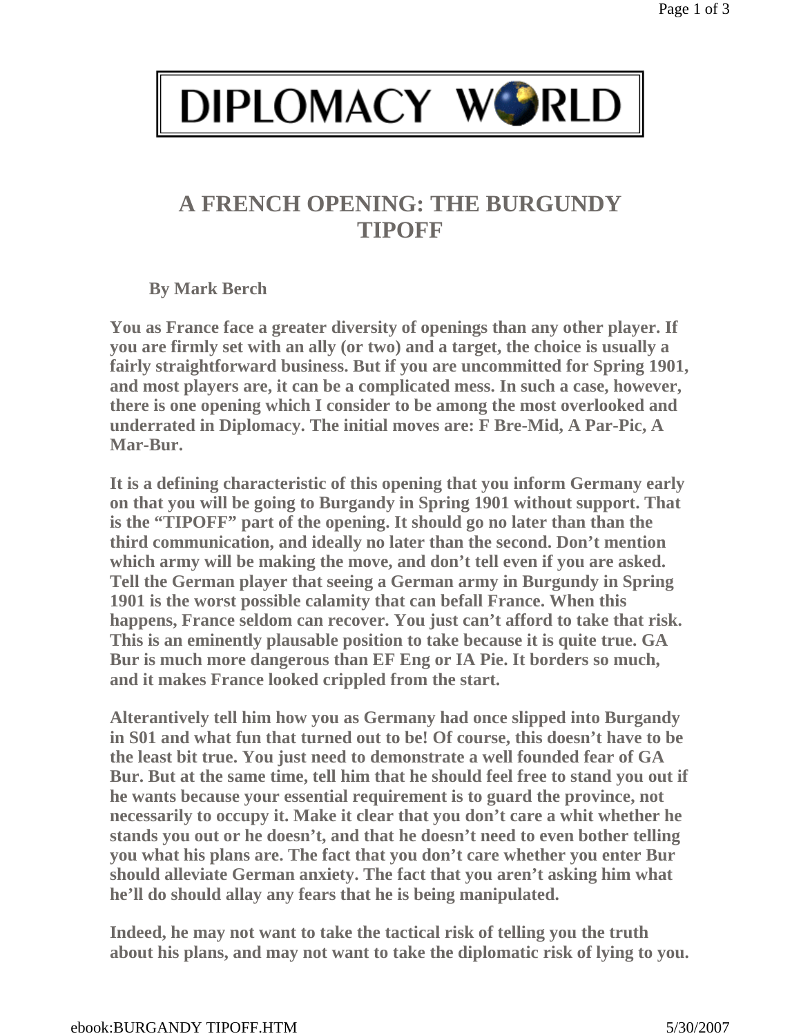DIPLOMACY WORLD

# A FRENCH OPENING: THE BURGUNDY TIPOFF

**By Mark Berch**

**You as France face a greater diversity of openings than any other player. If you are firmly set with an ally (or two) and a target, the choice is usually a fairly straightforward business. But if you are uncommitted for Spring 1901, and most players are, it can be a complicated mess. In such a case, however, there is one opening which I consider to be among the most overlooked and underrated in Diplomacy. The initial moves are: F Bre-Mid, A Par-Pic, A Mar-Bur.**

**It is a defining characteristic of this opening that you inform Germany early on that you will be going to Burgandy in Spring 1901 without support. That is the "TIPOFF" part of the opening. It should go no later than than the third communication, and ideally no later than the second. Don't mention which army will be making the move, and don't tell even if you are asked. Tell the German player that seeing a German army in Burgundy in Spring 1901 is the worst possible calamity that can befall France. When this happens, France seldom can recover. You just can't afford to take that risk. This is an eminently plausable position to take because it is quite true. GA Bur is much more dangerous than EF Eng or IA Pie. It borders so much, and it makes France looked crippled from the start.**

**Alterantively tell him how you as Germany had once slipped into Burgandy in S01 and what fun that turned out to be! Of course, this doesn't have to be the least bit true. You just need to demonstrate a well founded fear of GA Bur. But at the same time, tell him that he should feel free to stand you out if he wants because your essential requirement is to guard the province, not necessarily to occupy it. Make it clear that you don't care a whit whether he stands you out or he doesn't, and that he doesn't need to even bother telling you what his plans are. The fact that you don't care whether you enter Bur should alleviate German anxiety. The fact that you aren't asking him what he'll do should allay any fears that he is being manipulated.**

**Indeed, he may not want to take the tactical risk of telling you the truth about his plans, and may not want to take the diplomatic risk of lying to you.**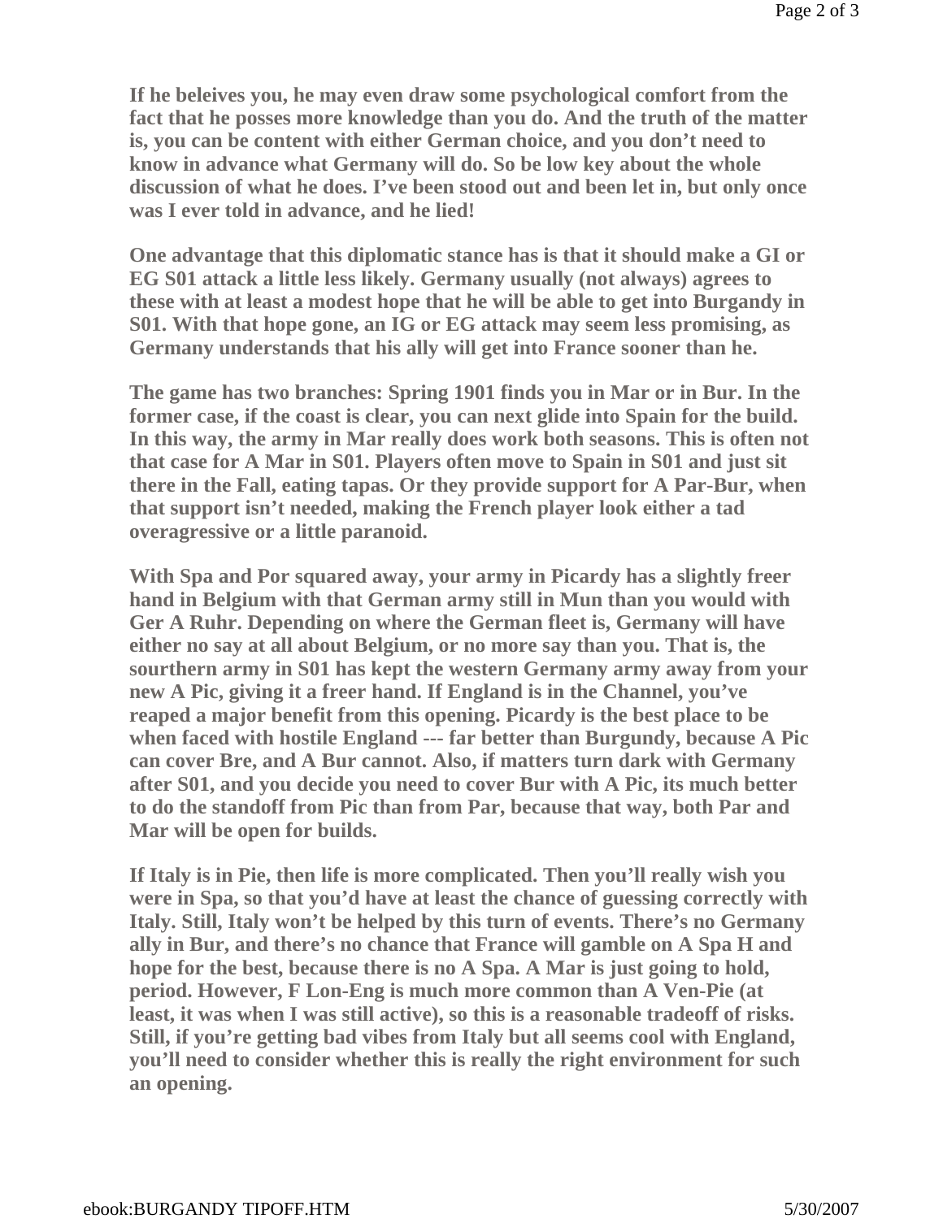**If he beleives you, he may even draw some psychological comfort from the fact that he posses more knowledge than you do. And the truth of the matter is, you can be content with either German choice, and you don't need to know in advance what Germany will do. So be low key about the whole discussion of what he does. I've been stood out and been let in, but only once was I ever told in advance, and he lied!**

**One advantage that this diplomatic stance has is that it should make a GI or EG S01 attack a little less likely. Germany usually (not always) agrees to these with at least a modest hope that he will be able to get into Burgandy in S01. With that hope gone, an IG or EG attack may seem less promising, as Germany understands that his ally will get into France sooner than he.**

**The game has two branches: Spring 1901 finds you in Mar or in Bur. In the former case, if the coast is clear, you can next glide into Spain for the build. In this way, the army in Mar really does work both seasons. This is often not that case for A Mar in S01. Players often move to Spain in S01 and just sit there in the Fall, eating tapas. Or they provide support for A Par-Bur, when that support isn't needed, making the French player look either a tad overagressive or a little paranoid.**

**With Spa and Por squared away, your army in Picardy has a slightly freer hand in Belgium with that German army still in Mun than you would with Ger A Ruhr. Depending on where the German fleet is, Germany will have either no say at all about Belgium, or no more say than you. That is, the sourthern army in S01 has kept the western Germany army away from your new A Pic, giving it a freer hand. If England is in the Channel, you've reaped a major benefit from this opening. Picardy is the best place to be when faced with hostile England --- far better than Burgundy, because A Pic can cover Bre, and A Bur cannot. Also, if matters turn dark with Germany after S01, and you decide you need to cover Bur with A Pic, its much better to do the standoff from Pic than from Par, because that way, both Par and Mar will be open for builds.**

**If Italy is in Pie, then life is more complicated. Then you'll really wish you were in Spa, so that you'd have at least the chance of guessing correctly with Italy. Still, Italy won't be helped by this turn of events. There's no Germany ally in Bur, and there's no chance that France will gamble on A Spa H and hope for the best, because there is no A Spa. A Mar is just going to hold, period. However, F Lon-Eng is much more common than A Ven-Pie (at least, it was when I was still active), so this is a reasonable tradeoff of risks. Still, if you're getting bad vibes from Italy but all seems cool with England, you'll need to consider whether this is really the right environment for such an opening.**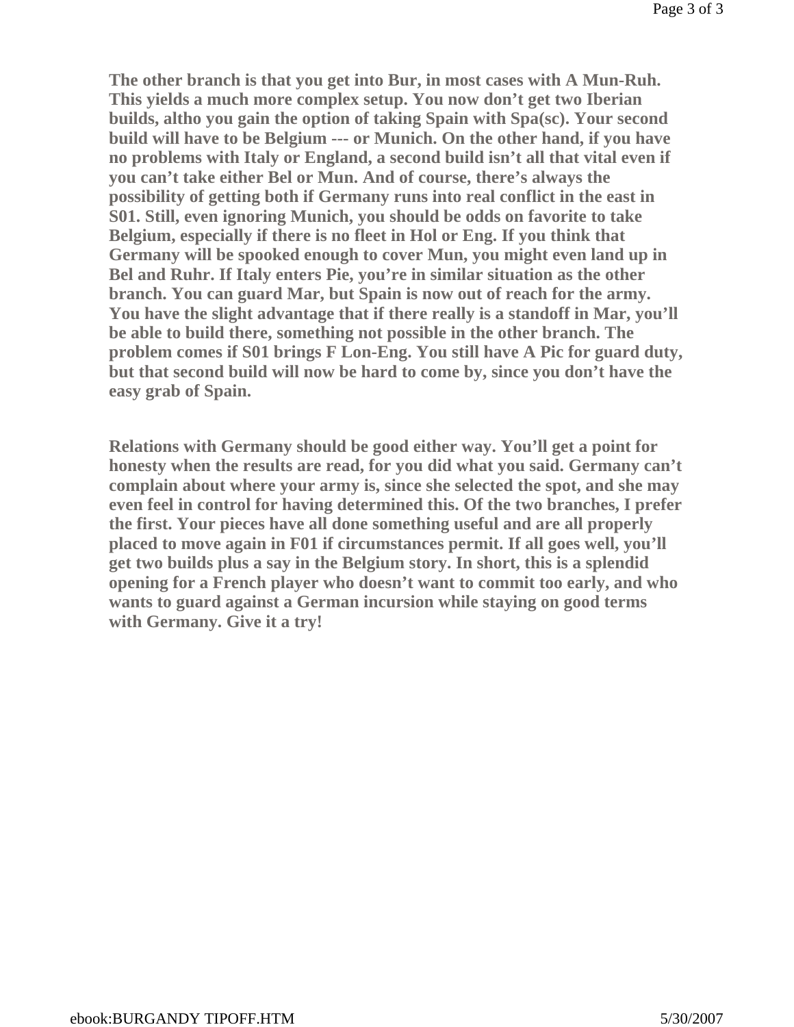**The other branch is that you get into Bur, in most cases with A Mun-Ruh. This yields a much more complex setup. You now don't get two Iberian builds, altho you gain the option of taking Spain with Spa(sc). Your second build will have to be Belgium --- or Munich. On the other hand, if you have no problems with Italy or England, a second build isn't all that vital even if you can't take either Bel or Mun. And of course, there's always the possibility of getting both if Germany runs into real conflict in the east in S01. Still, even ignoring Munich, you should be odds on favorite to take Belgium, especially if there is no fleet in Hol or Eng. If you think that Germany will be spooked enough to cover Mun, you might even land up in Bel and Ruhr. If Italy enters Pie, you're in similar situation as the other branch. You can guard Mar, but Spain is now out of reach for the army. You have the slight advantage that if there really is a standoff in Mar, you'll be able to build there, something not possible in the other branch. The problem comes if S01 brings F Lon-Eng. You still have A Pic for guard duty, but that second build will now be hard to come by, since you don't have the easy grab of Spain.**

**Relations with Germany should be good either way. You'll get a point for honesty when the results are read, for you did what you said. Germany can't complain about where your army is, since she selected the spot, and she may even feel in control for having determined this. Of the two branches, I prefer the first. Your pieces have all done something useful and are all properly placed to move again in F01 if circumstances permit. If all goes well, you'll get two builds plus a say in the Belgium story. In short, this is a splendid opening for a French player who doesn't want to commit too early, and who wants to guard against a German incursion while staying on good terms with Germany. Give it a try!**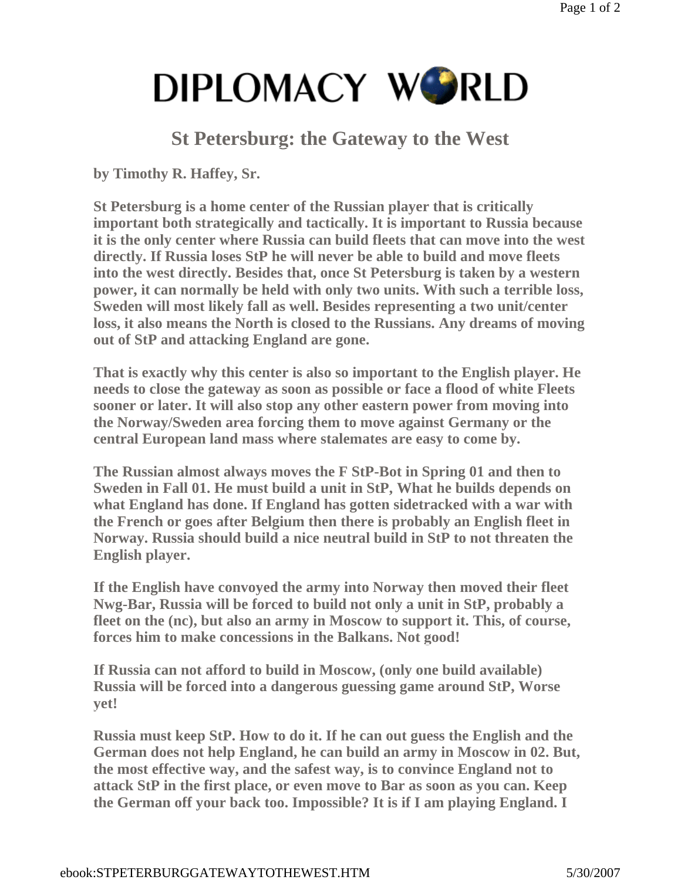# DIPLOMACY WORLD

## St Petersburg: the Gateway to the West

**by Timothy R. Haffey, Sr.**

**St Petersburg is a home center of the Russian player that is critically important both strategically and tactically. It is important to Russia because it is the only center where Russia can build fleets that can move into the west directly. If Russia loses StP he will never be able to build and move fleets into the west directly. Besides that, once St Petersburg is taken by a western power, it can normally be held with only two units. With such a terrible loss, Sweden will most likely fall as well. Besides representing a two unit/center loss, it also means the North is closed to the Russians. Any dreams of moving out of StP and attacking England are gone.**

**That is exactly why this center is also so important to the English player. He needs to close the gateway as soon as possible or face a flood of white Fleets sooner or later. It will also stop any other eastern power from moving into the Norway/Sweden area forcing them to move against Germany or the central European land mass where stalemates are easy to come by.**

**The Russian almost always moves the F StP-Bot in Spring 01 and then to Sweden in Fall 01. He must build a unit in StP, What he builds depends on what England has done. If England has gotten sidetracked with a war with the French or goes after Belgium then there is probably an English fleet in Norway. Russia should build a nice neutral build in StP to not threaten the English player.**

**If the English have convoyed the army into Norway then moved their fleet Nwg-Bar, Russia will be forced to build not only a unit in StP, probably a fleet on the (nc), but also an army in Moscow to support it. This, of course, forces him to make concessions in the Balkans. Not good!**

**If Russia can not afford to build in Moscow, (only one build available) Russia will be forced into a dangerous guessing game around StP, Worse yet!**

**Russia must keep StP. How to do it. If he can out guess the English and the German does not help England, he can build an army in Moscow in 02. But, the most effective way, and the safest way, is to convince England not to attack StP in the first place, or even move to Bar as soon as you can. Keep the German off your back too. Impossible? It is if I am playing England. I**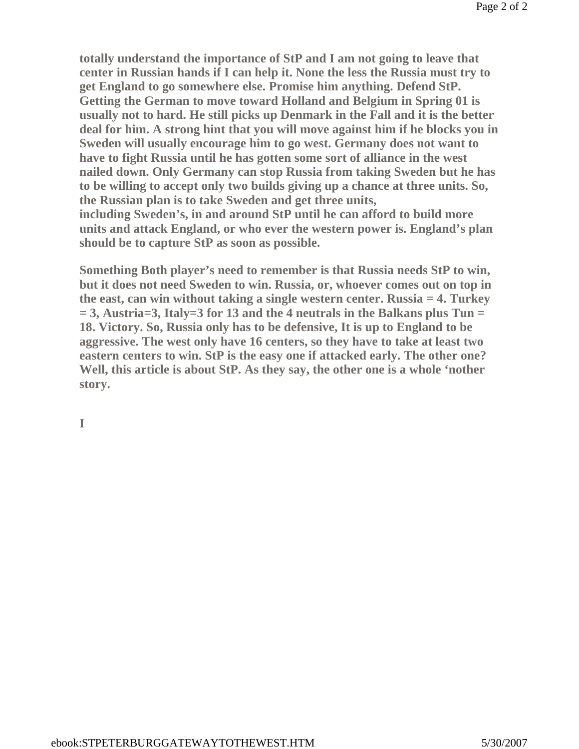**totally understand the importance of StP and I am not going to leave that center in Russian hands if I can help it. None the less the Russia must try to get England to go somewhere else. Promise him anything. Defend StP. Getting the German to move toward Holland and Belgium in Spring 01 is usually not to hard. He still picks up Denmark in the Fall and it is the better deal for him. A strong hint that you will move against him if he blocks you in Sweden will usually encourage him to go west. Germany does not want to have to fight Russia until he has gotten some sort of alliance in the west nailed down. Only Germany can stop Russia from taking Sweden but he has to be willing to accept only two builds giving up a chance at three units. So, the Russian plan is to take Sweden and get three units, including Sweden's, in and around StP until he can afford to build more units and attack England, or who ever the western power is. England's plan should be to capture StP as soon as possible.**

**Something Both player's need to remember is that Russia needs StP to win, but it does not need Sweden to win. Russia, or, whoever comes out on top in the east, can win without taking a single western center. Russia = 4. Turkey = 3, Austria=3, Italy=3 for 13 and the 4 neutrals in the Balkans plus Tun = 18. Victory. So, Russia only has to be defensive, It is up to England to be aggressive. The west only have 16 centers, so they have to take at least two eastern centers to win. StP is the easy one if attacked early. The other one? Well, this article is about StP. As they say, the other one is a whole 'nother story.**

**I**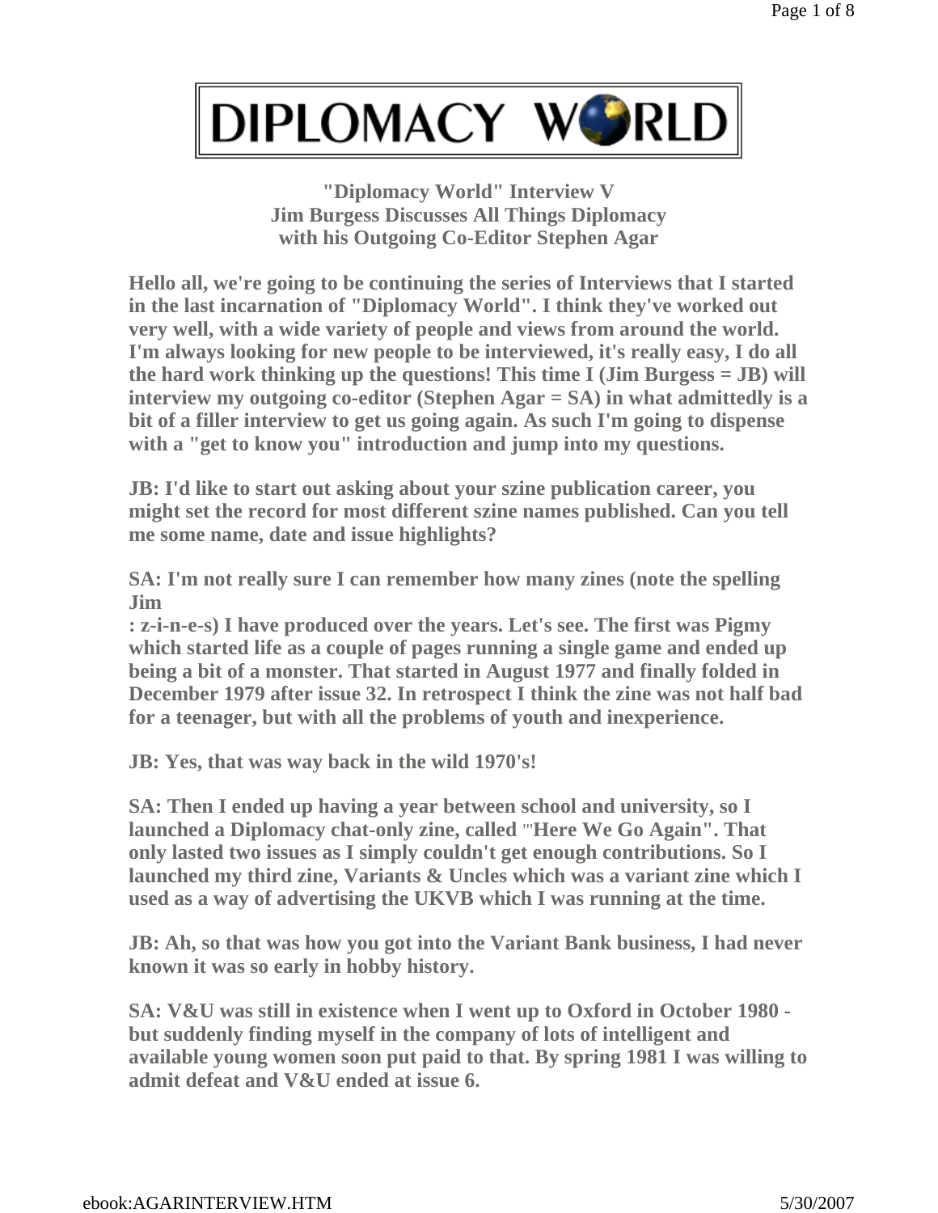# DIPLOMACY WORLD

### "Diplomacy World" Interview V
### Jim Burgess Discusses All Things Diplomacy with his Outgoing Co-Editor Stephen Agar

**Hello all, we're going to be continuing the series of Interviews that I started in the last incarnation of "Diplomacy World". I think they've worked out very well, with a wide variety of people and views from around the world. I'm always looking for new people to be interviewed, it's really easy, I do all the hard work thinking up the questions! This time I (Jim Burgess = JB) will interview my outgoing co-editor (Stephen Agar = SA) in what admittedly is a bit of a filler interview to get us going again. As such I'm going to dispense with a "get to know you" introduction and jump into my questions.**

**JB: I'd like to start out asking about your szine publication career, you might set the record for most different szine names published. Can you tell me some name, date and issue highlights?**

**SA: I'm not really sure I can remember how many zines (note the spelling Jim : z-i-n-e-s) I have produced over the years. Let's see. The first was Pigmy which started life as a couple of pages running a single game and ended up being a bit of a monster. That started in August 1977 and finally folded in December 1979 after issue 32. In retrospect I think the zine was not half bad for a teenager, but with all the problems of youth and inexperience.**

**JB: Yes, that was way back in the wild 1970's!**

**SA: Then I ended up having a year between school and university, so I launched a Diplomacy chat-only zine, called "Here We Go Again". That only lasted two issues as I simply couldn't get enough contributions. So I launched my third zine, Variants & Uncles which was a variant zine which I used as a way of advertising the UKVB which I was running at the time.**

**JB: Ah, so that was how you got into the Variant Bank business, I had never known it was so early in hobby history.**

**SA: V&U was still in existence when I went up to Oxford in October 1980 - but suddenly finding myself in the company of lots of intelligent and available young women soon put paid to that. By spring 1981 I was willing to admit defeat and V&U ended at issue 6.**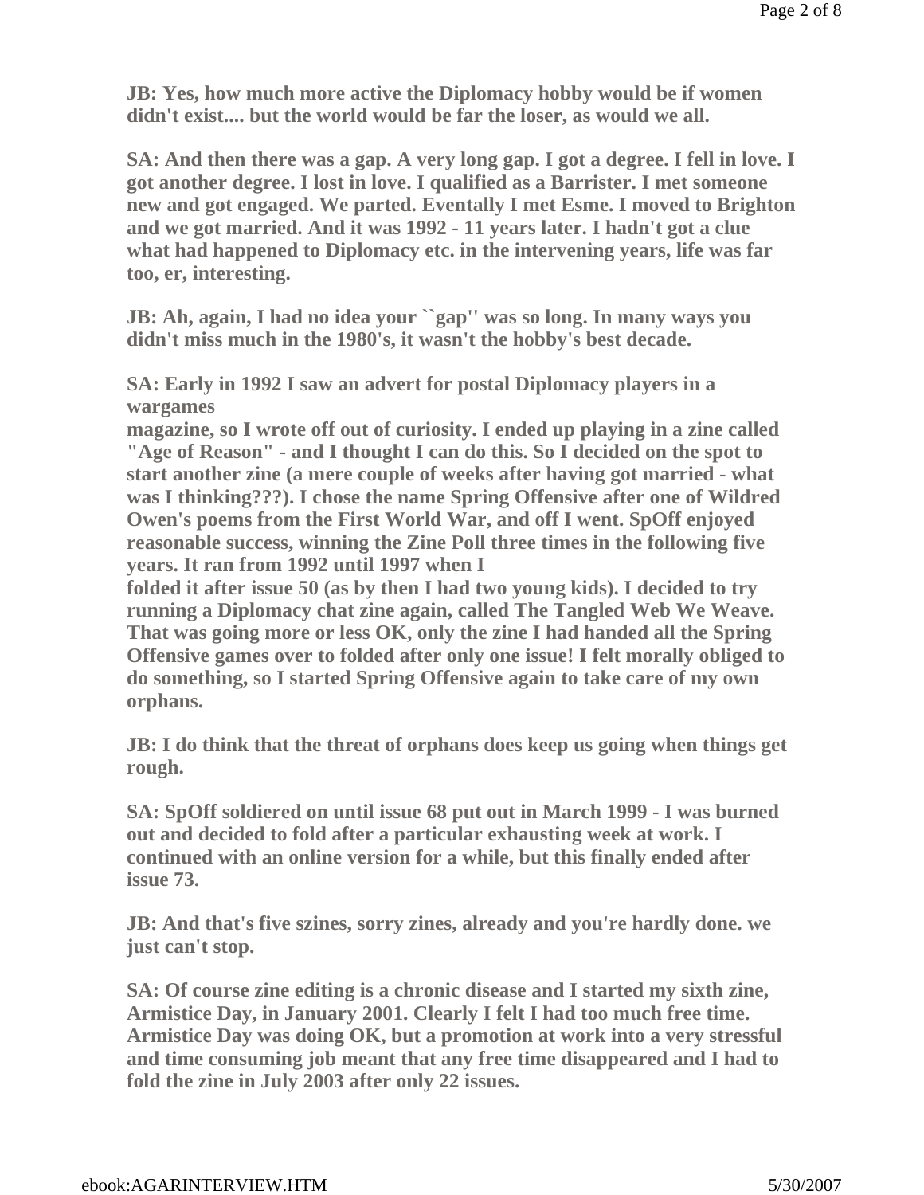**JB: Yes, how much more active the Diplomacy hobby would be if women didn't exist.... but the world would be far the loser, as would we all.**

**SA: And then there was a gap. A very long gap. I got a degree. I fell in love. I got another degree. I lost in love. I qualified as a Barrister. I met someone new and got engaged. We parted. Eventally I met Esme. I moved to Brighton and we got married. And it was 1992 - 11 years later. I hadn't got a clue what had happened to Diplomacy etc. in the intervening years, life was far too, er, interesting.**

**JB: Ah, again, I had no idea your ``gap'' was so long. In many ways you didn't miss much in the 1980's, it wasn't the hobby's best decade.**

**SA: Early in 1992 I saw an advert for postal Diplomacy players in a wargames magazine, so I wrote off out of curiosity. I ended up playing in a zine called "Age of Reason" - and I thought I can do this. So I decided on the spot to start another zine (a mere couple of weeks after having got married - what was I thinking???). I chose the name Spring Offensive after one of Wildred Owen's poems from the First World War, and off I went. SpOff enjoyed reasonable success, winning the Zine Poll three times in the following five years. It ran from 1992 until 1997 when I folded it after issue 50 (as by then I had two young kids). I decided to try running a Diplomacy chat zine again, called The Tangled Web We Weave. That was going more or less OK, only the zine I had handed all the Spring Offensive games over to folded after only one issue! I felt morally obliged to do something, so I started Spring Offensive again to take care of my own orphans.**

**JB: I do think that the threat of orphans does keep us going when things get rough.**

**SA: SpOff soldiered on until issue 68 put out in March 1999 - I was burned out and decided to fold after a particular exhausting week at work. I continued with an online version for a while, but this finally ended after issue 73.**

**JB: And that's five szines, sorry zines, already and you're hardly done. we just can't stop.**

**SA: Of course zine editing is a chronic disease and I started my sixth zine, Armistice Day, in January 2001. Clearly I felt I had too much free time. Armistice Day was doing OK, but a promotion at work into a very stressful and time consuming job meant that any free time disappeared and I had to fold the zine in July 2003 after only 22 issues.**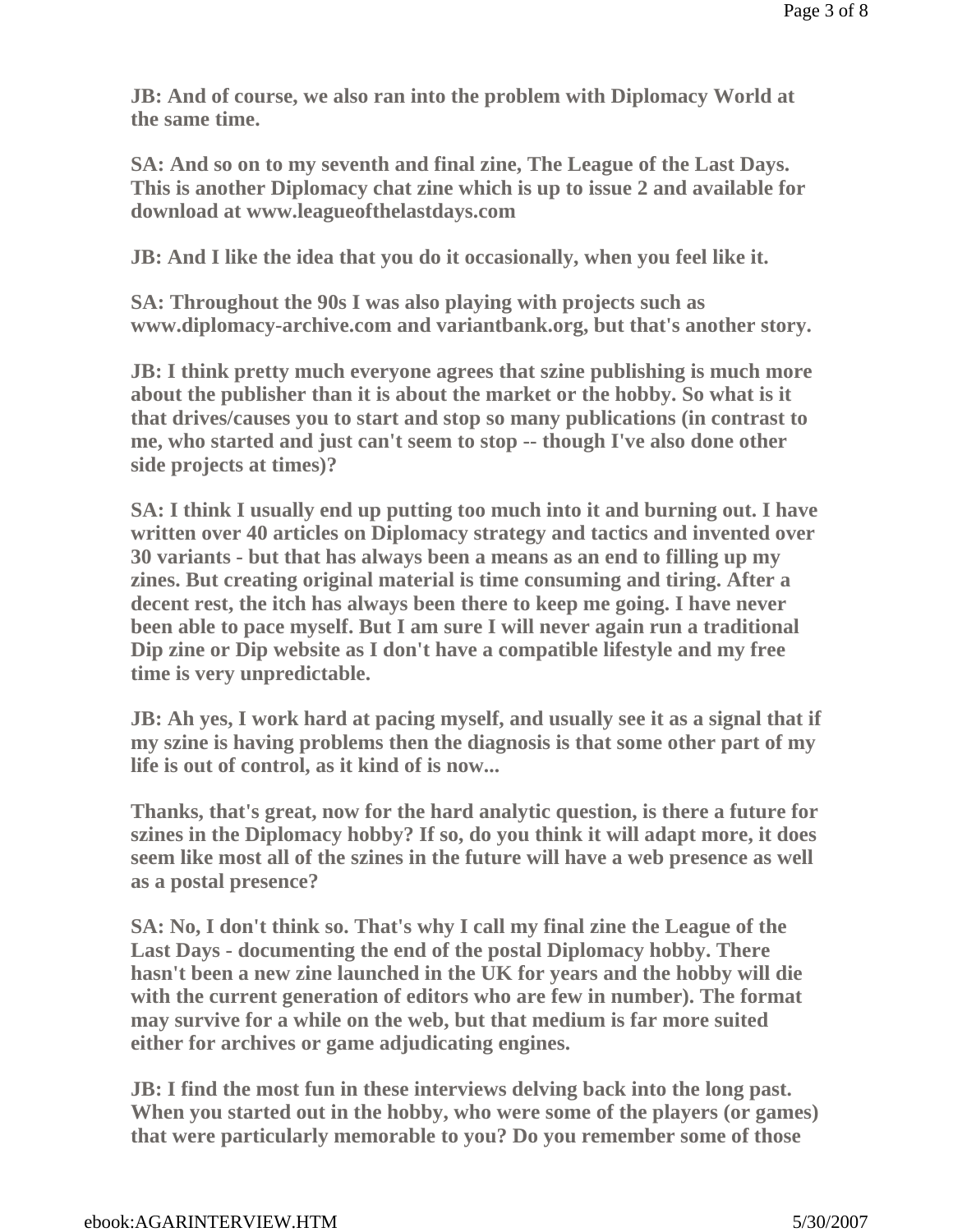**JB: And of course, we also ran into the problem with Diplomacy World at the same time.**

**SA: And so on to my seventh and final zine, The League of the Last Days. This is another Diplomacy chat zine which is up to issue 2 and available for download at www.leagueofthelastdays.com**

**JB: And I like the idea that you do it occasionally, when you feel like it.**

**SA: Throughout the 90s I was also playing with projects such as www.diplomacy-archive.com and variantbank.org, but that's another story.**

**JB: I think pretty much everyone agrees that szine publishing is much more about the publisher than it is about the market or the hobby. So what is it that drives/causes you to start and stop so many publications (in contrast to me, who started and just can't seem to stop -- though I've also done other side projects at times)?**

**SA: I think I usually end up putting too much into it and burning out. I have written over 40 articles on Diplomacy strategy and tactics and invented over 30 variants - but that has always been a means as an end to filling up my zines. But creating original material is time consuming and tiring. After a decent rest, the itch has always been there to keep me going. I have never been able to pace myself. But I am sure I will never again run a traditional Dip zine or Dip website as I don't have a compatible lifestyle and my free time is very unpredictable.**

**JB: Ah yes, I work hard at pacing myself, and usually see it as a signal that if my szine is having problems then the diagnosis is that some other part of my life is out of control, as it kind of is now...**

**Thanks, that's great, now for the hard analytic question, is there a future for szines in the Diplomacy hobby? If so, do you think it will adapt more, it does seem like most all of the szines in the future will have a web presence as well as a postal presence?**

**SA: No, I don't think so. That's why I call my final zine the League of the Last Days - documenting the end of the postal Diplomacy hobby. There hasn't been a new zine launched in the UK for years and the hobby will die with the current generation of editors who are few in number). The format may survive for a while on the web, but that medium is far more suited either for archives or game adjudicating engines.**

**JB: I find the most fun in these interviews delving back into the long past. When you started out in the hobby, who were some of the players (or games) that were particularly memorable to you? Do you remember some of those**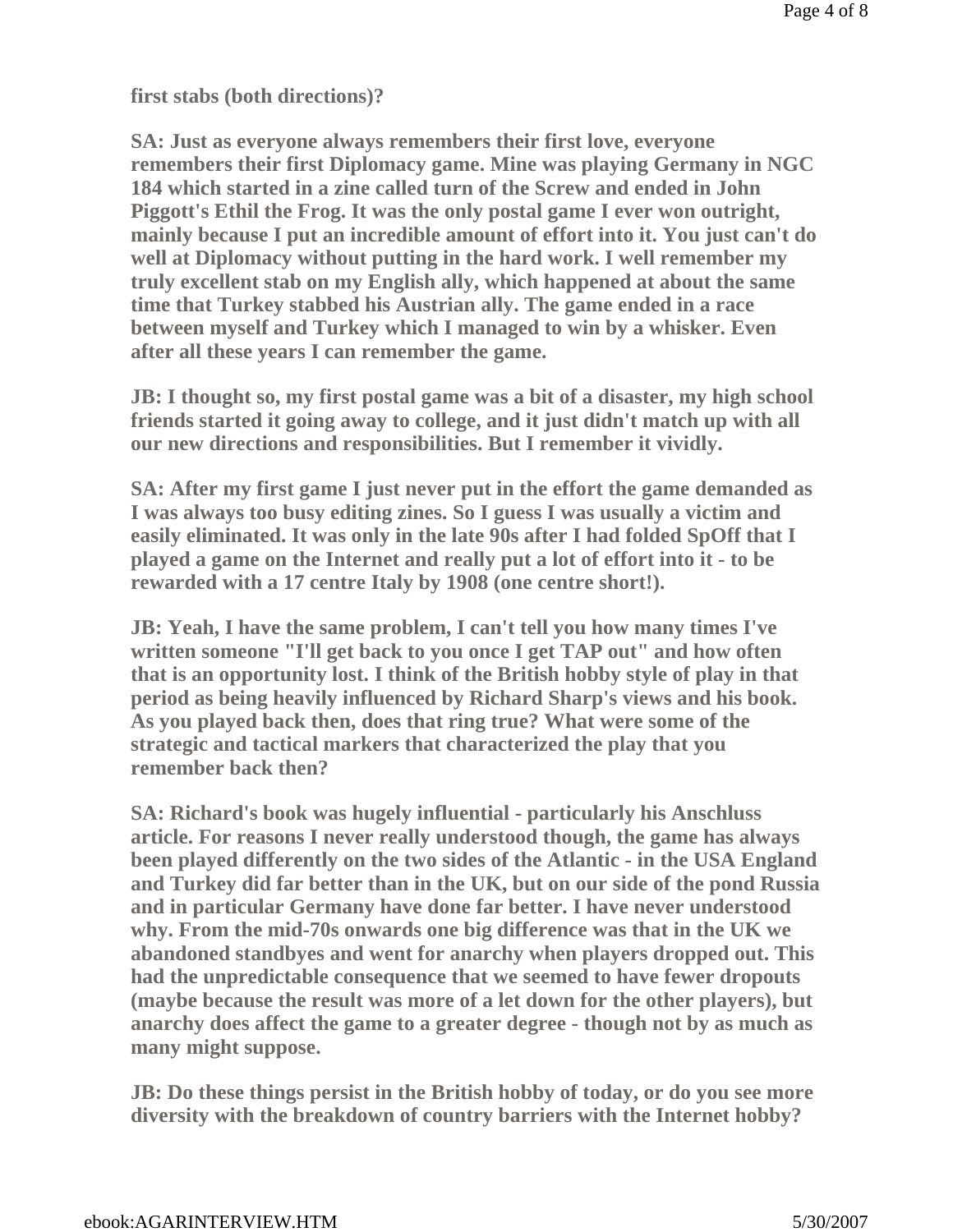**first stabs (both directions)?**

**SA: Just as everyone always remembers their first love, everyone remembers their first Diplomacy game. Mine was playing Germany in NGC 184 which started in a zine called turn of the Screw and ended in John Piggott's Ethil the Frog. It was the only postal game I ever won outright, mainly because I put an incredible amount of effort into it. You just can't do well at Diplomacy without putting in the hard work. I well remember my truly excellent stab on my English ally, which happened at about the same time that Turkey stabbed his Austrian ally. The game ended in a race between myself and Turkey which I managed to win by a whisker. Even after all these years I can remember the game.**

**JB: I thought so, my first postal game was a bit of a disaster, my high school friends started it going away to college, and it just didn't match up with all our new directions and responsibilities. But I remember it vividly.**

**SA: After my first game I just never put in the effort the game demanded as I was always too busy editing zines. So I guess I was usually a victim and easily eliminated. It was only in the late 90s after I had folded SpOff that I played a game on the Internet and really put a lot of effort into it - to be rewarded with a 17 centre Italy by 1908 (one centre short!).**

**JB: Yeah, I have the same problem, I can't tell you how many times I've written someone "I'll get back to you once I get TAP out" and how often that is an opportunity lost. I think of the British hobby style of play in that period as being heavily influenced by Richard Sharp's views and his book. As you played back then, does that ring true? What were some of the strategic and tactical markers that characterized the play that you remember back then?**

**SA: Richard's book was hugely influential - particularly his Anschluss article. For reasons I never really understood though, the game has always been played differently on the two sides of the Atlantic - in the USA England and Turkey did far better than in the UK, but on our side of the pond Russia and in particular Germany have done far better. I have never understood why. From the mid-70s onwards one big difference was that in the UK we abandoned standbyes and went for anarchy when players dropped out. This had the unpredictable consequence that we seemed to have fewer dropouts (maybe because the result was more of a let down for the other players), but anarchy does affect the game to a greater degree - though not by as much as many might suppose.**

**JB: Do these things persist in the British hobby of today, or do you see more diversity with the breakdown of country barriers with the Internet hobby?**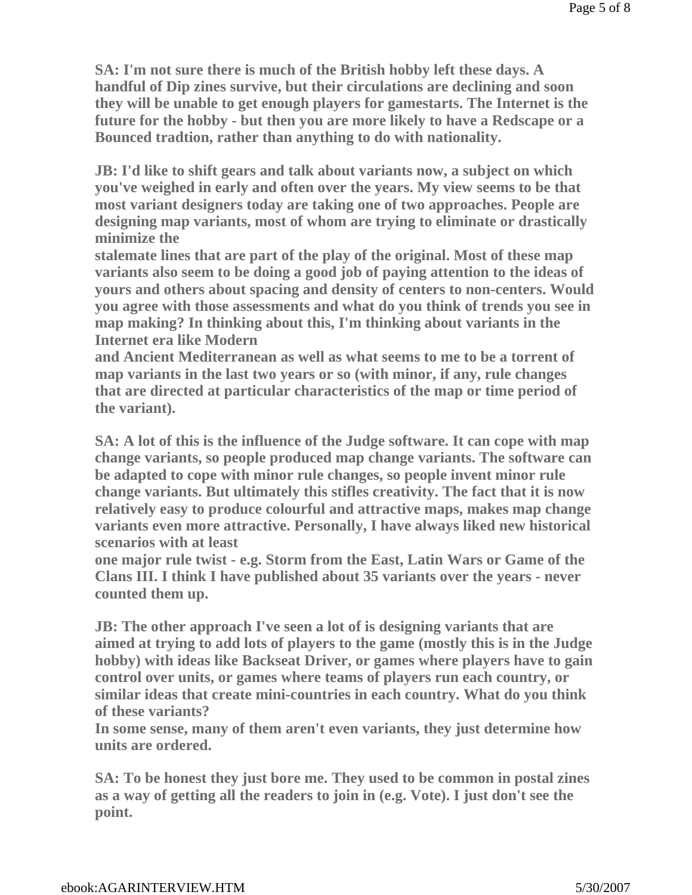**SA: I'm not sure there is much of the British hobby left these days. A handful of Dip zines survive, but their circulations are declining and soon they will be unable to get enough players for gamestarts. The Internet is the future for the hobby - but then you are more likely to have a Redscape or a Bounced tradtion, rather than anything to do with nationality.**

**JB: I'd like to shift gears and talk about variants now, a subject on which you've weighed in early and often over the years. My view seems to be that most variant designers today are taking one of two approaches. People are designing map variants, most of whom are trying to eliminate or drastically minimize the stalemate lines that are part of the play of the original. Most of these map variants also seem to be doing a good job of paying attention to the ideas of yours and others about spacing and density of centers to non-centers. Would you agree with those assessments and what do you think of trends you see in map making? In thinking about this, I'm thinking about variants in the Internet era like Modern and Ancient Mediterranean as well as what seems to me to be a torrent of map variants in the last two years or so (with minor, if any, rule changes that are directed at particular characteristics of the map or time period of the variant).**

**SA: A lot of this is the influence of the Judge software. It can cope with map change variants, so people produced map change variants. The software can be adapted to cope with minor rule changes, so people invent minor rule change variants. But ultimately this stifles creativity. The fact that it is now relatively easy to produce colourful and attractive maps, makes map change variants even more attractive. Personally, I have always liked new historical scenarios with at least one major rule twist - e.g. Storm from the East, Latin Wars or Game of the Clans III. I think I have published about 35 variants over the years - never counted them up.**

**JB: The other approach I've seen a lot of is designing variants that are aimed at trying to add lots of players to the game (mostly this is in the Judge hobby) with ideas like Backseat Driver, or games where players have to gain control over units, or games where teams of players run each country, or similar ideas that create mini-countries in each country. What do you think of these variants?**
**In some sense, many of them aren't even variants, they just determine how units are ordered.**

**SA: To be honest they just bore me. They used to be common in postal zines as a way of getting all the readers to join in (e.g. Vote). I just don't see the point.**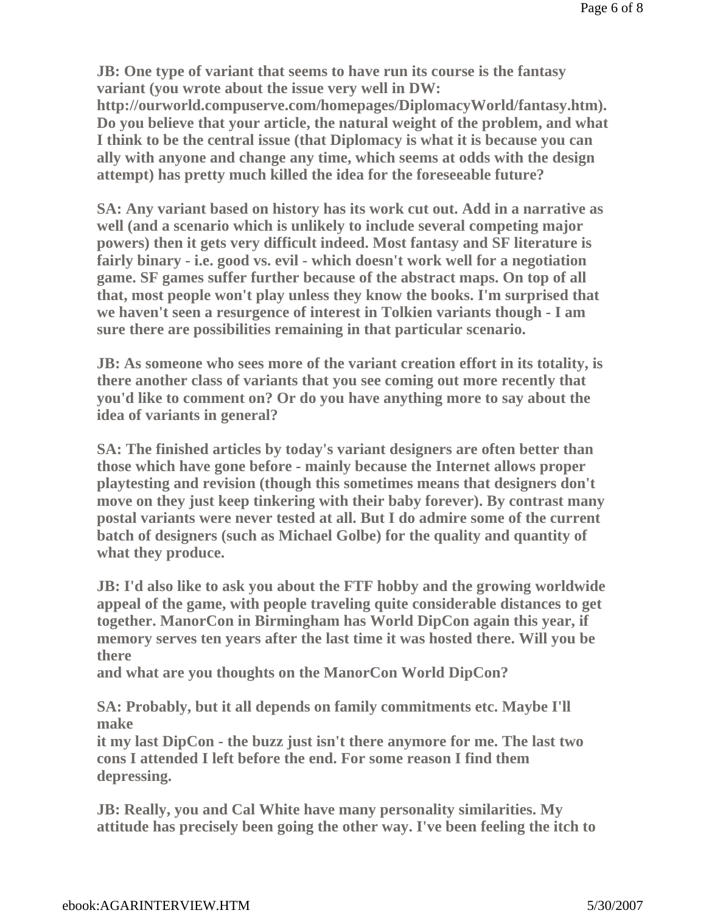**JB: One type of variant that seems to have run its course is the fantasy variant (you wrote about the issue very well in DW: http://ourworld.compuserve.com/homepages/DiplomacyWorld/fantasy.htm). Do you believe that your article, the natural weight of the problem, and what I think to be the central issue (that Diplomacy is what it is because you can ally with anyone and change any time, which seems at odds with the design attempt) has pretty much killed the idea for the foreseeable future?**

**SA: Any variant based on history has its work cut out. Add in a narrative as well (and a scenario which is unlikely to include several competing major powers) then it gets very difficult indeed. Most fantasy and SF literature is fairly binary - i.e. good vs. evil - which doesn't work well for a negotiation game. SF games suffer further because of the abstract maps. On top of all that, most people won't play unless they know the books. I'm surprised that we haven't seen a resurgence of interest in Tolkien variants though - I am sure there are possibilities remaining in that particular scenario.**

**JB: As someone who sees more of the variant creation effort in its totality, is there another class of variants that you see coming out more recently that you'd like to comment on? Or do you have anything more to say about the idea of variants in general?**

**SA: The finished articles by today's variant designers are often better than those which have gone before - mainly because the Internet allows proper playtesting and revision (though this sometimes means that designers don't move on they just keep tinkering with their baby forever). By contrast many postal variants were never tested at all. But I do admire some of the current batch of designers (such as Michael Golbe) for the quality and quantity of what they produce.**

**JB: I'd also like to ask you about the FTF hobby and the growing worldwide appeal of the game, with people traveling quite considerable distances to get together. ManorCon in Birmingham has World DipCon again this year, if memory serves ten years after the last time it was hosted there. Will you be there and what are you thoughts on the ManorCon World DipCon?**

**SA: Probably, but it all depends on family commitments etc. Maybe I'll make it my last DipCon - the buzz just isn't there anymore for me. The last two cons I attended I left before the end. For some reason I find them depressing.**

**JB: Really, you and Cal White have many personality similarities. My attitude has precisely been going the other way. I've been feeling the itch to**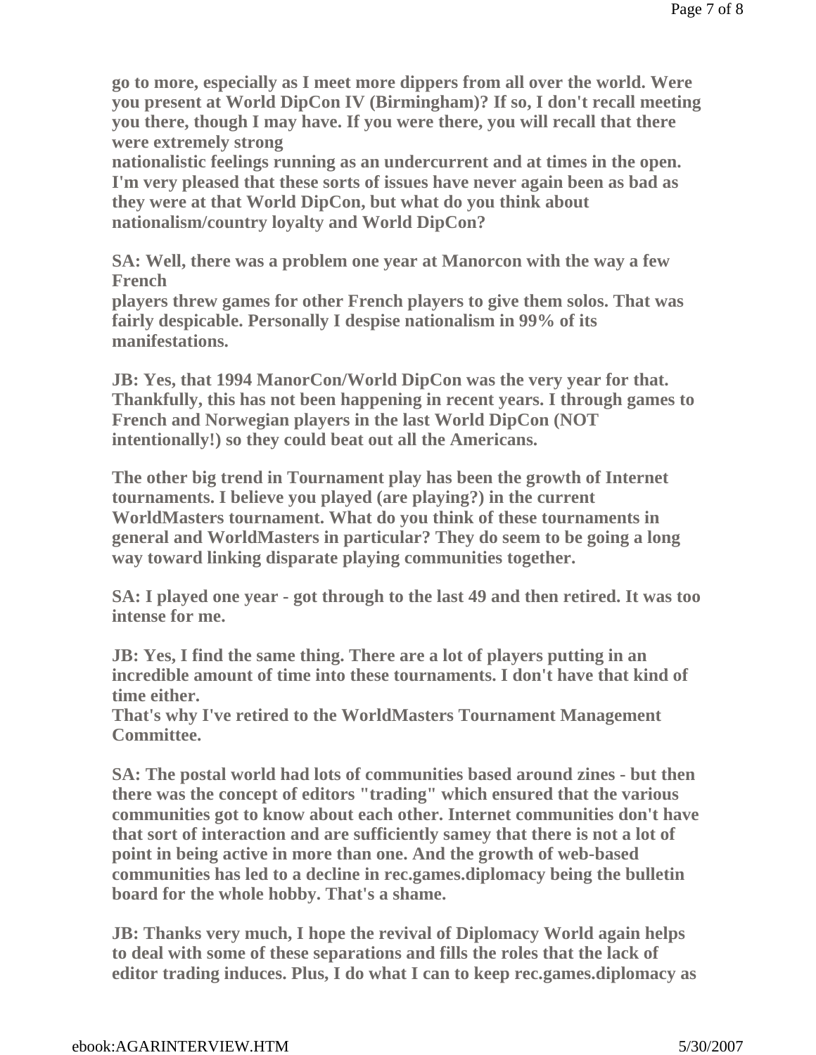**go to more, especially as I meet more dippers from all over the world. Were you present at World DipCon IV (Birmingham)? If so, I don't recall meeting you there, though I may have. If you were there, you will recall that there were extremely strong nationalistic feelings running as an undercurrent and at times in the open. I'm very pleased that these sorts of issues have never again been as bad as they were at that World DipCon, but what do you think about nationalism/country loyalty and World DipCon?**

**SA: Well, there was a problem one year at Manorcon with the way a few French players threw games for other French players to give them solos. That was fairly despicable. Personally I despise nationalism in 99% of its manifestations.**

**JB: Yes, that 1994 ManorCon/World DipCon was the very year for that. Thankfully, this has not been happening in recent years. I through games to French and Norwegian players in the last World DipCon (NOT intentionally!) so they could beat out all the Americans.**

**The other big trend in Tournament play has been the growth of Internet tournaments. I believe you played (are playing?) in the current WorldMasters tournament. What do you think of these tournaments in general and WorldMasters in particular? They do seem to be going a long way toward linking disparate playing communities together.**

**SA: I played one year - got through to the last 49 and then retired. It was too intense for me.**

**JB: Yes, I find the same thing. There are a lot of players putting in an incredible amount of time into these tournaments. I don't have that kind of time either.**
**That's why I've retired to the WorldMasters Tournament Management Committee.**

**SA: The postal world had lots of communities based around zines - but then there was the concept of editors "trading" which ensured that the various communities got to know about each other. Internet communities don't have that sort of interaction and are sufficiently samey that there is not a lot of point in being active in more than one. And the growth of web-based communities has led to a decline in rec.games.diplomacy being the bulletin board for the whole hobby. That's a shame.**

**JB: Thanks very much, I hope the revival of Diplomacy World again helps to deal with some of these separations and fills the roles that the lack of editor trading induces. Plus, I do what I can to keep rec.games.diplomacy as**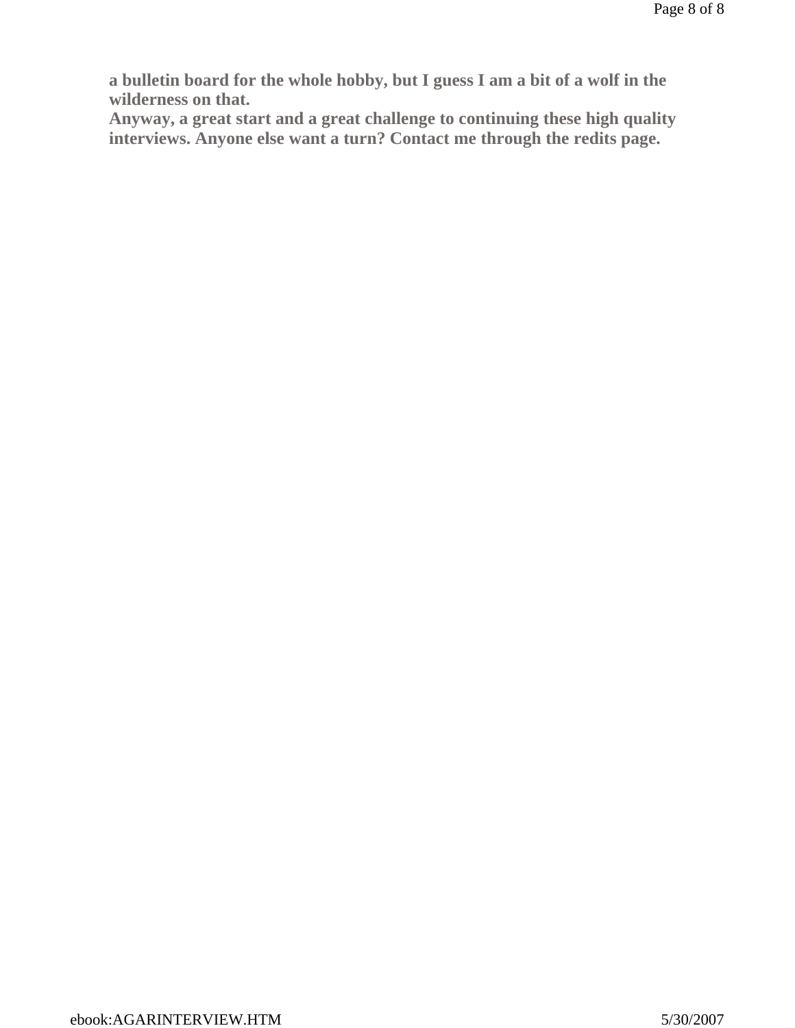**a bulletin board for the whole hobby, but I guess I am a bit of a wolf in the wilderness on that.**
**Anyway, a great start and a great challenge to continuing these high quality interviews. Anyone else want a turn? Contact me through the redits page.**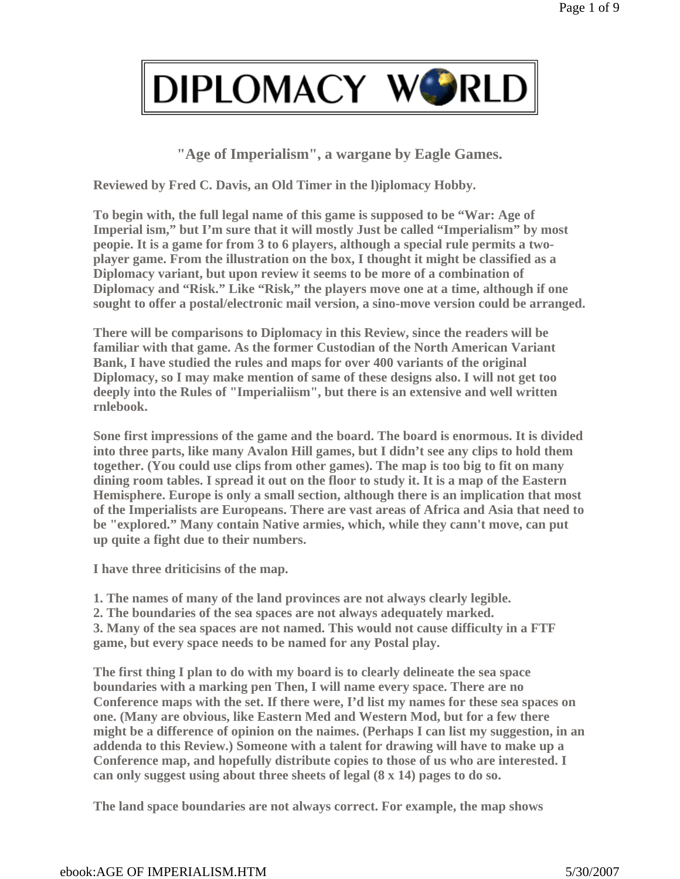# DIPLOMACY WORLD

## "Age of Imperialism", a wargane by Eagle Games.

**Reviewed by Fred C. Davis, an Old Timer in the l)iplomacy Hobby.**

**To begin with, the full legal name of this game is supposed to be "War: Age of Imperial ism," but I'm sure that it will mostly Just be called "Imperialism" by most peopie. It is a game for from 3 to 6 players, although a special rule permits a two-player game. From the illustration on the box, I thought it might be classified as a Diplomacy variant, but upon review it seems to be more of a combination of Diplomacy and "Risk." Like "Risk," the players move one at a time, although if one sought to offer a postal/electronic mail version, a sino-move version could be arranged.**

**There will be comparisons to Diplomacy in this Review, since the readers will be familiar with that game. As the former Custodian of the North American Variant Bank, I have studied the rules and maps for over 400 variants of the original Diplomacy, so I may make mention of same of these designs also. I will not get too deeply into the Rules of "Imperialiism", but there is an extensive and well written rnlebook.**

**Sone first impressions of the game and the board. The board is enormous. It is divided into three parts, like many Avalon Hill games, but I didn't see any clips to hold them together. (You could use clips from other games). The map is too big to fit on many dining room tables. I spread it out on the floor to study it. It is a map of the Eastern Hemisphere. Europe is only a small section, although there is an implication that most of the Imperialists are Europeans. There are vast areas of Africa and Asia that need to be "explored." Many contain Native armies, which, while they cann't move, can put up quite a fight due to their numbers.**

**I have three driticisins of the map.**

**1. The names of many of the land provinces are not always clearly legible.**
**2. The boundaries of the sea spaces are not always adequately marked.**
**3. Many of the sea spaces are not named. This would not cause difficulty in a FTF game, but every space needs to be named for any Postal play.**

**The first thing I plan to do with my board is to clearly delineate the sea space boundaries with a marking pen Then, I will name every space. There are no Conference maps with the set. If there were, I'd list my names for these sea spaces on one. (Many are obvious, like Eastern Med and Western Mod, but for a few there might be a difference of opinion on the naimes. (Perhaps I can list my suggestion, in an addenda to this Review.) Someone with a talent for drawing will have to make up a Conference map, and hopefully distribute copies to those of us who are interested. I can only suggest using about three sheets of legal (8 x 14) pages to do so.**

**The land space boundaries are not always correct. For example, the map shows**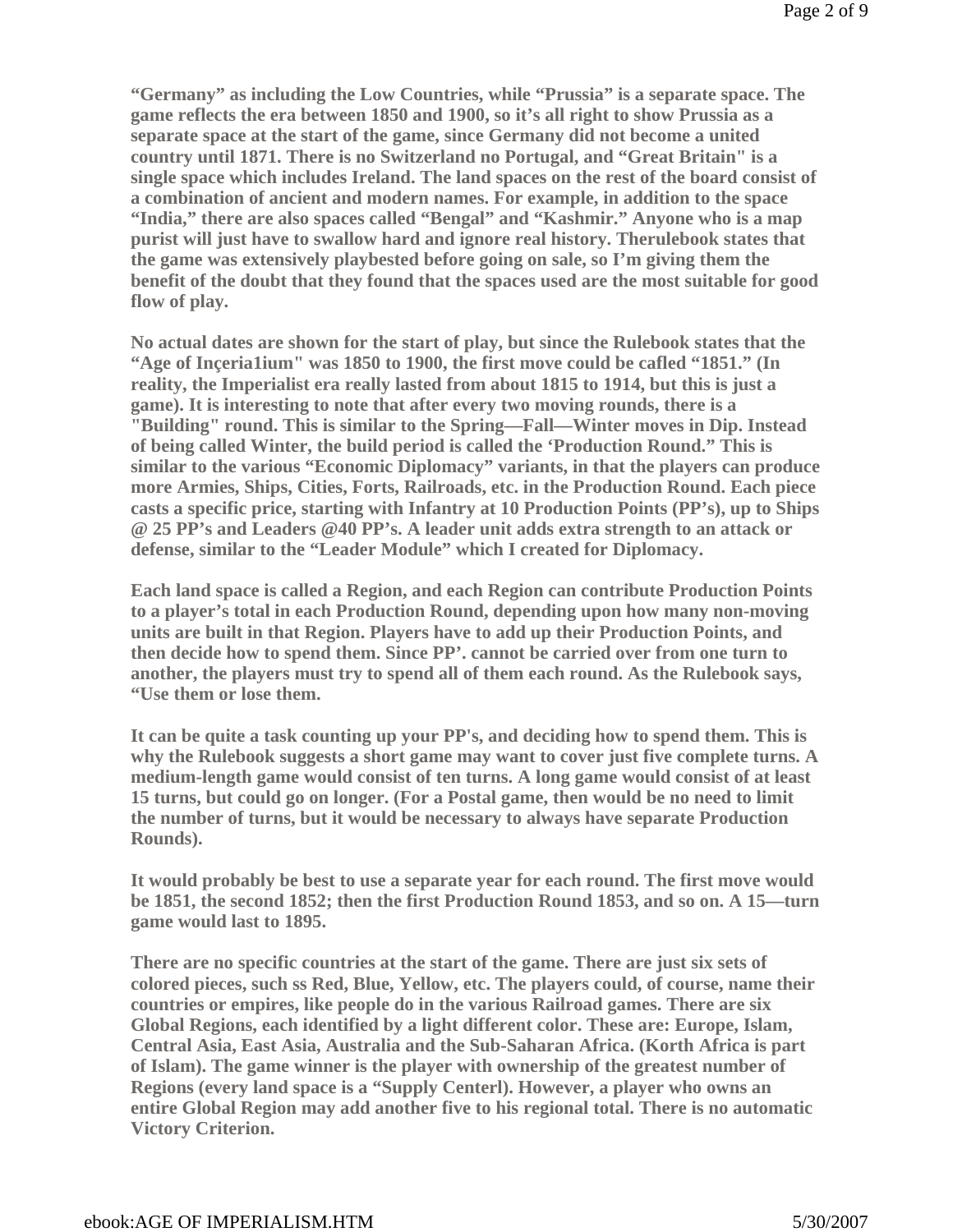**"Germany" as including the Low Countries, while "Prussia" is a separate space. The game reflects the era between 1850 and 1900, so it's all right to show Prussia as a separate space at the start of the game, since Germany did not become a united country until 1871. There is no Switzerland no Portugal, and "Great Britain" is a single space which includes Ireland. The land spaces on the rest of the board consist of a combination of ancient and modern names. For example, in addition to the space "India," there are also spaces called "Bengal" and "Kashmir." Anyone who is a map purist will just have to swallow hard and ignore real history. Therulebook states that the game was extensively playbested before going on sale, so I'm giving them the benefit of the doubt that they found that the spaces used are the most suitable for good flow of play.**

**No actual dates are shown for the start of play, but since the Rulebook states that the "Age of Inçeria1ium" was 1850 to 1900, the first move could be cafled "1851." (In reality, the Imperialist era really lasted from about 1815 to 1914, but this is just a game). It is interesting to note that after every two moving rounds, there is a "Building" round. This is similar to the Spring—Fall—Winter moves in Dip. Instead of being called Winter, the build period is called the 'Production Round." This is similar to the various "Economic Diplomacy" variants, in that the players can produce more Armies, Ships, Cities, Forts, Railroads, etc. in the Production Round. Each piece casts a specific price, starting with Infantry at 10 Production Points (PP's), up to Ships @ 25 PP's and Leaders @40 PP's. A leader unit adds extra strength to an attack or defense, similar to the "Leader Module" which I created for Diplomacy.**

**Each land space is called a Region, and each Region can contribute Production Points to a player's total in each Production Round, depending upon how many non-moving units are built in that Region. Players have to add up their Production Points, and then decide how to spend them. Since PP'. cannot be carried over from one turn to another, the players must try to spend all of them each round. As the Rulebook says, "Use them or lose them.**

**It can be quite a task counting up your PP's, and deciding how to spend them. This is why the Rulebook suggests a short game may want to cover just five complete turns. A medium-length game would consist of ten turns. A long game would consist of at least 15 turns, but could go on longer. (For a Postal game, then would be no need to limit the number of turns, but it would be necessary to always have separate Production Rounds).**

**It would probably be best to use a separate year for each round. The first move would be 1851, the second 1852; then the first Production Round 1853, and so on. A 15—turn game would last to 1895.**

**There are no specific countries at the start of the game. There are just six sets of colored pieces, such ss Red, Blue, Yellow, etc. The players could, of course, name their countries or empires, like people do in the various Railroad games. There are six Global Regions, each identified by a light different color. These are: Europe, Islam, Central Asia, East Asia, Australia and the Sub-Saharan Africa. (Korth Africa is part of Islam). The game winner is the player with ownership of the greatest number of Regions (every land space is a "Supply Centerl). However, a player who owns an entire Global Region may add another five to his regional total. There is no automatic Victory Criterion.**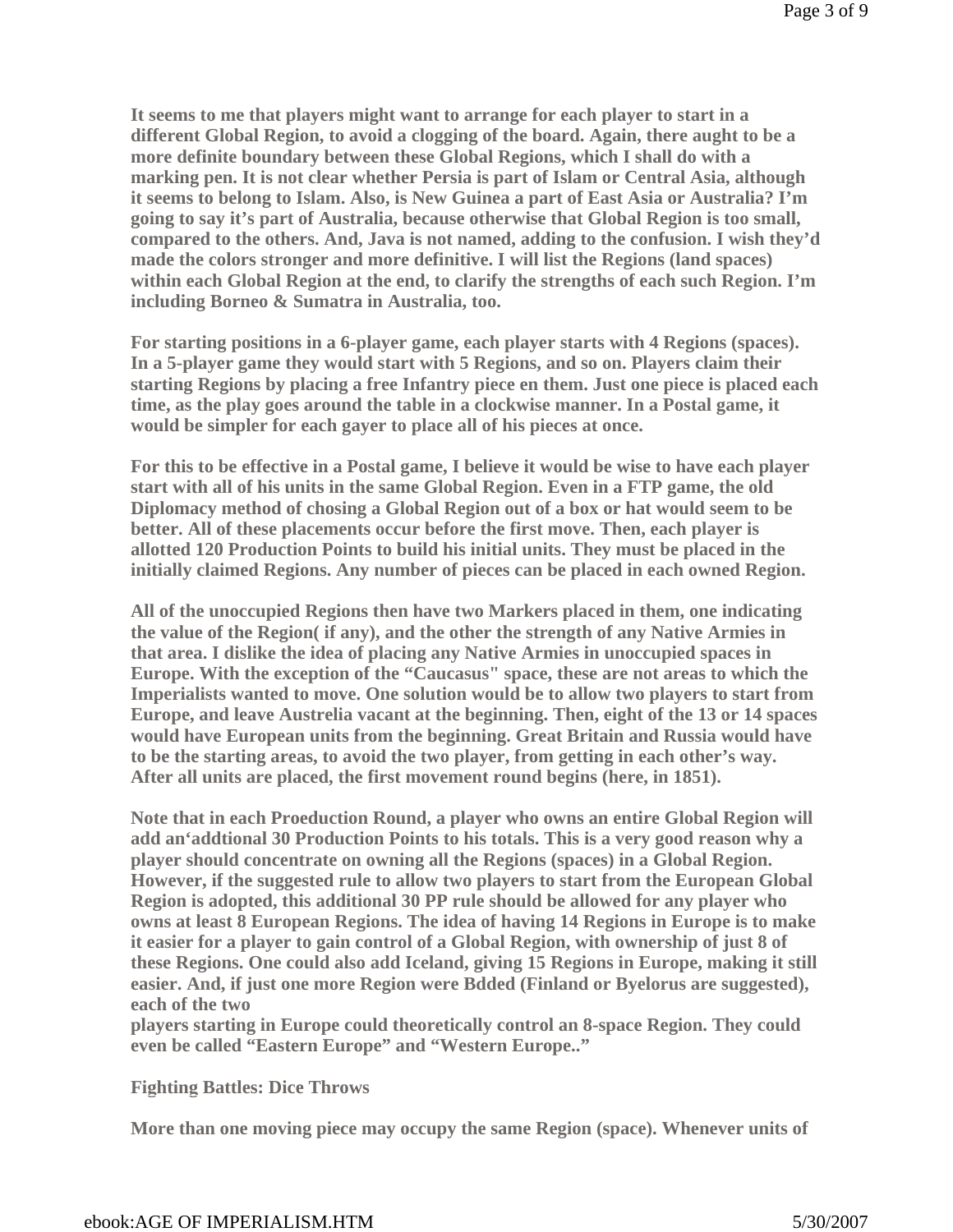It seems to me that players might want to arrange for each player to start in a different Global Region, to avoid a clogging of the board. Again, there aught to be a more definite boundary between these Global Regions, which I shall do with a marking pen. It is not clear whether Persia is part of Islam or Central Asia, although it seems to belong to Islam. Also, is New Guinea a part of East Asia or Australia? I'm going to say it's part of Australia, because otherwise that Global Region is too small, compared to the others. And, Java is not named, adding to the confusion. I wish they'd made the colors stronger and more definitive. I will list the Regions (land spaces) within each Global Region at the end, to clarify the strengths of each such Region. I'm including Borneo & Sumatra in Australia, too.

For starting positions in a 6-player game, each player starts with 4 Regions (spaces). In a 5-player game they would start with 5 Regions, and so on. Players claim their starting Regions by placing a free Infantry piece en them. Just one piece is placed each time, as the play goes around the table in a clockwise manner. In a Postal game, it would be simpler for each gayer to place all of his pieces at once.

For this to be effective in a Postal game, I believe it would be wise to have each player start with all of his units in the same Global Region. Even in a FTP game, the old Diplomacy method of chosing a Global Region out of a box or hat would seem to be better. All of these placements occur before the first move. Then, each player is allotted 120 Production Points to build his initial units. They must be placed in the initially claimed Regions. Any number of pieces can be placed in each owned Region.

All of the unoccupied Regions then have two Markers placed in them, one indicating the value of the Region( if any), and the other the strength of any Native Armies in that area. I dislike the idea of placing any Native Armies in unoccupied spaces in Europe. With the exception of the "Caucasus" space, these are not areas to which the Imperialists wanted to move. One solution would be to allow two players to start from Europe, and leave Austrelia vacant at the beginning. Then, eight of the 13 or 14 spaces would have European units from the beginning. Great Britain and Russia would have to be the starting areas, to avoid the two player, from getting in each other's way. After all units are placed, the first movement round begins (here, in 1851).

Note that in each Proeduction Round, a player who owns an entire Global Region will add an'addtional 30 Production Points to his totals. This is a very good reason why a player should concentrate on owning all the Regions (spaces) in a Global Region. However, if the suggested rule to allow two players to start from the European Global Region is adopted, this additional 30 PP rule should be allowed for any player who owns at least 8 European Regions. The idea of having 14 Regions in Europe is to make it easier for a player to gain control of a Global Region, with ownership of just 8 of these Regions. One could also add Iceland, giving 15 Regions in Europe, making it still easier. And, if just one more Region were Bdded (Finland or Byelorus are suggested), each of the two players starting in Europe could theoretically control an 8-space Region. They could even be called "Eastern Europe" and "Western Europe.."

**Fighting Battles: Dice Throws**

More than one moving piece may occupy the same Region (space). Whenever units of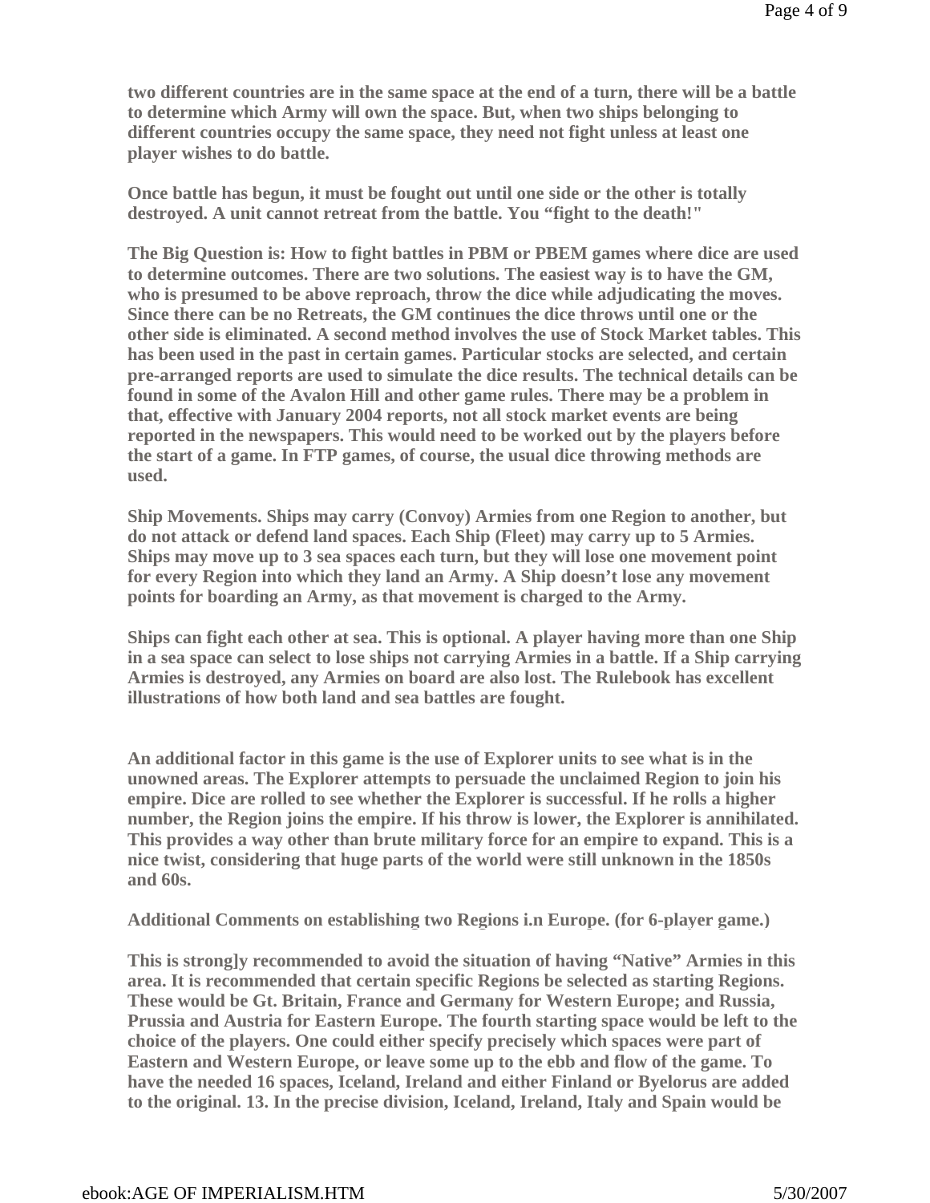two different countries are in the same space at the end of a turn, there will be a battle to determine which Army will own the space. But, when two ships belonging to different countries occupy the same space, they need not fight unless at least one player wishes to do battle.

Once battle has begun, it must be fought out until one side or the other is totally destroyed. A unit cannot retreat from the battle. You "fight to the death!"

The Big Question is: How to fight battles in PBM or PBEM games where dice are used to determine outcomes. There are two solutions. The easiest way is to have the GM, who is presumed to be above reproach, throw the dice while adjudicating the moves. Since there can be no Retreats, the GM continues the dice throws until one or the other side is eliminated. A second method involves the use of Stock Market tables. This has been used in the past in certain games. Particular stocks are selected, and certain pre-arranged reports are used to simulate the dice results. The technical details can be found in some of the Avalon Hill and other game rules. There may be a problem in that, effective with January 2004 reports, not all stock market events are being reported in the newspapers. This would need to be worked out by the players before the start of a game. In FTP games, of course, the usual dice throwing methods are used.

Ship Movements. Ships may carry (Convoy) Armies from one Region to another, but do not attack or defend land spaces. Each Ship (Fleet) may carry up to 5 Armies. Ships may move up to 3 sea spaces each turn, but they will lose one movement point for every Region into which they land an Army. A Ship doesn't lose any movement points for boarding an Army, as that movement is charged to the Army.

Ships can fight each other at sea. This is optional. A player having more than one Ship in a sea space can select to lose ships not carrying Armies in a battle. If a Ship carrying Armies is destroyed, any Armies on board are also lost. The Rulebook has excellent illustrations of how both land and sea battles are fought.

An additional factor in this game is the use of Explorer units to see what is in the unowned areas. The Explorer attempts to persuade the unclaimed Region to join his empire. Dice are rolled to see whether the Explorer is successful. If he rolls a higher number, the Region joins the empire. If his throw is lower, the Explorer is annihilated. This provides a way other than brute military force for an empire to expand. This is a nice twist, considering that huge parts of the world were still unknown in the 1850s and 60s.

Additional Comments on establishing two Regions i.n Europe. (for 6-player game.)

This is strongly recommended to avoid the situation of having "Native" Armies in this area. It is recommended that certain specific Regions be selected as starting Regions. These would be Gt. Britain, France and Germany for Western Europe; and Russia, Prussia and Austria for Eastern Europe. The fourth starting space would be left to the choice of the players. One could either specify precisely which spaces were part of Eastern and Western Europe, or leave some up to the ebb and flow of the game. To have the needed 16 spaces, Iceland, Ireland and either Finland or Byelorus are added to the original. 13. In the precise division, Iceland, Ireland, Italy and Spain would be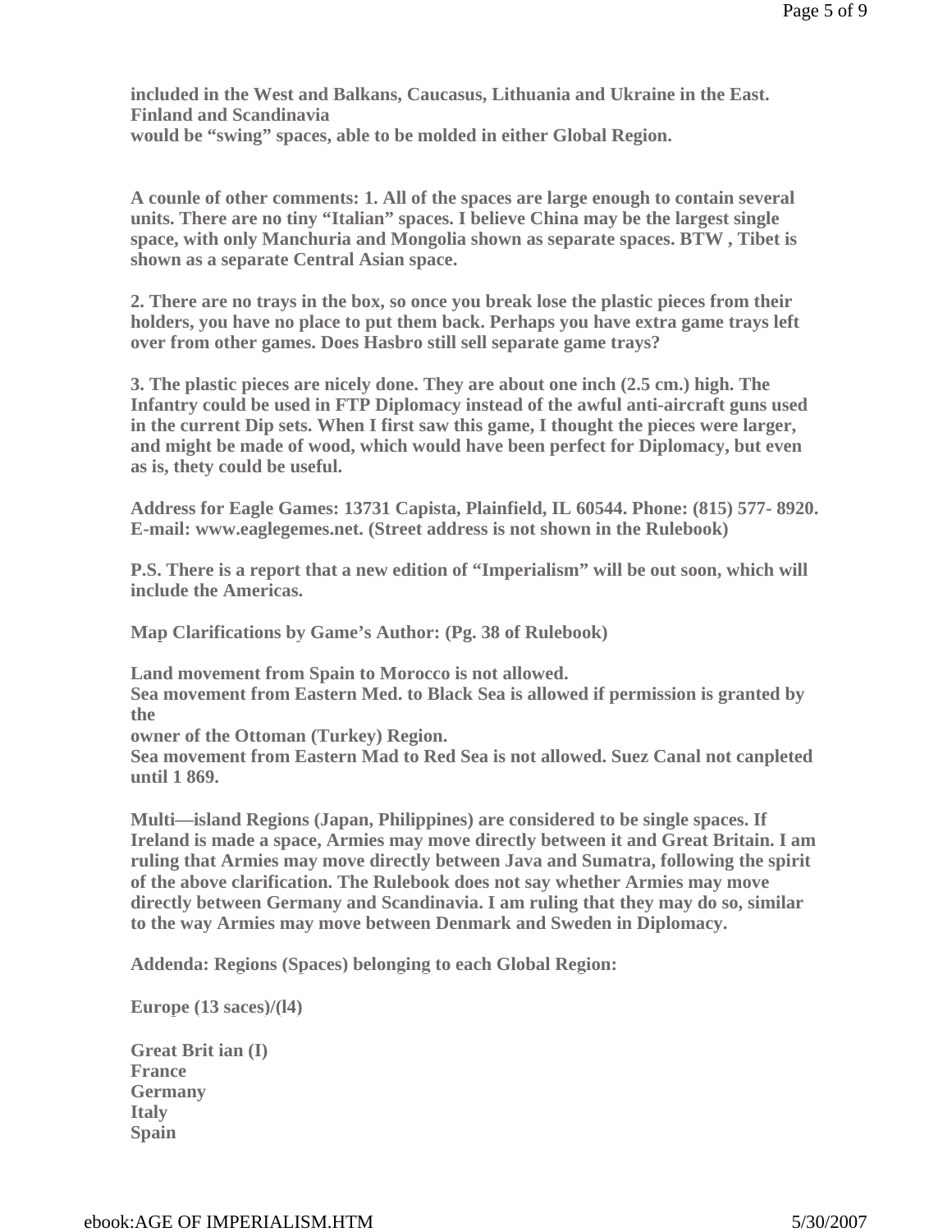**included in the West and Balkans, Caucasus, Lithuania and Ukraine in the East. Finland and Scandinavia**
**would be “swing” spaces, able to be molded in either Global Region.**

**A counle of other comments: 1. All of the spaces are large enough to contain several units. There are no tiny “Italian” spaces. I believe China may be the largest single space, with only Manchuria and Mongolia shown as separate spaces. BTW , Tibet is shown as a separate Central Asian space.**

**2. There are no trays in the box, so once you break lose the plastic pieces from their holders, you have no place to put them back. Perhaps you have extra game trays left over from other games. Does Hasbro still sell separate game trays?**

**3. The plastic pieces are nicely done. They are about one inch (2.5 cm.) high. The Infantry could be used in FTP Diplomacy instead of the awful anti-aircraft guns used in the current Dip sets. When I first saw this game, I thought the pieces were larger, and might be made of wood, which would have been perfect for Diplomacy, but even as is, thety could be useful.**

**Address for Eagle Games: 13731 Capista, Plainfield, IL 60544. Phone: (815) 577- 8920. E-mail: www.eaglegemes.net. (Street address is not shown in the Rulebook)**

**P.S. There is a report that a new edition of “Imperialism” will be out soon, which will include the Americas.**

**Map Clarifications by Game’s Author: (Pg. 38 of Rulebook)**

**Land movement from Spain to Morocco is not allowed.**
**Sea movement from Eastern Med. to Black Sea is allowed if permission is granted by the**
**owner of the Ottoman (Turkey) Region.**
**Sea movement from Eastern Mad to Red Sea is not allowed. Suez Canal not canpleted until 1 869.**

**Multi—island Regions (Japan, Philippines) are considered to be single spaces. If Ireland is made a space, Armies may move directly between it and Great Britain. I am ruling that Armies may move directly between Java and Sumatra, following the spirit of the above clarification. The Rulebook does not say whether Armies may move directly between Germany and Scandinavia. I am ruling that they may do so, similar to the way Armies may move between Denmark and Sweden in Diplomacy.**

**Addenda: Regions (Spaces) belonging to each Global Region:**

**Europe (13 saces)/(l4)**

**Great Brit ian (I)**
**France**
**Germany**
**Italy**
**Spain**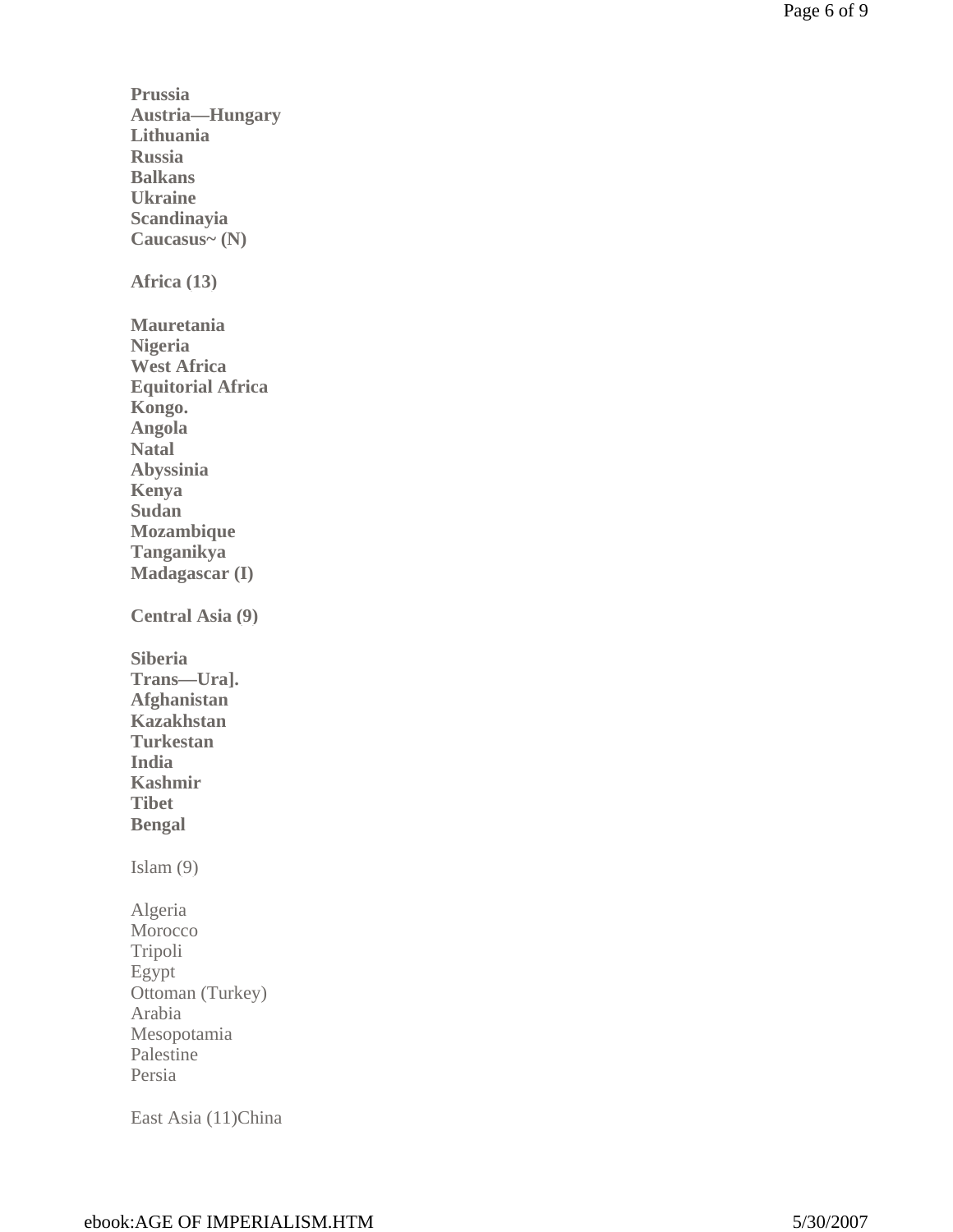**Prussia**
**Austria—Hungary**
**Lithuania**
**Russia**
**Balkans**
**Ukraine**
**Scandinayia**
**Caucasus~ (N)**

**Africa (13)**

**Mauretania**
**Nigeria**
**West Africa**
**Equitorial Africa**
**Kongo.**
**Angola**
**Natal**
**Abyssinia**
**Kenya**
**Sudan**
**Mozambique**
**Tanganikya**
**Madagascar (I)**

**Central Asia (9)**

**Siberia**
**Trans—Ura].**
**Afghanistan**
**Kazakhstan**
**Turkestan**
**India**
**Kashmir**
**Tibet**
**Bengal**

Islam (9)

Algeria
Morocco
Tripoli
Egypt
Ottoman (Turkey)
Arabia
Mesopotamia
Palestine
Persia

East Asia (11)China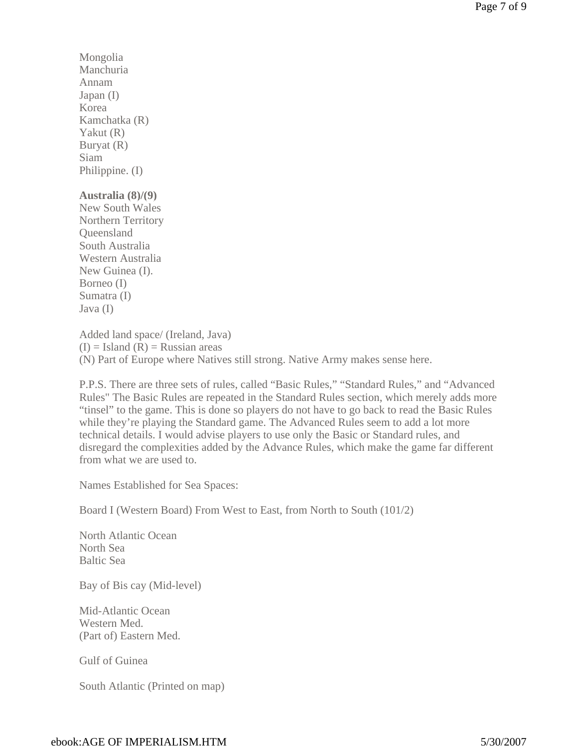Mongolia
Manchuria
Annam
Japan (I)
Korea
Kamchatka (R)
Yakut (R)
Buryat (R)
Siam
Philippine. (I)

**Australia (8)/(9)**
New South Wales
Northern Territory
Queensland
South Australia
Western Australia
New Guinea (I).
Borneo (I)
Sumatra (I)
Java (I)

Added land space/ (Ireland, Java)
(I) = Island (R) = Russian areas
(N) Part of Europe where Natives still strong. Native Army makes sense here.

P.P.S. There are three sets of rules, called "Basic Rules," "Standard Rules," and "Advanced Rules" The Basic Rules are repeated in the Standard Rules section, which merely adds more "tinsel" to the game. This is done so players do not have to go back to read the Basic Rules while they're playing the Standard game. The Advanced Rules seem to add a lot more technical details. I would advise players to use only the Basic or Standard rules, and disregard the complexities added by the Advance Rules, which make the game far different from what we are used to.

Names Established for Sea Spaces:

Board I (Western Board) From West to East, from North to South (101/2)

North Atlantic Ocean
North Sea
Baltic Sea

Bay of Bis cay (Mid-level)

Mid-Atlantic Ocean
Western Med.
(Part of) Eastern Med.

Gulf of Guinea

South Atlantic (Printed on map)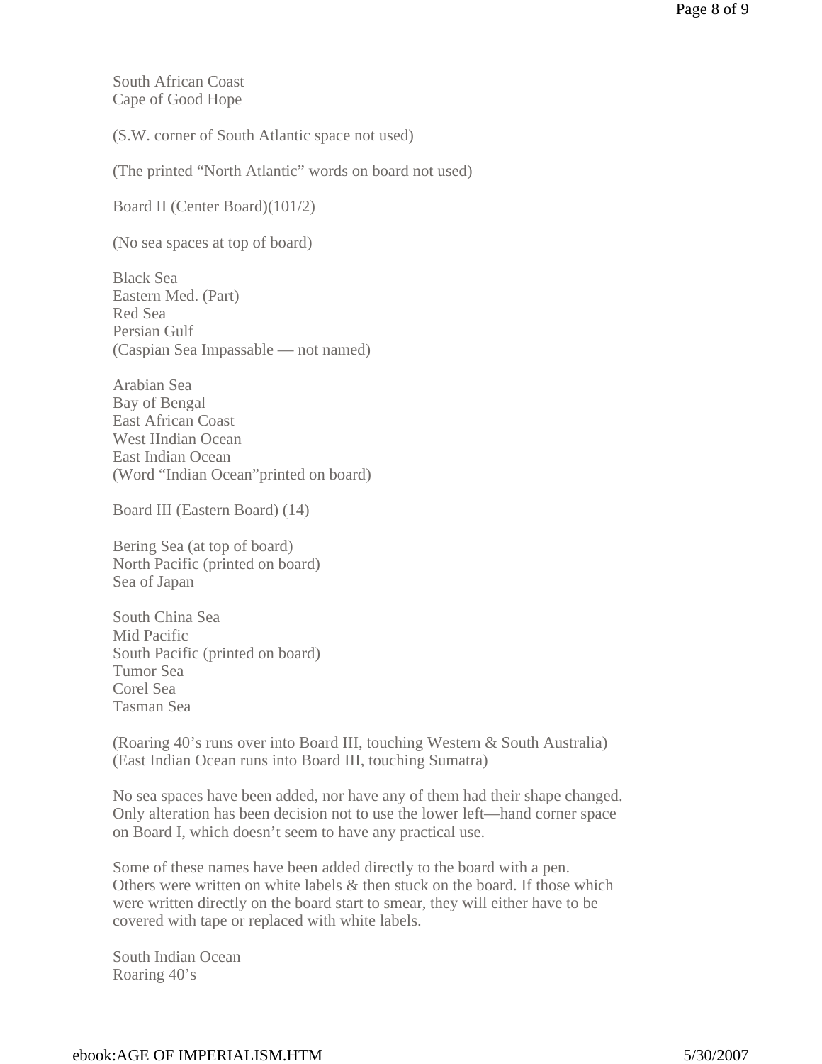South African Coast
Cape of Good Hope

(S.W. corner of South Atlantic space not used)

(The printed “North Atlantic” words on board not used)

Board II (Center Board)(101/2)

(No sea spaces at top of board)

Black Sea
Eastern Med. (Part)
Red Sea
Persian Gulf
(Caspian Sea Impassable — not named)

Arabian Sea
Bay of Bengal
East African Coast
West IIndian Ocean
East Indian Ocean
(Word “Indian Ocean”printed on board)

Board III (Eastern Board) (14)

Bering Sea (at top of board)
North Pacific (printed on board)
Sea of Japan

South China Sea
Mid Pacific
South Pacific (printed on board)
Tumor Sea
Corel Sea
Tasman Sea

(Roaring 40’s runs over into Board III, touching Western & South Australia)
(East Indian Ocean runs into Board III, touching Sumatra)

No sea spaces have been added, nor have any of them had their shape changed. Only alteration has been decision not to use the lower left—hand corner space on Board I, which doesn’t seem to have any practical use.

Some of these names have been added directly to the board with a pen. Others were written on white labels & then stuck on the board. If those which were written directly on the board start to smear, they will either have to be covered with tape or replaced with white labels.

South Indian Ocean
Roaring 40’s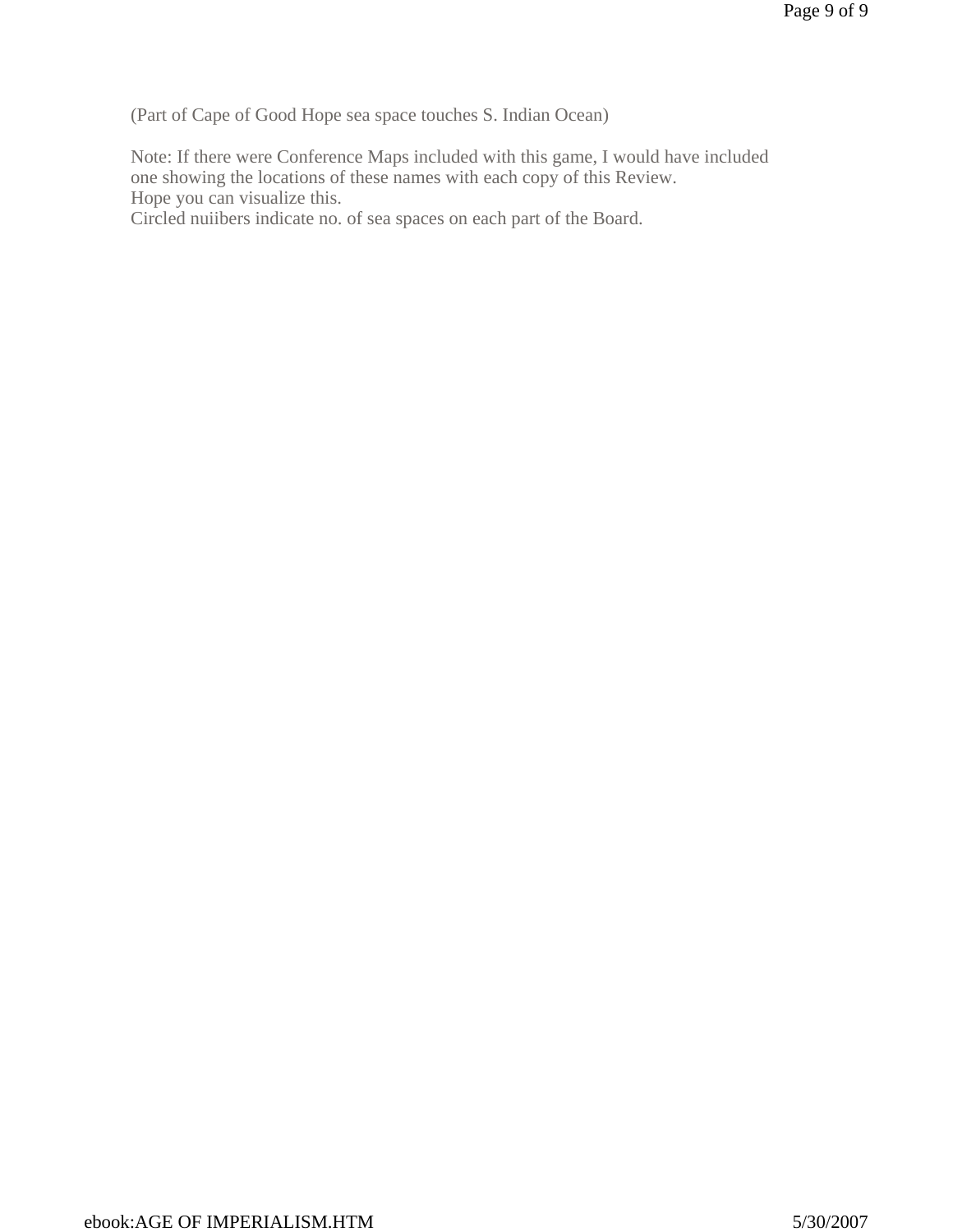(Part of Cape of Good Hope sea space touches S. Indian Ocean)

Note: If there were Conference Maps included with this game, I would have included one showing the locations of these names with each copy of this Review.
Hope you can visualize this.
Circled nuiibers indicate no. of sea spaces on each part of the Board.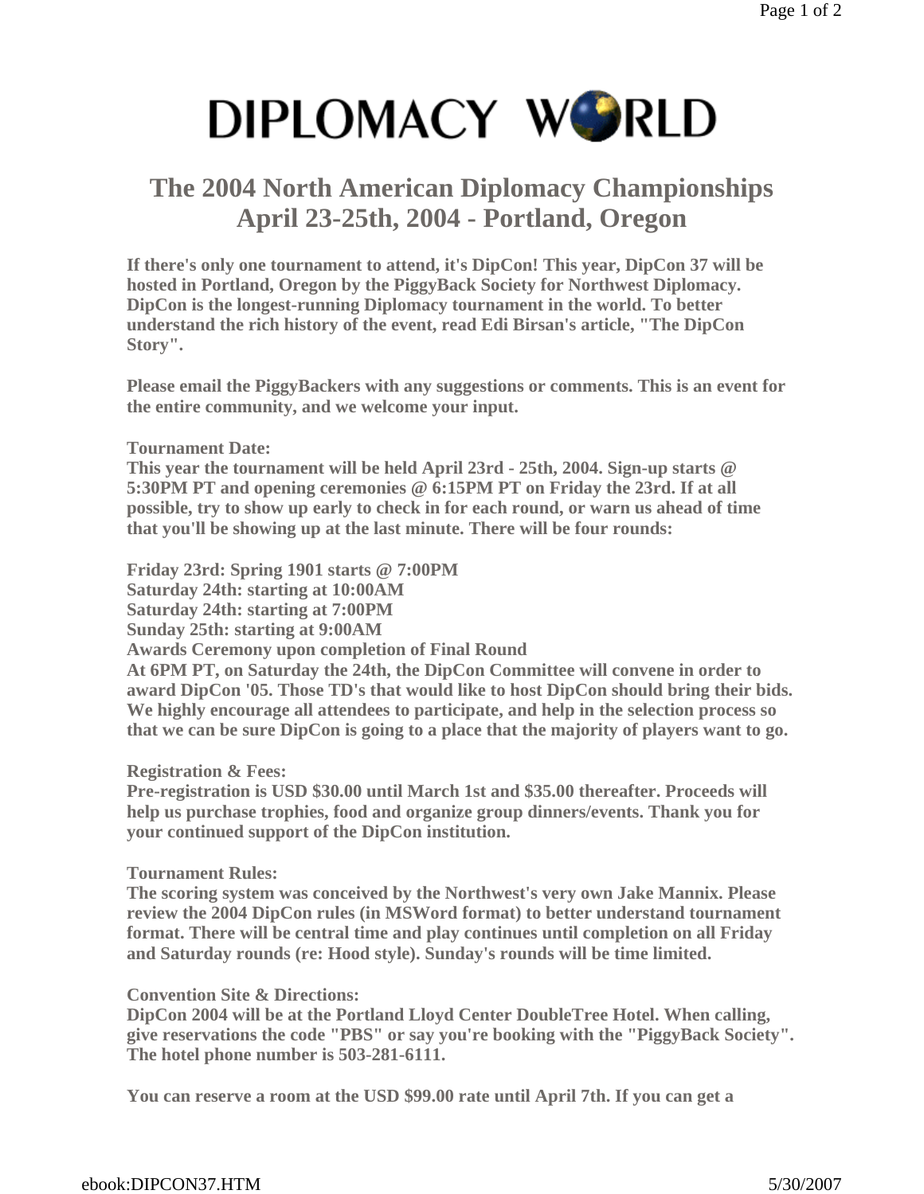# DIPLOMACY WORLD

## The 2004 North American Diplomacy Championships April 23-25th, 2004 - Portland, Oregon

**If there's only one tournament to attend, it's DipCon! This year, DipCon 37 will be hosted in Portland, Oregon by the PiggyBack Society for Northwest Diplomacy. DipCon is the longest-running Diplomacy tournament in the world. To better understand the rich history of the event, read Edi Birsan's article, "The DipCon Story".**

**Please email the PiggyBackers with any suggestions or comments. This is an event for the entire community, and we welcome your input.**

**Tournament Date:**
**This year the tournament will be held April 23rd - 25th, 2004. Sign-up starts @ 5:30PM PT and opening ceremonies @ 6:15PM PT on Friday the 23rd. If at all possible, try to show up early to check in for each round, or warn us ahead of time that you'll be showing up at the last minute. There will be four rounds:**

**Friday 23rd: Spring 1901 starts @ 7:00PM**
**Saturday 24th: starting at 10:00AM**
**Saturday 24th: starting at 7:00PM**
**Sunday 25th: starting at 9:00AM**
**Awards Ceremony upon completion of Final Round**
**At 6PM PT, on Saturday the 24th, the DipCon Committee will convene in order to award DipCon '05. Those TD's that would like to host DipCon should bring their bids. We highly encourage all attendees to participate, and help in the selection process so that we can be sure DipCon is going to a place that the majority of players want to go.**

**Registration & Fees:**
**Pre-registration is USD $30.00 until March 1st and $35.00 thereafter. Proceeds will help us purchase trophies, food and organize group dinners/events. Thank you for your continued support of the DipCon institution.**

**Tournament Rules:**
**The scoring system was conceived by the Northwest's very own Jake Mannix. Please review the 2004 DipCon rules (in MSWord format) to better understand tournament format. There will be central time and play continues until completion on all Friday and Saturday rounds (re: Hood style). Sunday's rounds will be time limited.**

**Convention Site & Directions:**
**DipCon 2004 will be at the Portland Lloyd Center DoubleTree Hotel. When calling, give reservations the code "PBS" or say you're booking with the "PiggyBack Society". The hotel phone number is 503-281-6111.**

**You can reserve a room at the USD $99.00 rate until April 7th. If you can get a**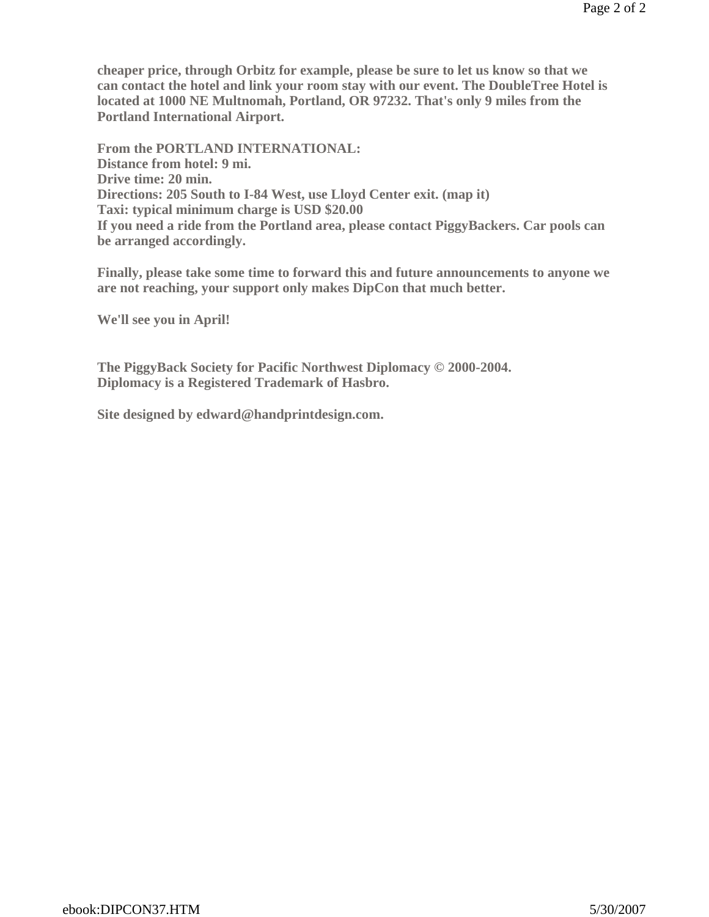**cheaper price, through Orbitz for example, please be sure to let us know so that we can contact the hotel and link your room stay with our event. The DoubleTree Hotel is located at 1000 NE Multnomah, Portland, OR 97232. That's only 9 miles from the Portland International Airport.**

**From the PORTLAND INTERNATIONAL:**
**Distance from hotel: 9 mi.**
**Drive time: 20 min.**
**Directions: 205 South to I-84 West, use Lloyd Center exit. (map it)**
**Taxi: typical minimum charge is USD $20.00**
**If you need a ride from the Portland area, please contact PiggyBackers. Car pools can be arranged accordingly.**

**Finally, please take some time to forward this and future announcements to anyone we are not reaching, your support only makes DipCon that much better.**

**We'll see you in April!**

**The PiggyBack Society for Pacific Northwest Diplomacy © 2000-2004.**
**Diplomacy is a Registered Trademark of Hasbro.**

**Site designed by edward@handprintdesign.com.**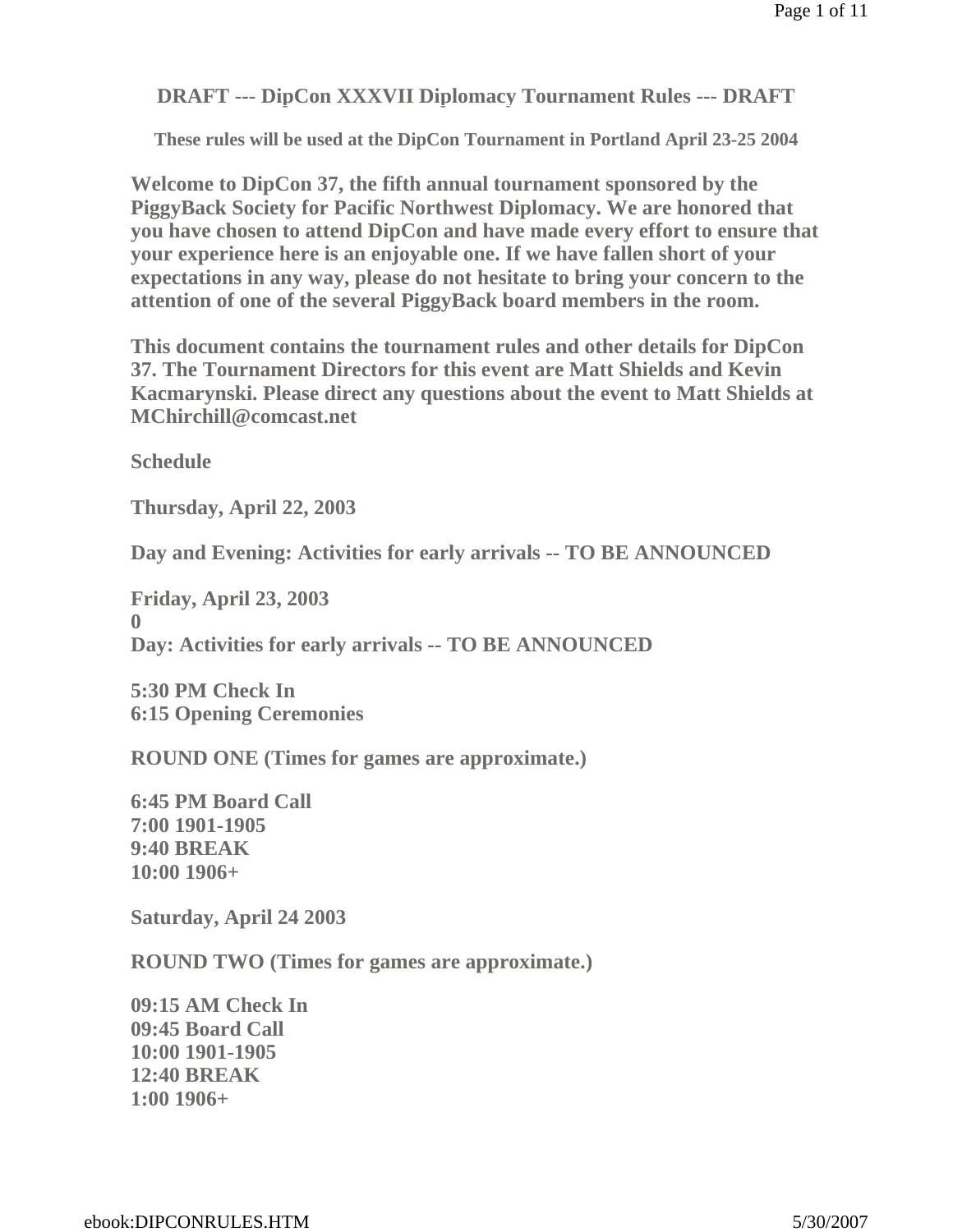**DRAFT --- DipCon XXXVII Diplomacy Tournament Rules --- DRAFT**

**These rules will be used at the DipCon Tournament in Portland April 23-25 2004**

**Welcome to DipCon 37, the fifth annual tournament sponsored by the PiggyBack Society for Pacific Northwest Diplomacy. We are honored that you have chosen to attend DipCon and have made every effort to ensure that your experience here is an enjoyable one. If we have fallen short of your expectations in any way, please do not hesitate to bring your concern to the attention of one of the several PiggyBack board members in the room.**

**This document contains the tournament rules and other details for DipCon 37. The Tournament Directors for this event are Matt Shields and Kevin Kacmarynski. Please direct any questions about the event to Matt Shields at MChirchill@comcast.net**

**Schedule**

**Thursday, April 22, 2003**

**Day and Evening: Activities for early arrivals -- TO BE ANNOUNCED**

**Friday, April 23, 2003**
**0**
**Day: Activities for early arrivals -- TO BE ANNOUNCED**

**5:30 PM Check In**
**6:15 Opening Ceremonies**

**ROUND ONE (Times for games are approximate.)**

**6:45 PM Board Call**
**7:00 1901-1905**
**9:40 BREAK**
**10:00 1906+**

**Saturday, April 24 2003**

**ROUND TWO (Times for games are approximate.)**

**09:15 AM Check In**
**09:45 Board Call**
**10:00 1901-1905**
**12:40 BREAK**
**1:00 1906+**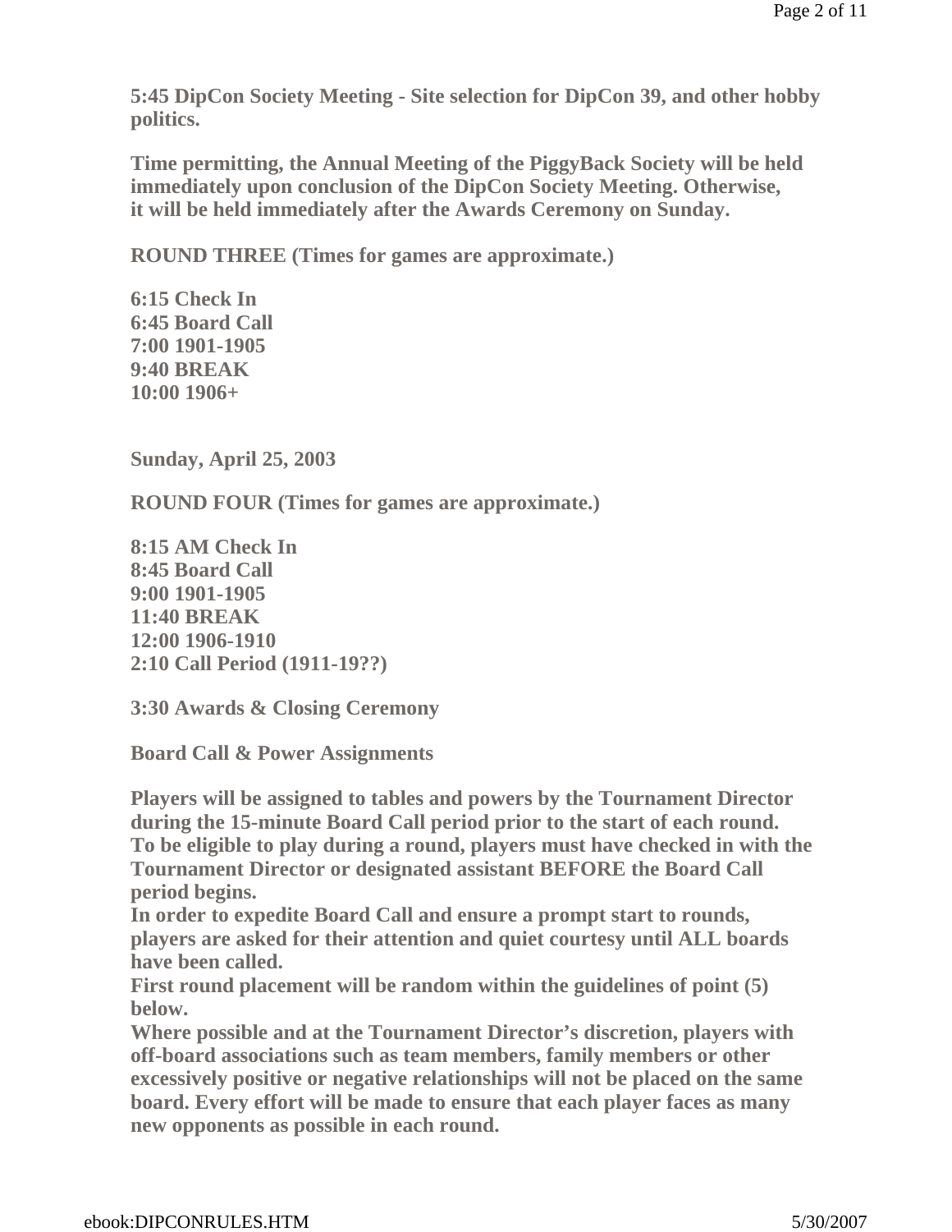**5:45 DipCon Society Meeting - Site selection for DipCon 39, and other hobby politics.**

**Time permitting, the Annual Meeting of the PiggyBack Society will be held immediately upon conclusion of the DipCon Society Meeting. Otherwise, it will be held immediately after the Awards Ceremony on Sunday.**

**ROUND THREE (Times for games are approximate.)**

**6:15 Check In**
**6:45 Board Call**
**7:00 1901-1905**
**9:40 BREAK**
**10:00 1906+**

**Sunday, April 25, 2003**

**ROUND FOUR (Times for games are approximate.)**

**8:15 AM Check In**
**8:45 Board Call**
**9:00 1901-1905**
**11:40 BREAK**
**12:00 1906-1910**
**2:10 Call Period (1911-19??)**

**3:30 Awards & Closing Ceremony**

**Board Call & Power Assignments**

**Players will be assigned to tables and powers by the Tournament Director during the 15-minute Board Call period prior to the start of each round.**
**To be eligible to play during a round, players must have checked in with the Tournament Director or designated assistant BEFORE the Board Call period begins.**
**In order to expedite Board Call and ensure a prompt start to rounds, players are asked for their attention and quiet courtesy until ALL boards have been called.**
**First round placement will be random within the guidelines of point (5) below.**
**Where possible and at the Tournament Director's discretion, players with off-board associations such as team members, family members or other excessively positive or negative relationships will not be placed on the same board. Every effort will be made to ensure that each player faces as many new opponents as possible in each round.**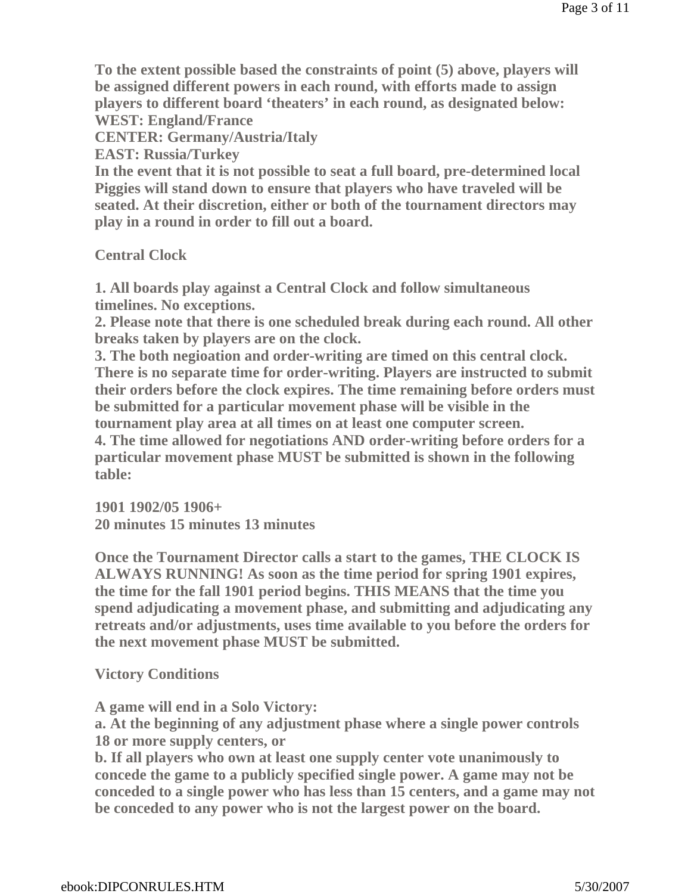**To the extent possible based the constraints of point (5) above, players will be assigned different powers in each round, with efforts made to assign players to different board 'theaters' in each round, as designated below:**
**WEST: England/France**
**CENTER: Germany/Austria/Italy**
**EAST: Russia/Turkey**
**In the event that it is not possible to seat a full board, pre-determined local Piggies will stand down to ensure that players who have traveled will be seated. At their discretion, either or both of the tournament directors may play in a round in order to fill out a board.**

**Central Clock**

**1. All boards play against a Central Clock and follow simultaneous timelines. No exceptions.**
**2. Please note that there is one scheduled break during each round. All other breaks taken by players are on the clock.**
**3. The both negioation and order-writing are timed on this central clock. There is no separate time for order-writing. Players are instructed to submit their orders before the clock expires. The time remaining before orders must be submitted for a particular movement phase will be visible in the tournament play area at all times on at least one computer screen.**
**4. The time allowed for negotiations AND order-writing before orders for a particular movement phase MUST be submitted is shown in the following table:**

| 1901 | 1902/05 | 1906+ |
|---|---|---|
| 20 minutes | 15 minutes | 13 minutes |

**Once the Tournament Director calls a start to the games, THE CLOCK IS ALWAYS RUNNING! As soon as the time period for spring 1901 expires, the time for the fall 1901 period begins. THIS MEANS that the time you spend adjudicating a movement phase, and submitting and adjudicating any retreats and/or adjustments, uses time available to you before the orders for the next movement phase MUST be submitted.**

**Victory Conditions**

**A game will end in a Solo Victory:**
**a. At the beginning of any adjustment phase where a single power controls 18 or more supply centers, or**
**b. If all players who own at least one supply center vote unanimously to concede the game to a publicly specified single power. A game may not be conceded to a single power who has less than 15 centers, and a game may not be conceded to any power who is not the largest power on the board.**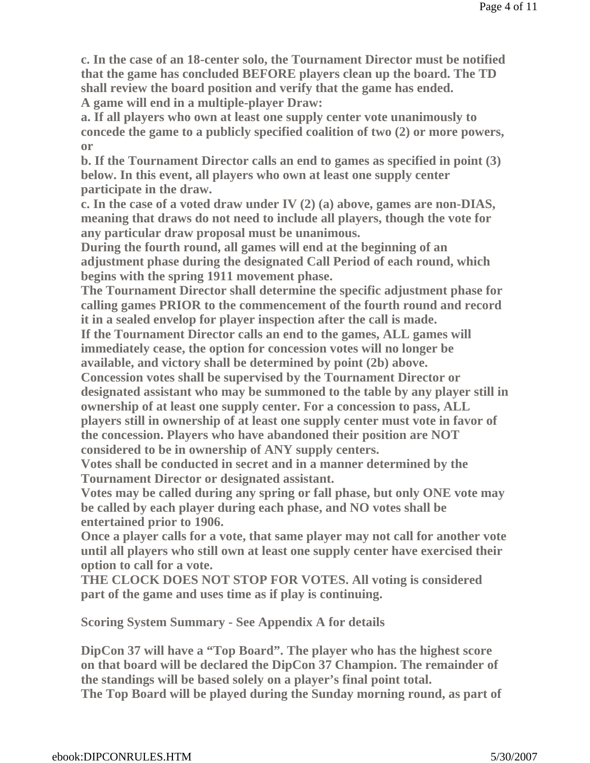**c. In the case of an 18-center solo, the Tournament Director must be notified that the game has concluded BEFORE players clean up the board. The TD shall review the board position and verify that the game has ended.**

**A game will end in a multiple-player Draw:**

**a. If all players who own at least one supply center vote unanimously to concede the game to a publicly specified coalition of two (2) or more powers, or**

**b. If the Tournament Director calls an end to games as specified in point (3) below. In this event, all players who own at least one supply center participate in the draw.**

**c. In the case of a voted draw under IV (2) (a) above, games are non-DIAS, meaning that draws do not need to include all players, though the vote for any particular draw proposal must be unanimous.**

**During the fourth round, all games will end at the beginning of an adjustment phase during the designated Call Period of each round, which begins with the spring 1911 movement phase.**

**The Tournament Director shall determine the specific adjustment phase for calling games PRIOR to the commencement of the fourth round and record it in a sealed envelop for player inspection after the call is made.**

**If the Tournament Director calls an end to the games, ALL games will immediately cease, the option for concession votes will no longer be available, and victory shall be determined by point (2b) above.**

**Concession votes shall be supervised by the Tournament Director or designated assistant who may be summoned to the table by any player still in ownership of at least one supply center. For a concession to pass, ALL players still in ownership of at least one supply center must vote in favor of the concession. Players who have abandoned their position are NOT considered to be in ownership of ANY supply centers.**

**Votes shall be conducted in secret and in a manner determined by the Tournament Director or designated assistant.**

**Votes may be called during any spring or fall phase, but only ONE vote may be called by each player during each phase, and NO votes shall be entertained prior to 1906.**

**Once a player calls for a vote, that same player may not call for another vote until all players who still own at least one supply center have exercised their option to call for a vote.**

**THE CLOCK DOES NOT STOP FOR VOTES. All voting is considered part of the game and uses time as if play is continuing.**

**Scoring System Summary - See Appendix A for details**

**DipCon 37 will have a "Top Board". The player who has the highest score on that board will be declared the DipCon 37 Champion. The remainder of the standings will be based solely on a player's final point total.**

**The Top Board will be played during the Sunday morning round, as part of**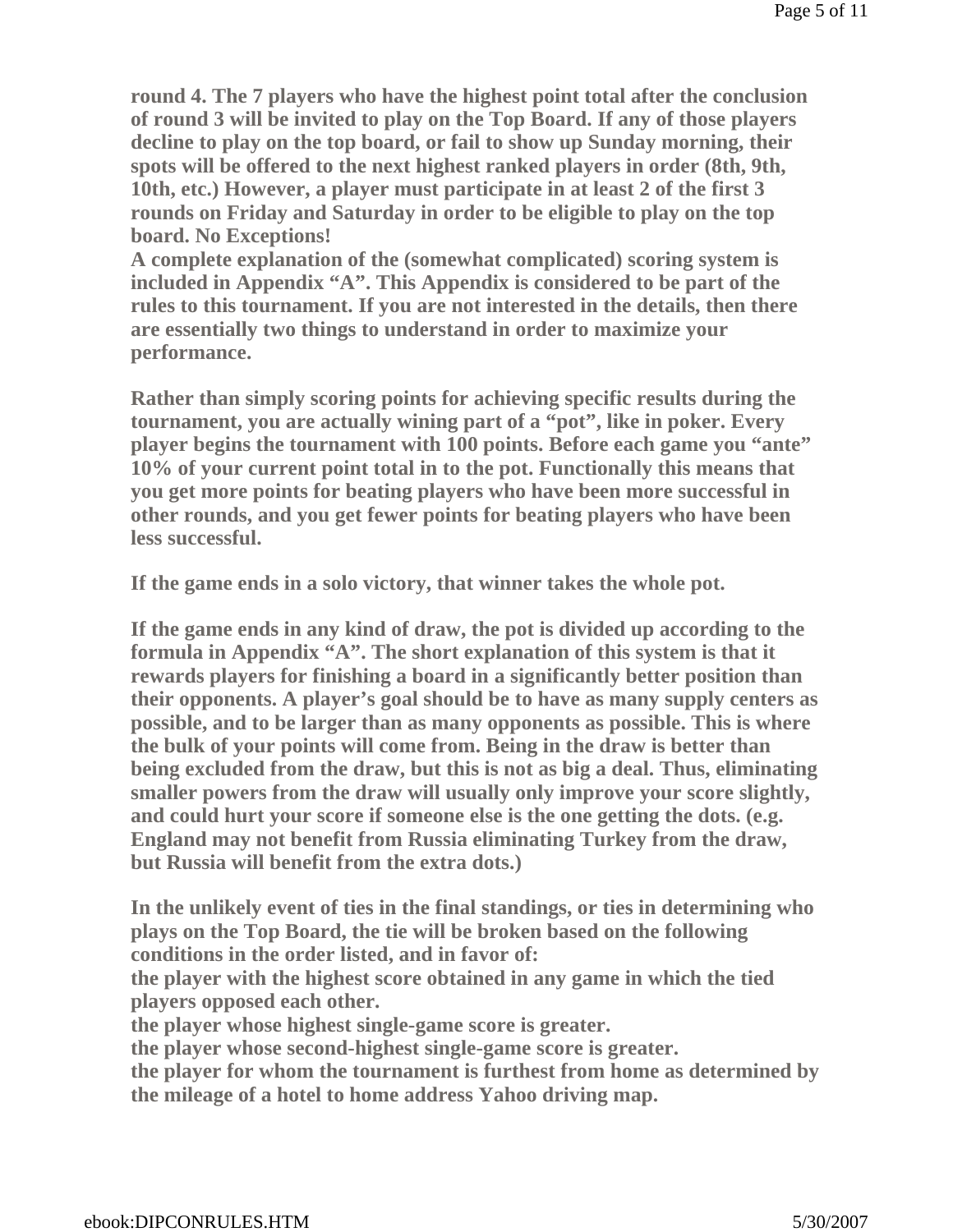**round 4. The 7 players who have the highest point total after the conclusion of round 3 will be invited to play on the Top Board. If any of those players decline to play on the top board, or fail to show up Sunday morning, their spots will be offered to the next highest ranked players in order (8th, 9th, 10th, etc.) However, a player must participate in at least 2 of the first 3 rounds on Friday and Saturday in order to be eligible to play on the top board. No Exceptions!**
**A complete explanation of the (somewhat complicated) scoring system is included in Appendix "A". This Appendix is considered to be part of the rules to this tournament. If you are not interested in the details, then there are essentially two things to understand in order to maximize your performance.**

**Rather than simply scoring points for achieving specific results during the tournament, you are actually wining part of a "pot", like in poker. Every player begins the tournament with 100 points. Before each game you "ante" 10% of your current point total in to the pot. Functionally this means that you get more points for beating players who have been more successful in other rounds, and you get fewer points for beating players who have been less successful.**

**If the game ends in a solo victory, that winner takes the whole pot.**

**If the game ends in any kind of draw, the pot is divided up according to the formula in Appendix "A". The short explanation of this system is that it rewards players for finishing a board in a significantly better position than their opponents. A player's goal should be to have as many supply centers as possible, and to be larger than as many opponents as possible. This is where the bulk of your points will come from. Being in the draw is better than being excluded from the draw, but this is not as big a deal. Thus, eliminating smaller powers from the draw will usually only improve your score slightly, and could hurt your score if someone else is the one getting the dots. (e.g. England may not benefit from Russia eliminating Turkey from the draw, but Russia will benefit from the extra dots.)**

**In the unlikely event of ties in the final standings, or ties in determining who plays on the Top Board, the tie will be broken based on the following conditions in the order listed, and in favor of:**
**the player with the highest score obtained in any game in which the tied players opposed each other.**
**the player whose highest single-game score is greater.**
**the player whose second-highest single-game score is greater.**
**the player for whom the tournament is furthest from home as determined by the mileage of a hotel to home address Yahoo driving map.**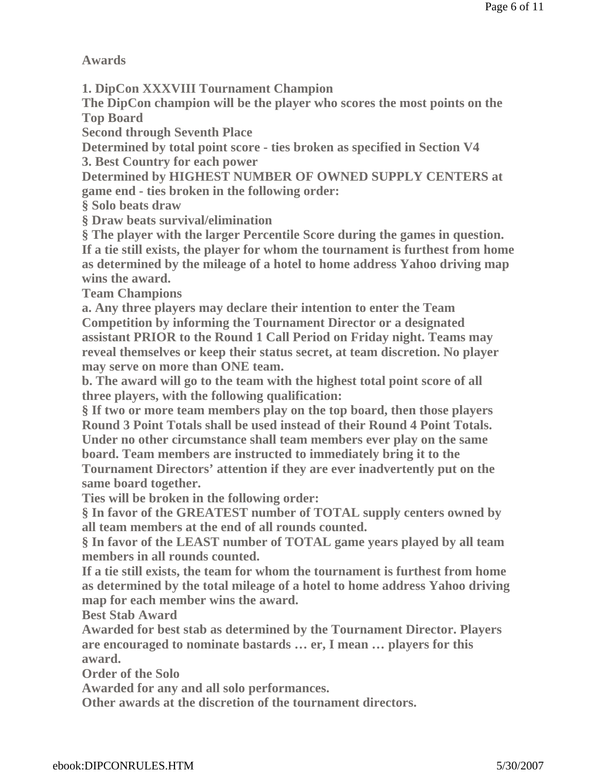**Awards**

**1. DipCon XXXVIII Tournament Champion**

**The DipCon champion will be the player who scores the most points on the Top Board**

**Second through Seventh Place**

**Determined by total point score - ties broken as specified in Section V4**

**3. Best Country for each power**

**Determined by HIGHEST NUMBER OF OWNED SUPPLY CENTERS at game end - ties broken in the following order:**

- **Solo beats draw**
- **Draw beats survival/elimination**
- **The player with the larger Percentile Score during the games in question.**

**If a tie still exists, the player for whom the tournament is furthest from home as determined by the mileage of a hotel to home address Yahoo driving map wins the award.**

**Team Champions**

**a. Any three players may declare their intention to enter the Team Competition by informing the Tournament Director or a designated assistant PRIOR to the Round 1 Call Period on Friday night. Teams may reveal themselves or keep their status secret, at team discretion. No player may serve on more than ONE team.**

**b. The award will go to the team with the highest total point score of all three players, with the following qualification:**

- **If two or more team members play on the top board, then those players Round 3 Point Totals shall be used instead of their Round 4 Point Totals.**

**Under no other circumstance shall team members ever play on the same board. Team members are instructed to immediately bring it to the Tournament Directors' attention if they are ever inadvertently put on the same board together.**

**Ties will be broken in the following order:**

- **In favor of the GREATEST number of TOTAL supply centers owned by all team members at the end of all rounds counted.**
- **In favor of the LEAST number of TOTAL game years played by all team members in all rounds counted.**

**If a tie still exists, the team for whom the tournament is furthest from home as determined by the total mileage of a hotel to home address Yahoo driving map for each member wins the award.**

**Best Stab Award**

**Awarded for best stab as determined by the Tournament Director. Players are encouraged to nominate bastards … er, I mean … players for this award.**

**Order of the Solo**

**Awarded for any and all solo performances.**

**Other awards at the discretion of the tournament directors.**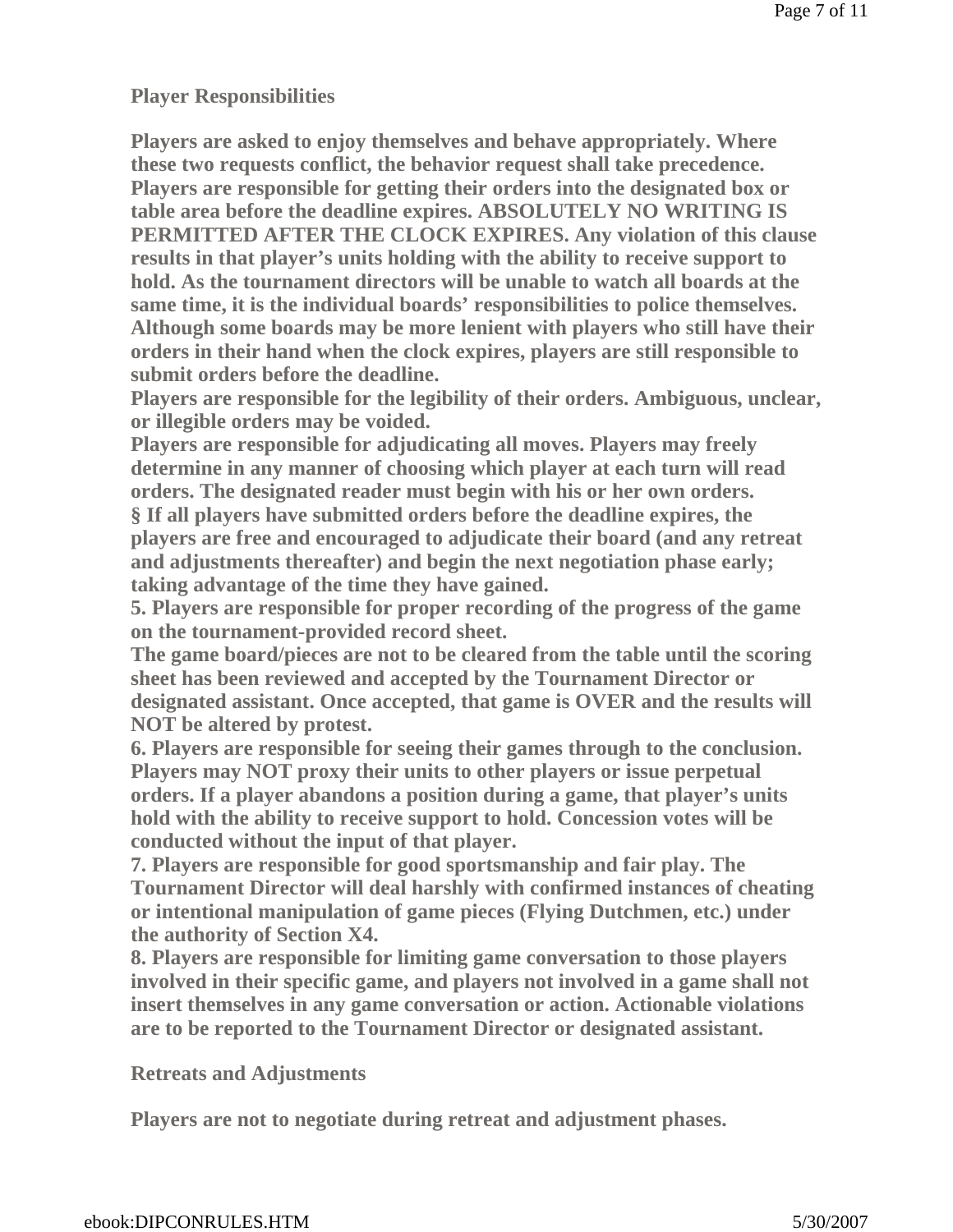**Player Responsibilities**

**Players are asked to enjoy themselves and behave appropriately. Where these two requests conflict, the behavior request shall take precedence.**
**Players are responsible for getting their orders into the designated box or table area before the deadline expires. ABSOLUTELY NO WRITING IS PERMITTED AFTER THE CLOCK EXPIRES. Any violation of this clause results in that player's units holding with the ability to receive support to hold. As the tournament directors will be unable to watch all boards at the same time, it is the individual boards' responsibilities to police themselves. Although some boards may be more lenient with players who still have their orders in their hand when the clock expires, players are still responsible to submit orders before the deadline.**
**Players are responsible for the legibility of their orders. Ambiguous, unclear, or illegible orders may be voided.**
**Players are responsible for adjudicating all moves. Players may freely determine in any manner of choosing which player at each turn will read orders. The designated reader must begin with his or her own orders.**
**§ If all players have submitted orders before the deadline expires, the players are free and encouraged to adjudicate their board (and any retreat and adjustments thereafter) and begin the next negotiation phase early; taking advantage of the time they have gained.**
**5. Players are responsible for proper recording of the progress of the game on the tournament-provided record sheet.**
**The game board/pieces are not to be cleared from the table until the scoring sheet has been reviewed and accepted by the Tournament Director or designated assistant. Once accepted, that game is OVER and the results will NOT be altered by protest.**
**6. Players are responsible for seeing their games through to the conclusion. Players may NOT proxy their units to other players or issue perpetual orders. If a player abandons a position during a game, that player's units hold with the ability to receive support to hold. Concession votes will be conducted without the input of that player.**
**7. Players are responsible for good sportsmanship and fair play. The Tournament Director will deal harshly with confirmed instances of cheating or intentional manipulation of game pieces (Flying Dutchmen, etc.) under the authority of Section X4.**
**8. Players are responsible for limiting game conversation to those players involved in their specific game, and players not involved in a game shall not insert themselves in any game conversation or action. Actionable violations are to be reported to the Tournament Director or designated assistant.**

**Retreats and Adjustments**

**Players are not to negotiate during retreat and adjustment phases.**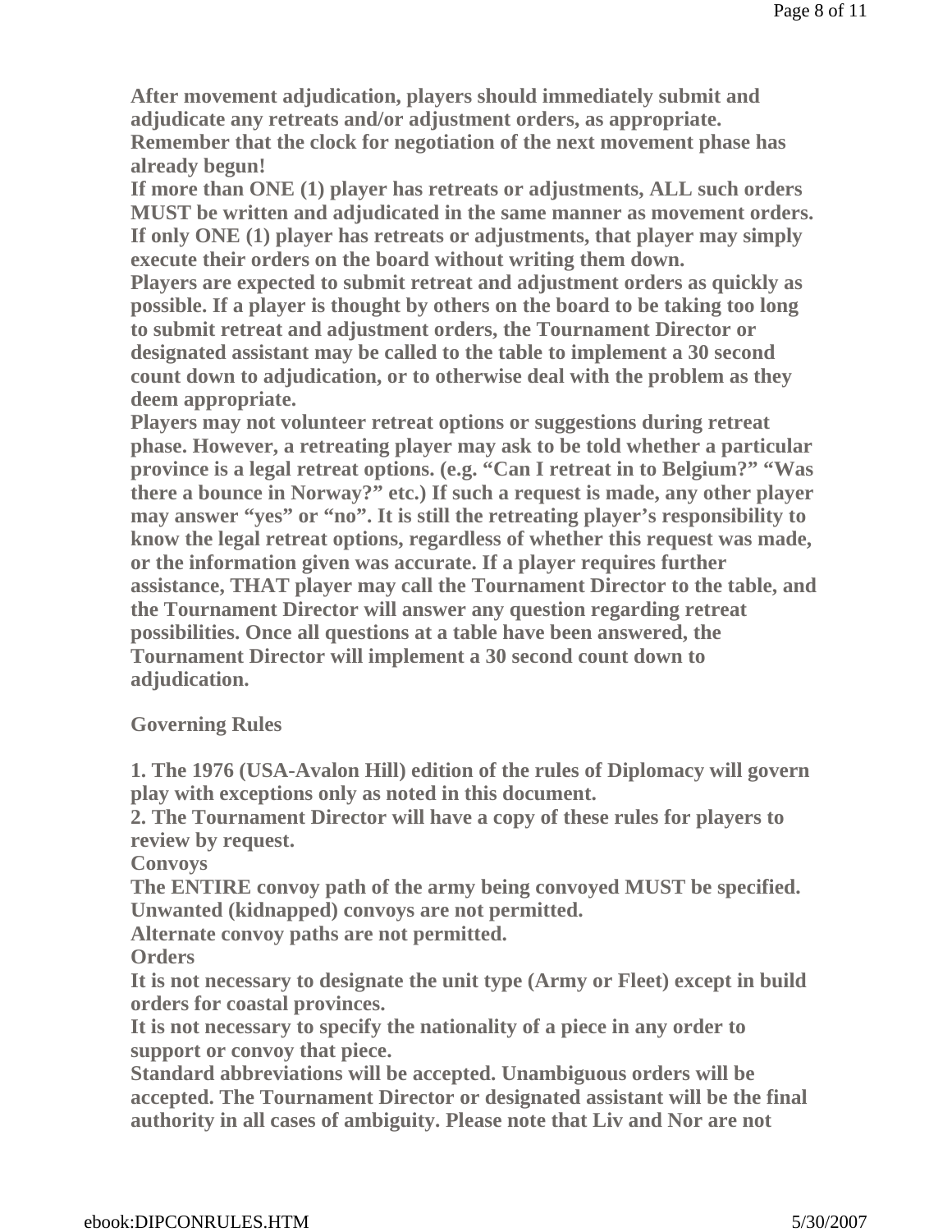**After movement adjudication, players should immediately submit and adjudicate any retreats and/or adjustment orders, as appropriate. Remember that the clock for negotiation of the next movement phase has already begun!**
**If more than ONE (1) player has retreats or adjustments, ALL such orders MUST be written and adjudicated in the same manner as movement orders. If only ONE (1) player has retreats or adjustments, that player may simply execute their orders on the board without writing them down.**
**Players are expected to submit retreat and adjustment orders as quickly as possible. If a player is thought by others on the board to be taking too long to submit retreat and adjustment orders, the Tournament Director or designated assistant may be called to the table to implement a 30 second count down to adjudication, or to otherwise deal with the problem as they deem appropriate.**
**Players may not volunteer retreat options or suggestions during retreat phase. However, a retreating player may ask to be told whether a particular province is a legal retreat options. (e.g. "Can I retreat in to Belgium?" "Was there a bounce in Norway?" etc.) If such a request is made, any other player may answer "yes" or "no". It is still the retreating player's responsibility to know the legal retreat options, regardless of whether this request was made, or the information given was accurate. If a player requires further assistance, THAT player may call the Tournament Director to the table, and the Tournament Director will answer any question regarding retreat possibilities. Once all questions at a table have been answered, the Tournament Director will implement a 30 second count down to adjudication.**

## Governing Rules

**1. The 1976 (USA-Avalon Hill) edition of the rules of Diplomacy will govern play with exceptions only as noted in this document.**
**2. The Tournament Director will have a copy of these rules for players to review by request.**

### Convoys

**The ENTIRE convoy path of the army being convoyed MUST be specified.**
**Unwanted (kidnapped) convoys are not permitted.**
**Alternate convoy paths are not permitted.**

### Orders

**It is not necessary to designate the unit type (Army or Fleet) except in build orders for coastal provinces.**
**It is not necessary to specify the nationality of a piece in any order to support or convoy that piece.**
**Standard abbreviations will be accepted. Unambiguous orders will be accepted. The Tournament Director or designated assistant will be the final authority in all cases of ambiguity. Please note that Liv and Nor are not**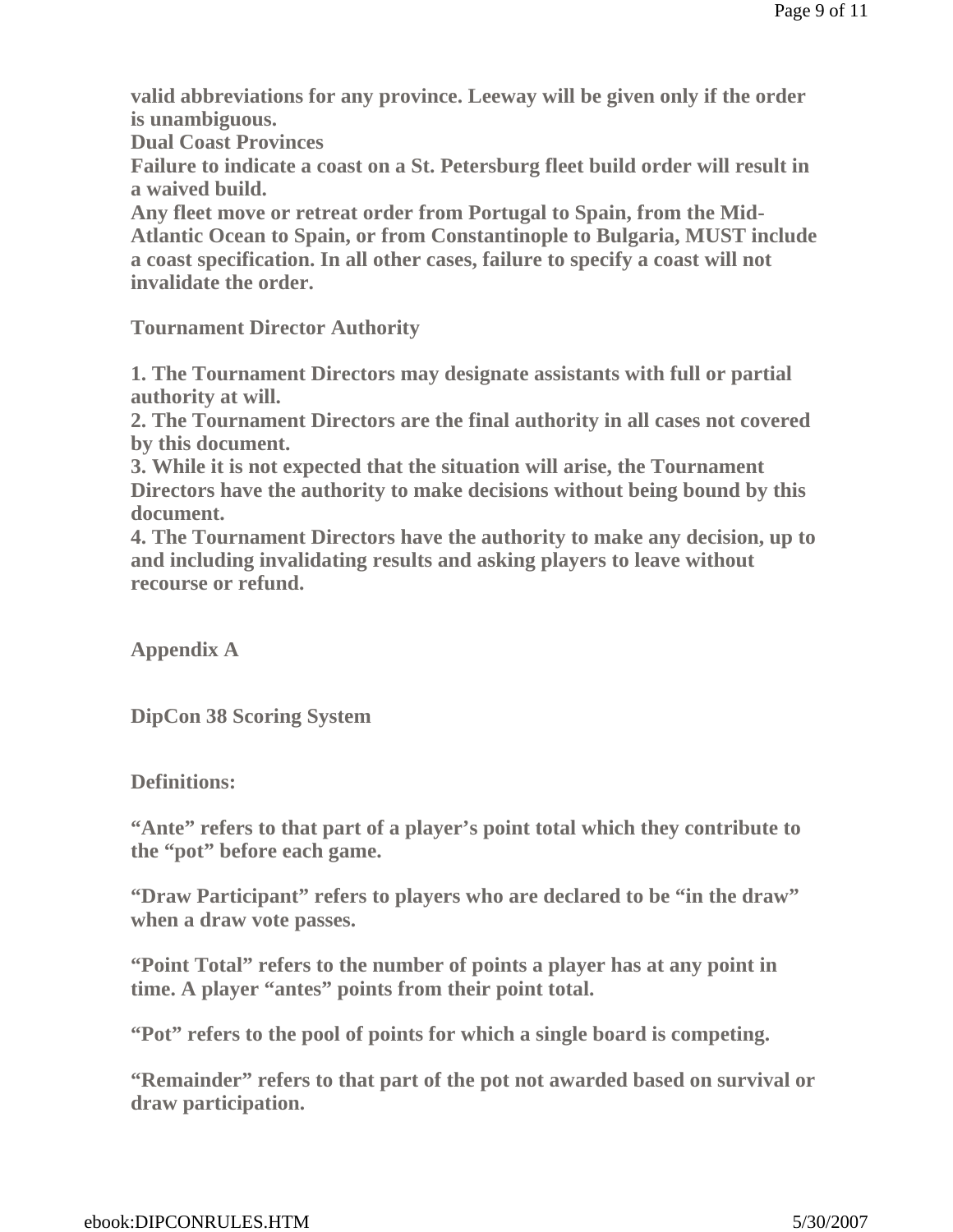**valid abbreviations for any province. Leeway will be given only if the order is unambiguous.**

**Dual Coast Provinces**

**Failure to indicate a coast on a St. Petersburg fleet build order will result in a waived build.**

**Any fleet move or retreat order from Portugal to Spain, from the Mid-Atlantic Ocean to Spain, or from Constantinople to Bulgaria, MUST include a coast specification. In all other cases, failure to specify a coast will not invalidate the order.**

## Tournament Director Authority

1. **The Tournament Directors may designate assistants with full or partial authority at will.**
2. **The Tournament Directors are the final authority in all cases not covered by this document.**
3. **While it is not expected that the situation will arise, the Tournament Directors have the authority to make decisions without being bound by this document.**
4. **The Tournament Directors have the authority to make any decision, up to and including invalidating results and asking players to leave without recourse or refund.**

## Appendix A

## DipCon 38 Scoring System

**Definitions:**

**"Ante" refers to that part of a player's point total which they contribute to the "pot" before each game.**

**"Draw Participant" refers to players who are declared to be "in the draw" when a draw vote passes.**

**"Point Total" refers to the number of points a player has at any point in time. A player "antes" points from their point total.**

**"Pot" refers to the pool of points for which a single board is competing.**

**"Remainder" refers to that part of the pot not awarded based on survival or draw participation.**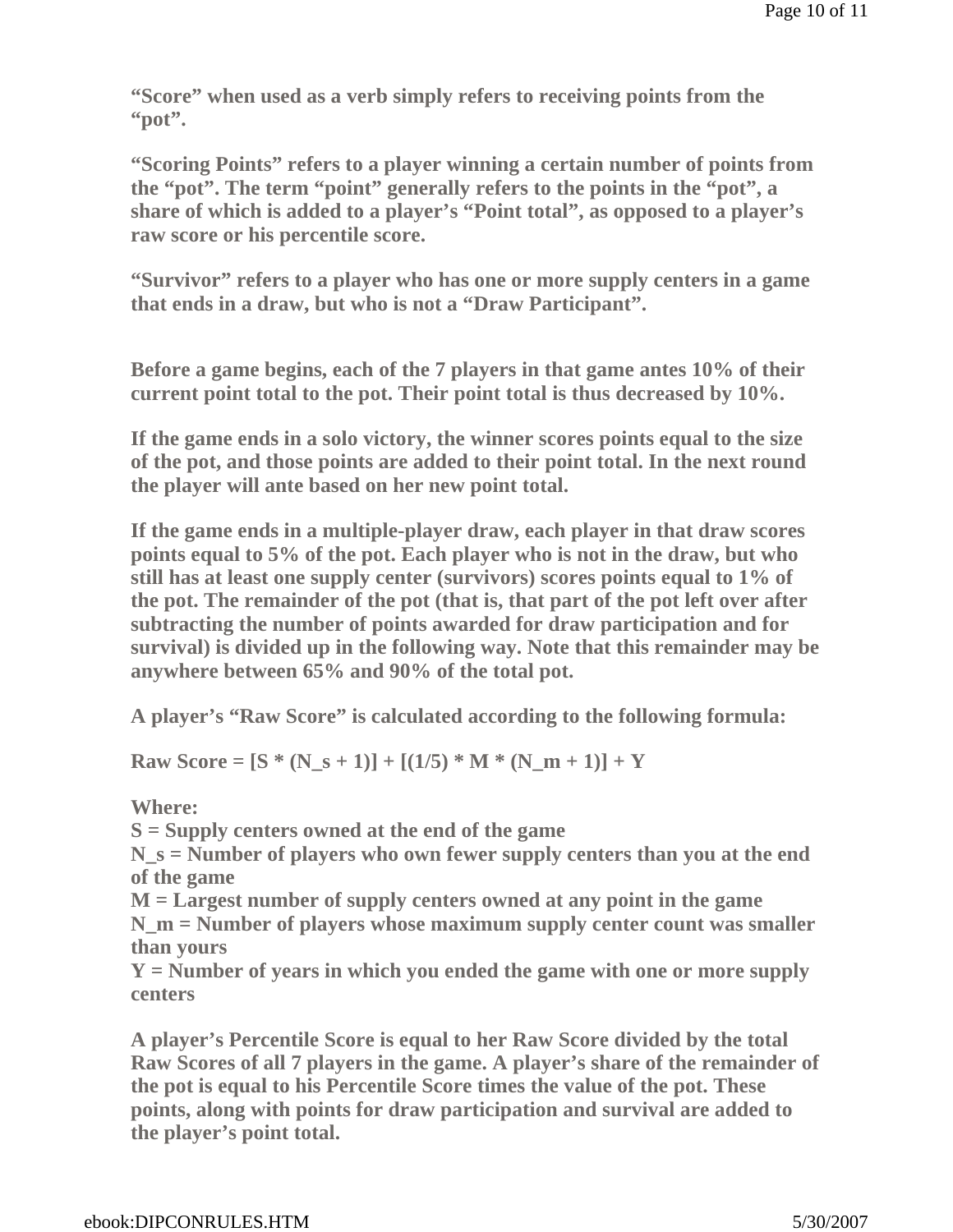**“Score” when used as a verb simply refers to receiving points from the “pot”.**

**“Scoring Points” refers to a player winning a certain number of points from the “pot”. The term “point” generally refers to the points in the “pot”, a share of which is added to a player’s “Point total”, as opposed to a player’s raw score or his percentile score.**

**“Survivor” refers to a player who has one or more supply centers in a game that ends in a draw, but who is not a “Draw Participant”.**

**Before a game begins, each of the 7 players in that game antes 10% of their current point total to the pot. Their point total is thus decreased by 10%.**

**If the game ends in a solo victory, the winner scores points equal to the size of the pot, and those points are added to their point total. In the next round the player will ante based on her new point total.**

**If the game ends in a multiple-player draw, each player in that draw scores points equal to 5% of the pot. Each player who is not in the draw, but who still has at least one supply center (survivors) scores points equal to 1% of the pot. The remainder of the pot (that is, that part of the pot left over after subtracting the number of points awarded for draw participation and for survival) is divided up in the following way. Note that this remainder may be anywhere between 65% and 90% of the total pot.**

**A player’s “Raw Score” is calculated according to the following formula:**

$$\text{Raw Score} = [S * (N_s + 1)] + [(1/5) * M * (N_m + 1)] + Y$$

**Where:**
**$S$ = Supply centers owned at the end of the game**
**$N_s$ = Number of players who own fewer supply centers than you at the end of the game**
**$M$ = Largest number of supply centers owned at any point in the game**
**$N_m$ = Number of players whose maximum supply center count was smaller than yours**
**$Y$ = Number of years in which you ended the game with one or more supply centers**

**A player’s Percentile Score is equal to her Raw Score divided by the total Raw Scores of all 7 players in the game. A player’s share of the remainder of the pot is equal to his Percentile Score times the value of the pot. These points, along with points for draw participation and survival are added to the player’s point total.**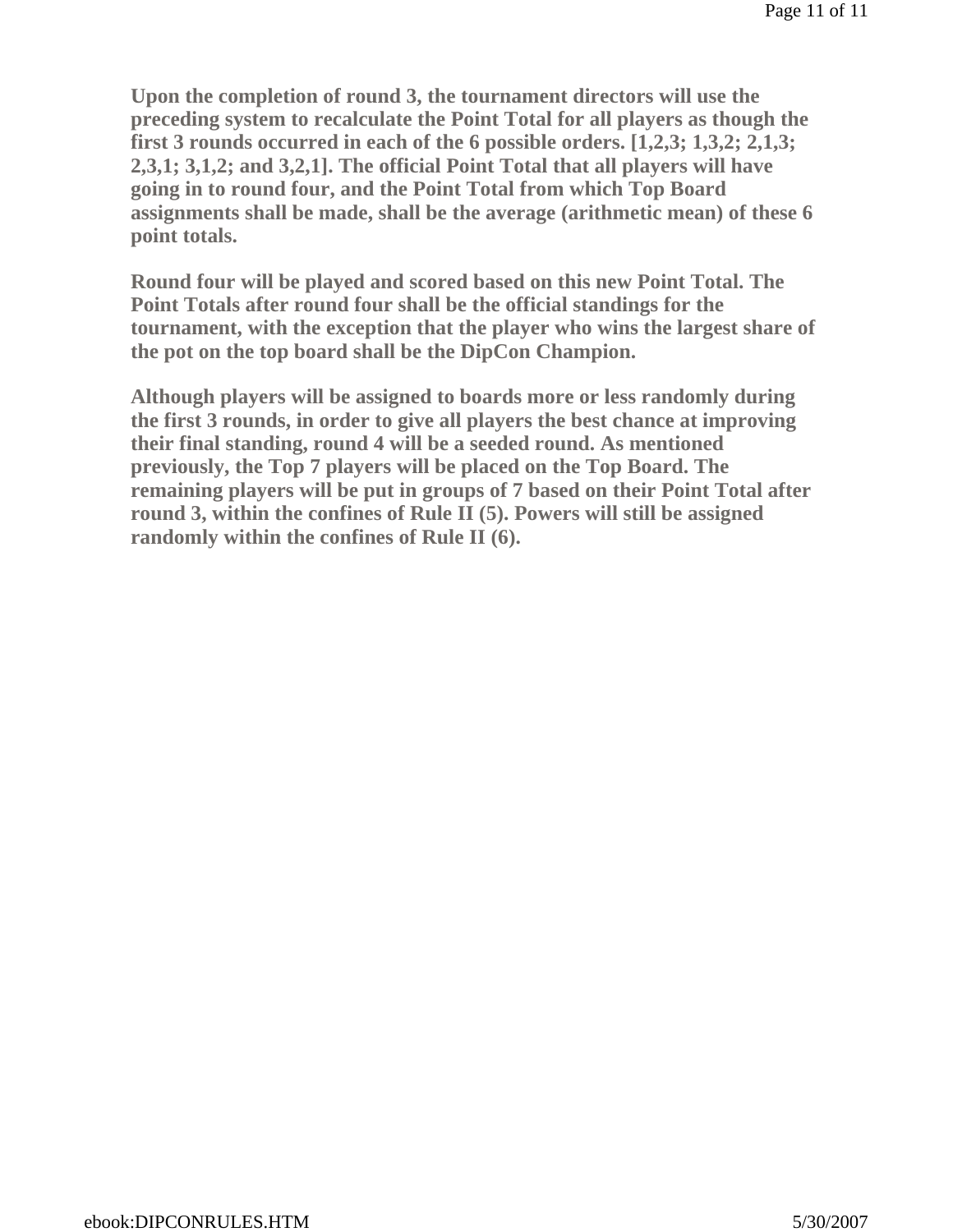**Upon the completion of round 3, the tournament directors will use the preceding system to recalculate the Point Total for all players as though the first 3 rounds occurred in each of the 6 possible orders. [1,2,3; 1,3,2; 2,1,3; 2,3,1; 3,1,2; and 3,2,1]. The official Point Total that all players will have going in to round four, and the Point Total from which Top Board assignments shall be made, shall be the average (arithmetic mean) of these 6 point totals.**

**Round four will be played and scored based on this new Point Total. The Point Totals after round four shall be the official standings for the tournament, with the exception that the player who wins the largest share of the pot on the top board shall be the DipCon Champion.**

**Although players will be assigned to boards more or less randomly during the first 3 rounds, in order to give all players the best chance at improving their final standing, round 4 will be a seeded round. As mentioned previously, the Top 7 players will be placed on the Top Board. The remaining players will be put in groups of 7 based on their Point Total after round 3, within the confines of Rule II (5). Powers will still be assigned randomly within the confines of Rule II (6).**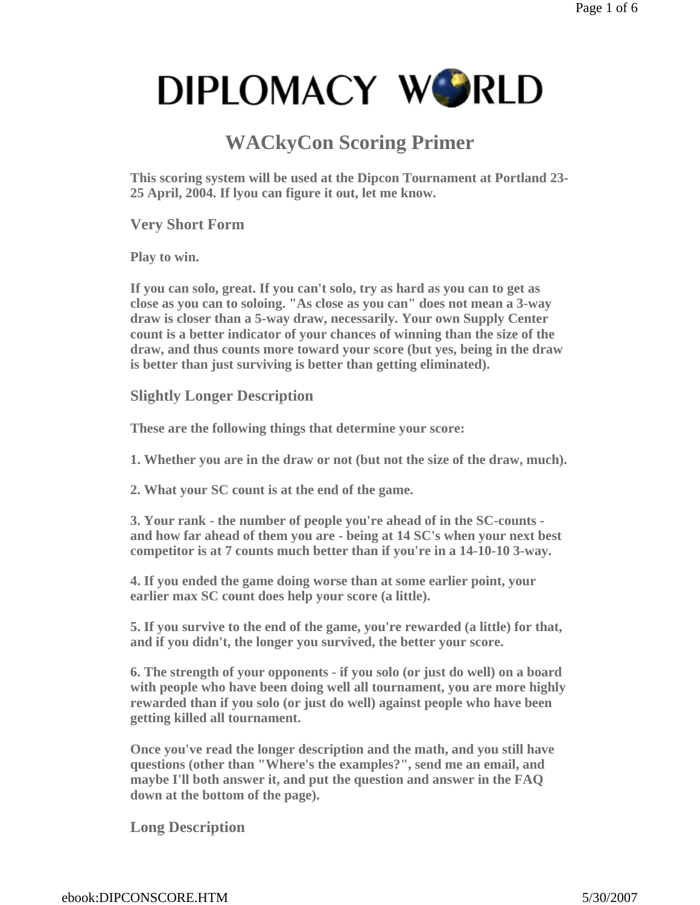# DIPLOMACY WORLD

## WACkyCon Scoring Primer

**This scoring system will be used at the Dipcon Tournament at Portland 23-25 April, 2004. If lyou can figure it out, let me know.**

### Very Short Form

**Play to win.**

**If you can solo, great. If you can't solo, try as hard as you can to get as close as you can to soloing. "As close as you can" does not mean a 3-way draw is closer than a 5-way draw, necessarily. Your own Supply Center count is a better indicator of your chances of winning than the size of the draw, and thus counts more toward your score (but yes, being in the draw is better than just surviving is better than getting eliminated).**

### Slightly Longer Description

**These are the following things that determine your score:**

**1. Whether you are in the draw or not (but not the size of the draw, much).**

**2. What your SC count is at the end of the game.**

**3. Your rank - the number of people you're ahead of in the SC-counts - and how far ahead of them you are - being at 14 SC's when your next best competitor is at 7 counts much better than if you're in a 14-10-10 3-way.**

**4. If you ended the game doing worse than at some earlier point, your earlier max SC count does help your score (a little).**

**5. If you survive to the end of the game, you're rewarded (a little) for that, and if you didn't, the longer you survived, the better your score.**

**6. The strength of your opponents - if you solo (or just do well) on a board with people who have been doing well all tournament, you are more highly rewarded than if you solo (or just do well) against people who have been getting killed all tournament.**

**Once you've read the longer description and the math, and you still have questions (other than "Where's the examples?", send me an email, and maybe I'll both answer it, and put the question and answer in the FAQ down at the bottom of the page).**

### Long Description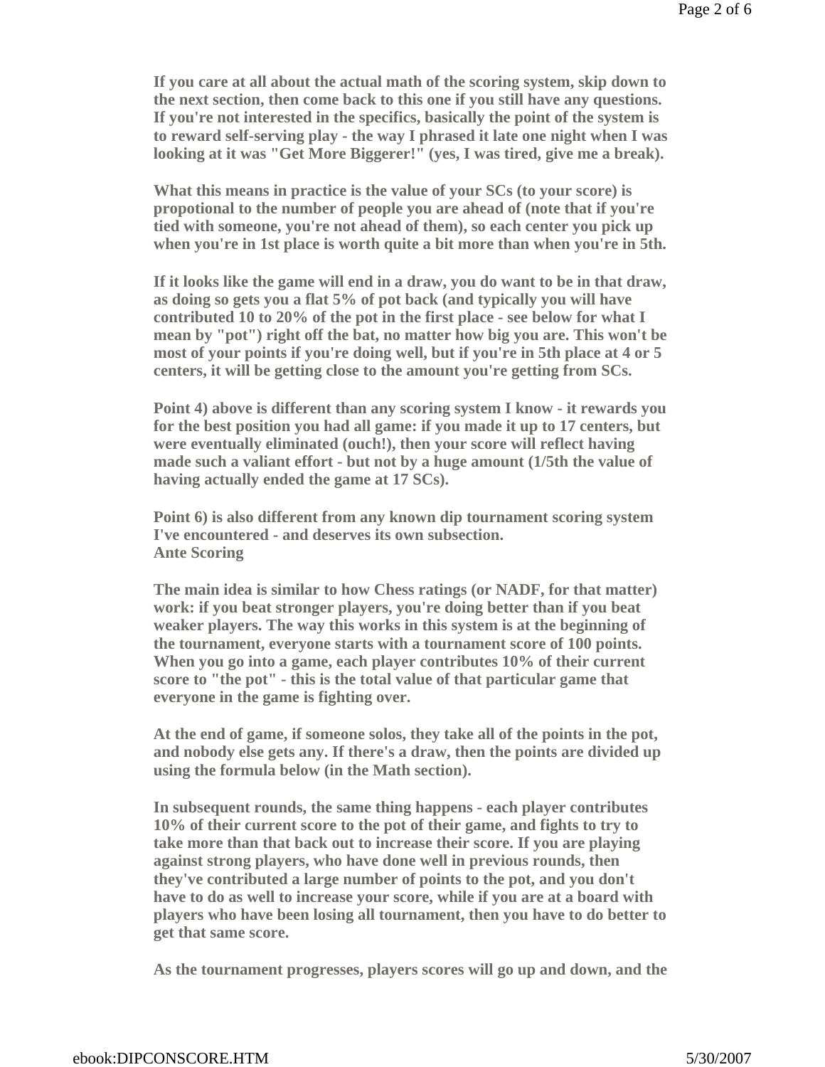If you care at all about the actual math of the scoring system, skip down to the next section, then come back to this one if you still have any questions. If you're not interested in the specifics, basically the point of the system is to reward self-serving play - the way I phrased it late one night when I was looking at it was "Get More Biggerer!" (yes, I was tired, give me a break).

What this means in practice is the value of your SCs (to your score) is propotional to the number of people you are ahead of (note that if you're tied with someone, you're not ahead of them), so each center you pick up when you're in 1st place is worth quite a bit more than when you're in 5th.

If it looks like the game will end in a draw, you do want to be in that draw, as doing so gets you a flat 5% of pot back (and typically you will have contributed 10 to 20% of the pot in the first place - see below for what I mean by "pot") right off the bat, no matter how big you are. This won't be most of your points if you're doing well, but if you're in 5th place at 4 or 5 centers, it will be getting close to the amount you're getting from SCs.

Point 4) above is different than any scoring system I know - it rewards you for the best position you had all game: if you made it up to 17 centers, but were eventually eliminated (ouch!), then your score will reflect having made such a valiant effort - but not by a huge amount (1/5th the value of having actually ended the game at 17 SCs).

Point 6) is also different from any known dip tournament scoring system I've encountered - and deserves its own subsection.

### Ante Scoring

The main idea is similar to how Chess ratings (or NADF, for that matter) work: if you beat stronger players, you're doing better than if you beat weaker players. The way this works in this system is at the beginning of the tournament, everyone starts with a tournament score of 100 points. When you go into a game, each player contributes 10% of their current score to "the pot" - this is the total value of that particular game that everyone in the game is fighting over.

At the end of game, if someone solos, they take all of the points in the pot, and nobody else gets any. If there's a draw, then the points are divided up using the formula below (in the Math section).

In subsequent rounds, the same thing happens - each player contributes 10% of their current score to the pot of their game, and fights to try to take more than that back out to increase their score. If you are playing against strong players, who have done well in previous rounds, then they've contributed a large number of points to the pot, and you don't have to do as well to increase your score, while if you are at a board with players who have been losing all tournament, then you have to do better to get that same score.

As the tournament progresses, players scores will go up and down, and the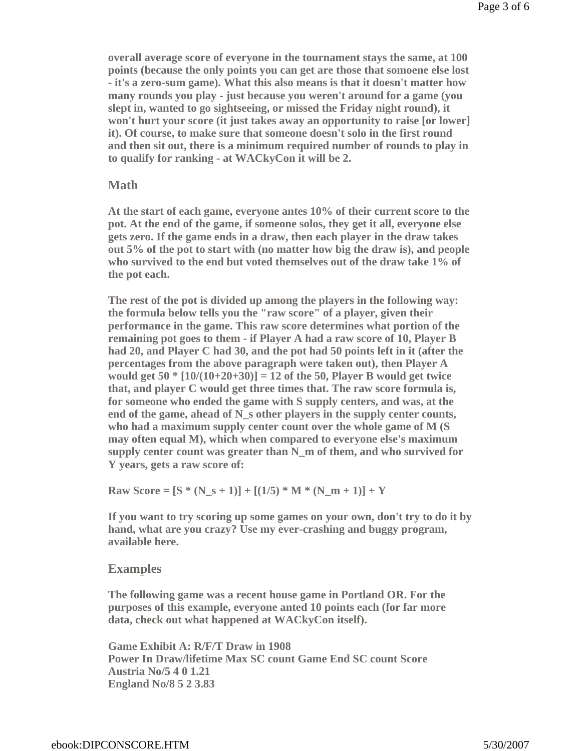overall average score of everyone in the tournament stays the same, at 100 points (because the only points you can get are those that somoene else lost - it's a zero-sum game). What this also means is that it doesn't matter how many rounds you play - just because you weren't around for a game (you slept in, wanted to go sightseeing, or missed the Friday night round), it won't hurt your score (it just takes away an opportunity to raise [or lower] it). Of course, to make sure that someone doesn't solo in the first round and then sit out, there is a minimum required number of rounds to play in to qualify for ranking - at WACkyCon it will be 2.

## Math

At the start of each game, everyone antes 10% of their current score to the pot. At the end of the game, if someone solos, they get it all, everyone else gets zero. If the game ends in a draw, then each player in the draw takes out 5% of the pot to start with (no matter how big the draw is), and people who survived to the end but voted themselves out of the draw take 1% of the pot each.

The rest of the pot is divided up among the players in the following way: the formula below tells you the "raw score" of a player, given their performance in the game. This raw score determines what portion of the remaining pot goes to them - if Player A had a raw score of 10, Player B had 20, and Player C had 30, and the pot had 50 points left in it (after the percentages from the above paragraph were taken out), then Player A would get $50 * [10/(10+20+30)] = 12$ of the 50, Player B would get twice that, and player C would get three times that. The raw score formula is, for someone who ended the game with S supply centers, and was, at the end of the game, ahead of $N_s$ other players in the supply center counts, who had a maximum supply center count over the whole game of M (S may often equal M), which when compared to everyone else's maximum supply center count was greater than $N_m$ of them, and who survived for Y years, gets a raw score of:

$$\text{Raw Score} = [S * (N_s + 1)] + [(1/5) * M * (N_m + 1)] + Y$$

If you want to try scoring up some games on your own, don't try to do it by hand, what are you crazy? Use my ever-crashing and buggy program, available here.

## Examples

The following game was a recent house game in Portland OR. For the purposes of this example, everyone anted 10 points each (for far more data, check out what happened at WACkyCon itself).

Game Exhibit A: R/F/T Draw in 1908

| Power | In Draw/lifetime Max SC count | Game End SC count | Score |
|---|---|---|---|
| Austria | No/5 | 4 | 0 1.21 |
| England | No/8 | 5 | 2 3.83 |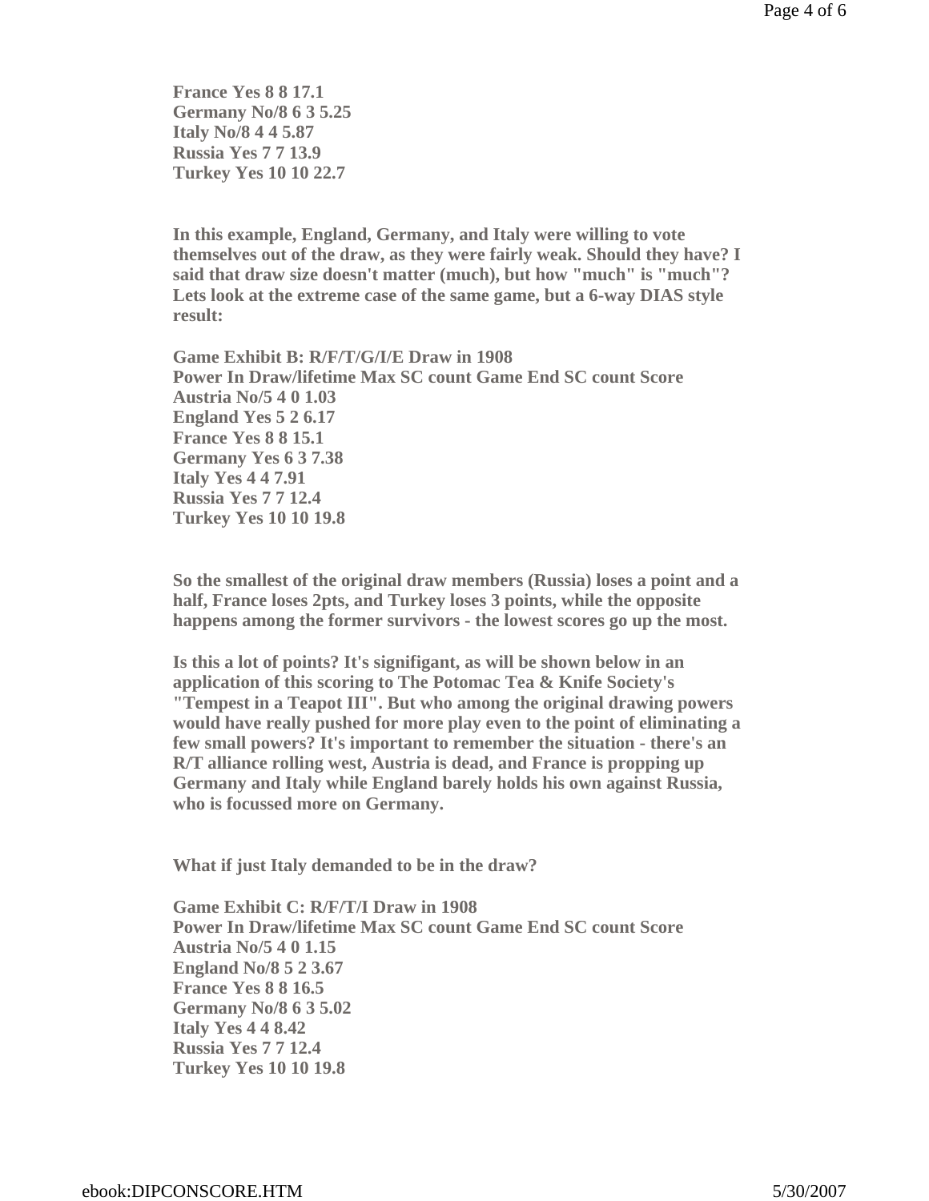France Yes 8 8 17.1
Germany No/8 6 3 5.25
Italy No/8 4 4 5.87
Russia Yes 7 7 13.9
Turkey Yes 10 10 22.7

In this example, England, Germany, and Italy were willing to vote themselves out of the draw, as they were fairly weak. Should they have? I said that draw size doesn't matter (much), but how "much" is "much"? Lets look at the extreme case of the same game, but a 6-way DIAS style result:

Game Exhibit B: R/F/T/G/I/E Draw in 1908
Power In Draw/lifetime Max SC count Game End SC count Score
Austria No/5 4 0 1.03
England Yes 5 2 6.17
France Yes 8 8 15.1
Germany Yes 6 3 7.38
Italy Yes 4 4 7.91
Russia Yes 7 7 12.4
Turkey Yes 10 10 19.8

So the smallest of the original draw members (Russia) loses a point and a half, France loses 2pts, and Turkey loses 3 points, while the opposite happens among the former survivors - the lowest scores go up the most.

Is this a lot of points? It's signifigant, as will be shown below in an application of this scoring to The Potomac Tea & Knife Society's "Tempest in a Teapot III". But who among the original drawing powers would have really pushed for more play even to the point of eliminating a few small powers? It's important to remember the situation - there's an R/T alliance rolling west, Austria is dead, and France is propping up Germany and Italy while England barely holds his own against Russia, who is focussed more on Germany.

What if just Italy demanded to be in the draw?

Game Exhibit C: R/F/T/I Draw in 1908
Power In Draw/lifetime Max SC count Game End SC count Score
Austria No/5 4 0 1.15
England No/8 5 2 3.67
France Yes 8 8 16.5
Germany No/8 6 3 5.02
Italy Yes 4 4 8.42
Russia Yes 7 7 12.4
Turkey Yes 10 10 19.8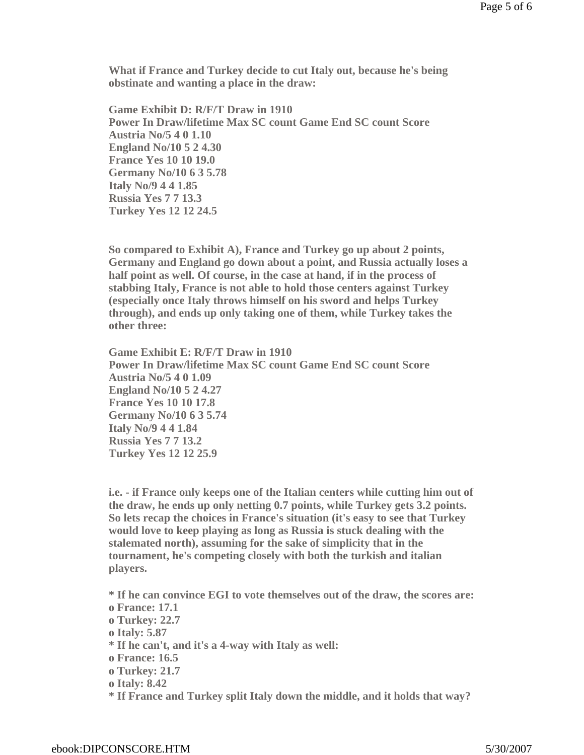What if France and Turkey decide to cut Italy out, because he's being obstinate and wanting a place in the draw:

**Game Exhibit D: R/F/T Draw in 1910**

| Power | In Draw/lifetime Max SC count | Game End SC count | Score |
|---|---|---|---|
| Austria | No/5 4 | 0 | 1.10 |
| England | No/10 5 | 2 | 4.30 |
| France | Yes 10 | 10 | 19.0 |
| Germany | No/10 6 | 3 | 5.78 |
| Italy | No/9 4 | 4 | 1.85 |
| Russia | Yes 7 | 7 | 13.3 |
| Turkey | Yes 12 | 12 | 24.5 |

So compared to Exhibit A), France and Turkey go up about 2 points, Germany and England go down about a point, and Russia actually loses a half point as well. Of course, in the case at hand, if in the process of stabbing Italy, France is not able to hold those centers against Turkey (especially once Italy throws himself on his sword and helps Turkey through), and ends up only taking one of them, while Turkey takes the other three:

**Game Exhibit E: R/F/T Draw in 1910**

| Power | In Draw/lifetime Max SC count | Game End SC count | Score |
|---|---|---|---|
| Austria | No/5 4 | 0 | 1.09 |
| England | No/10 5 | 2 | 4.27 |
| France | Yes 10 | 10 | 17.8 |
| Germany | No/10 6 | 3 | 5.74 |
| Italy | No/9 4 | 4 | 1.84 |
| Russia | Yes 7 | 7 | 13.2 |
| Turkey | Yes 12 | 12 | 25.9 |

i.e. - if France only keeps one of the Italian centers while cutting him out of the draw, he ends up only netting 0.7 points, while Turkey gets 3.2 points. So lets recap the choices in France's situation (it's easy to see that Turkey would love to keep playing as long as Russia is stuck dealing with the stalemated north), assuming for the sake of simplicity that in the tournament, he's competing closely with both the turkish and italian players.

* If he can convince EGI to vote themselves out of the draw, the scores are:
  - France: 17.1
  - Turkey: 22.7
  - Italy: 5.87
* If he can't, and it's a 4-way with Italy as well:
  - France: 16.5
  - Turkey: 21.7
  - Italy: 8.42
* If France and Turkey split Italy down the middle, and it holds that way?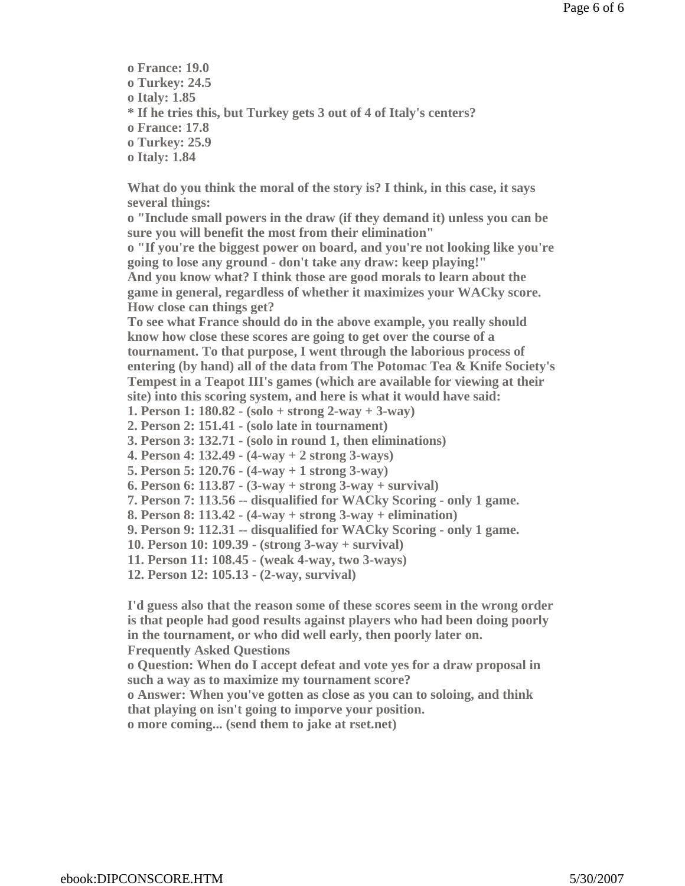- France: 19.0
- Turkey: 24.5
- Italy: 1.85

* If he tries this, but Turkey gets 3 out of 4 of Italy's centers?
  - France: 17.8
  - Turkey: 25.9
  - Italy: 1.84

What do you think the moral of the story is? I think, in this case, it says several things:

- "Include small powers in the draw (if they demand it) unless you can be sure you will benefit the most from their elimination"
- "If you're the biggest power on board, and you're not looking like you're going to lose any ground - don't take any draw: keep playing!"

And you know what? I think those are good morals to learn about the game in general, regardless of whether it maximizes your WACky score.

## How close can things get?

To see what France should do in the above example, you really should know how close these scores are going to get over the course of a tournament. To that purpose, I went through the laborious process of entering (by hand) all of the data from The Potomac Tea & Knife Society's Tempest in a Teapot III's games (which are available for viewing at their site) into this scoring system, and here is what it would have said:

1. Person 1: 180.82 - (solo + strong 2-way + 3-way)
2. Person 2: 151.41 - (solo late in tournament)
3. Person 3: 132.71 - (solo in round 1, then eliminations)
4. Person 4: 132.49 - (4-way + 2 strong 3-ways)
5. Person 5: 120.76 - (4-way + 1 strong 3-way)
6. Person 6: 113.87 - (3-way + strong 3-way + survival)
7. Person 7: 113.56 -- disqualified for WACky Scoring - only 1 game.
8. Person 8: 113.42 - (4-way + strong 3-way + elimination)
9. Person 9: 112.31 -- disqualified for WACky Scoring - only 1 game.
10. Person 10: 109.39 - (strong 3-way + survival)
11. Person 11: 108.45 - (weak 4-way, two 3-ways)
12. Person 12: 105.13 - (2-way, survival)

I'd guess also that the reason some of these scores seem in the wrong order is that people had good results against players who had been doing poorly in the tournament, or who did well early, then poorly later on.

## Frequently Asked Questions

- Question: When do I accept defeat and vote yes for a draw proposal in such a way as to maximize my tournament score?
- Answer: When you've gotten as close as you can to soloing, and think that playing on isn't going to imporve your position.
- more coming... (send them to jake at rset.net)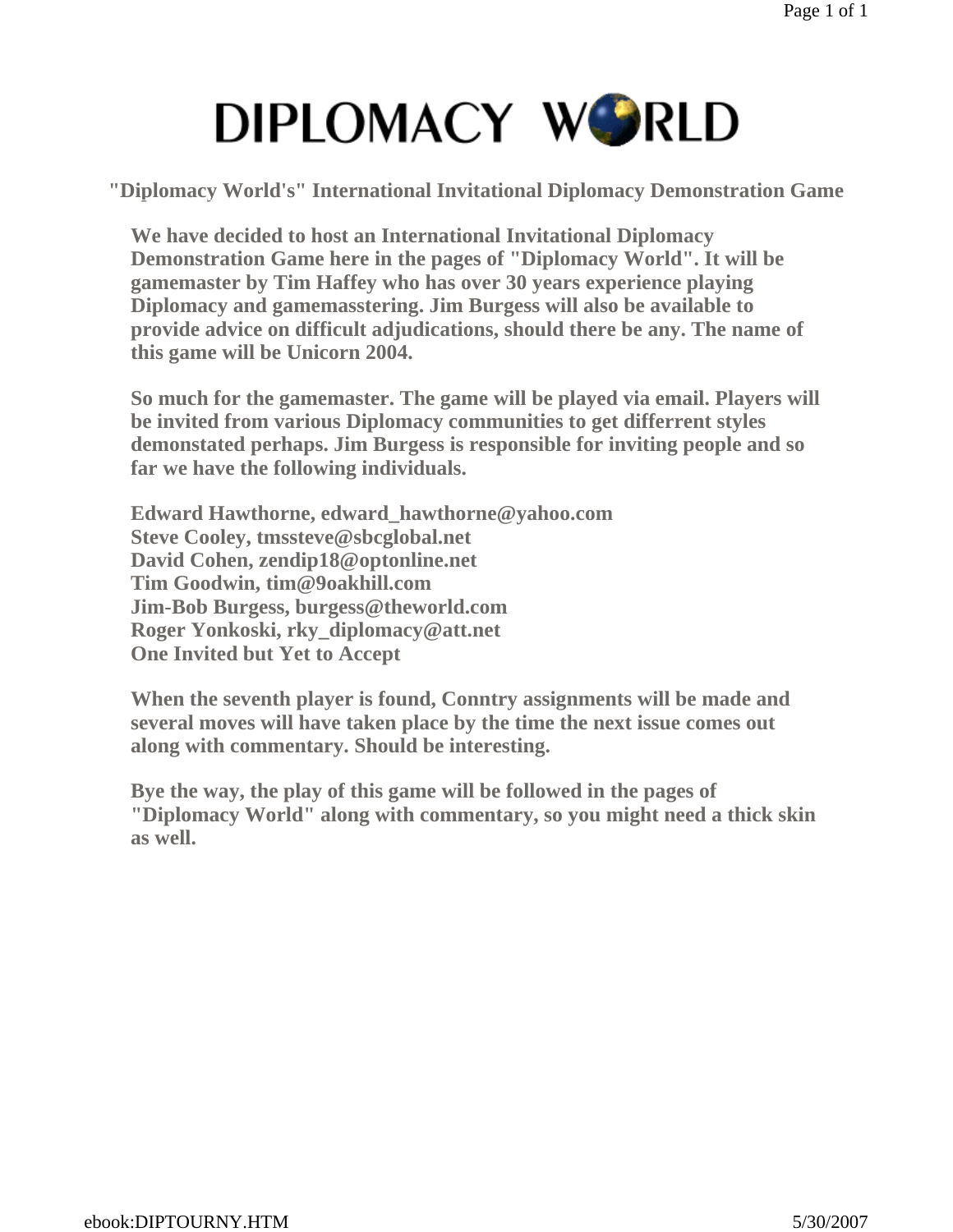# DIPLOMACY WORLD

## "Diplomacy World's" International Invitational Diplomacy Demonstration Game

We have decided to host an International Invitational Diplomacy Demonstration Game here in the pages of "Diplomacy World". It will be gamemaster by Tim Haffey who has over 30 years experience playing Diplomacy and gamemasstering. Jim Burgess will also be available to provide advice on difficult adjudications, should there be any. The name of this game will be Unicorn 2004.

So much for the gamemaster. The game will be played via email. Players will be invited from various Diplomacy communities to get differrent styles demonstated perhaps. Jim Burgess is responsible for inviting people and so far we have the following individuals.

Edward Hawthorne, edward_hawthorne@yahoo.com
Steve Cooley, tmssteve@sbcglobal.net
David Cohen, zendip18@optonline.net
Tim Goodwin, tim@9oakhill.com
Jim-Bob Burgess, burgess@theworld.com
Roger Yonkoski, rky_diplomacy@att.net
One Invited but Yet to Accept

When the seventh player is found, Conntry assignments will be made and several moves will have taken place by the time the next issue comes out along with commentary. Should be interesting.

Bye the way, the play of this game will be followed in the pages of "Diplomacy World" along with commentary, so you might need a thick skin as well.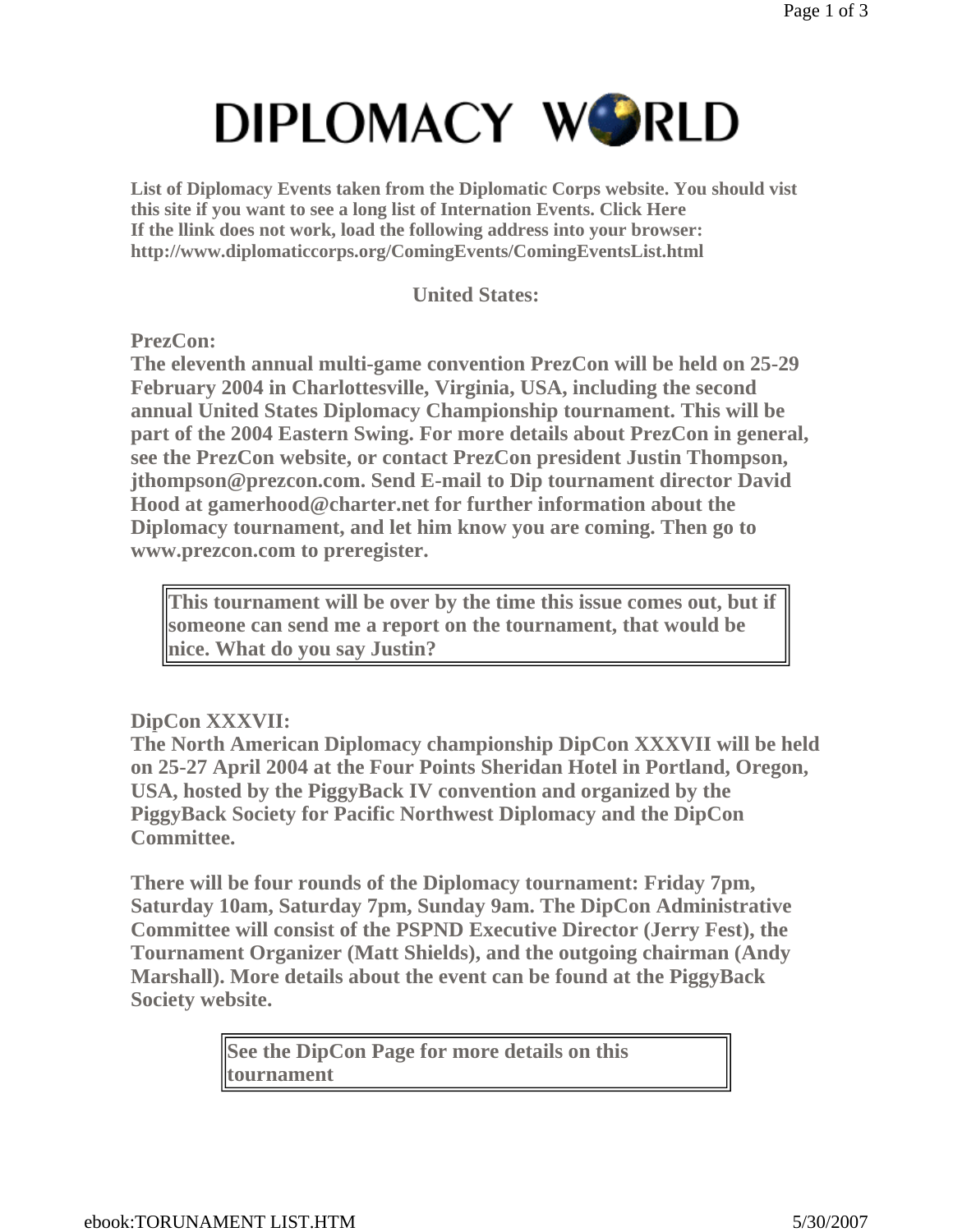# DIPLOMACY WORLD

**List of Diplomacy Events taken from the Diplomatic Corps website. You should vist this site if you want to see a long list of Internation Events. Click Here**
**If the llink does not work, load the following address into your browser:**
**http://www.diplomaticcorps.org/ComingEvents/ComingEventsList.html**

## United States:

**PrezCon:**
**The eleventh annual multi-game convention PrezCon will be held on 25-29 February 2004 in Charlottesville, Virginia, USA, including the second annual United States Diplomacy Championship tournament. This will be part of the 2004 Eastern Swing. For more details about PrezCon in general, see the PrezCon website, or contact PrezCon president Justin Thompson, jthompson@prezcon.com. Send E-mail to Dip tournament director David Hood at gamerhood@charter.net for further information about the Diplomacy tournament, and let him know you are coming. Then go to www.prezcon.com to preregister.**

> **This tournament will be over by the time this issue comes out, but if someone can send me a report on the tournament, that would be nice. What do you say Justin?**

**DipCon XXXVII:**
**The North American Diplomacy championship DipCon XXXVII will be held on 25-27 April 2004 at the Four Points Sheridan Hotel in Portland, Oregon, USA, hosted by the PiggyBack IV convention and organized by the PiggyBack Society for Pacific Northwest Diplomacy and the DipCon Committee.**

**There will be four rounds of the Diplomacy tournament: Friday 7pm, Saturday 10am, Saturday 7pm, Sunday 9am. The DipCon Administrative Committee will consist of the PSPND Executive Director (Jerry Fest), the Tournament Organizer (Matt Shields), and the outgoing chairman (Andy Marshall). More details about the event can be found at the PiggyBack Society website.**

> **See the DipCon Page for more details on this tournament**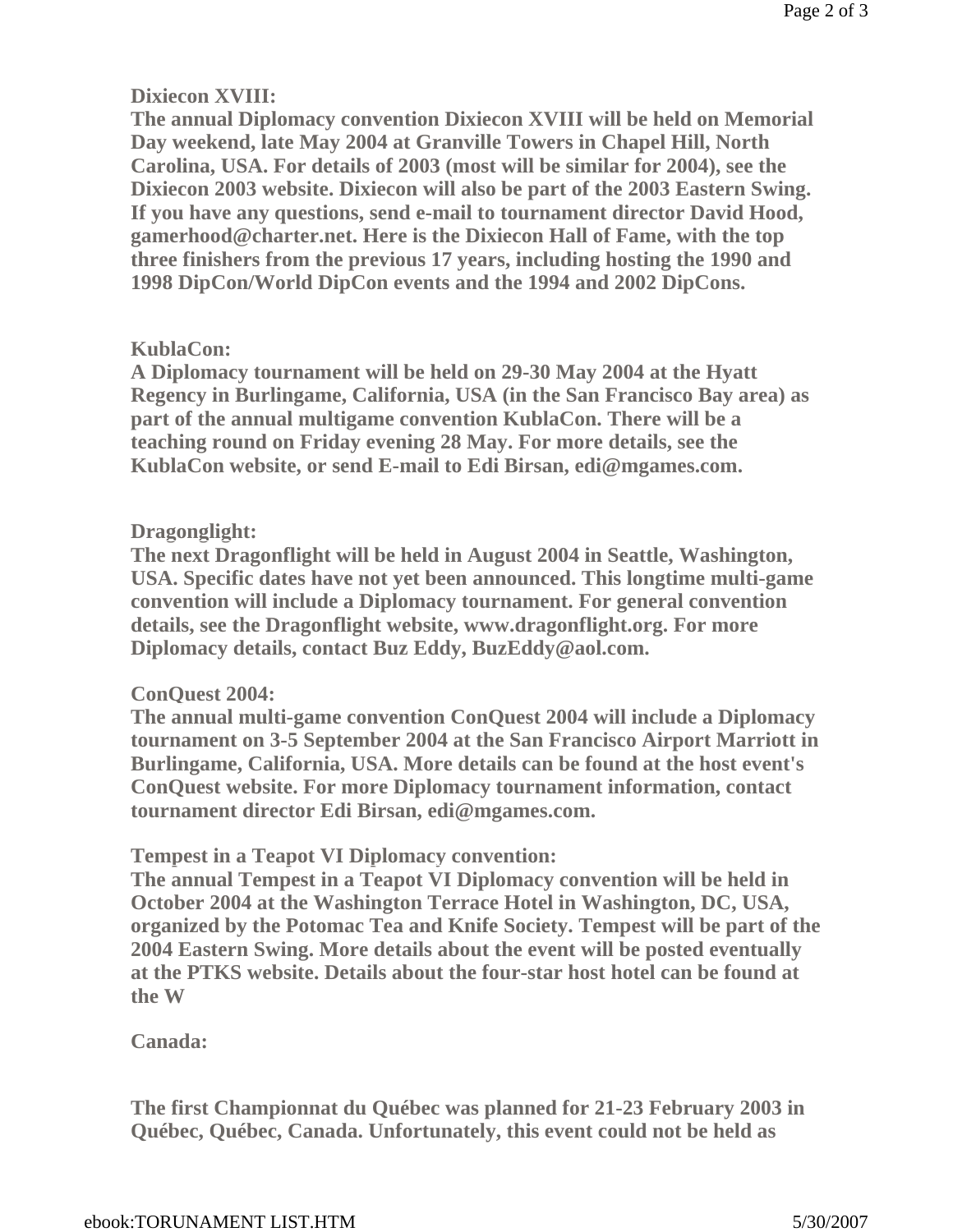**Dixiecon XVIII:**
**The annual Diplomacy convention Dixiecon XVIII will be held on Memorial Day weekend, late May 2004 at Granville Towers in Chapel Hill, North Carolina, USA. For details of 2003 (most will be similar for 2004), see the Dixiecon 2003 website. Dixiecon will also be part of the 2003 Eastern Swing. If you have any questions, send e-mail to tournament director David Hood, gamerhood@charter.net. Here is the Dixiecon Hall of Fame, with the top three finishers from the previous 17 years, including hosting the 1990 and 1998 DipCon/World DipCon events and the 1994 and 2002 DipCons.**

**KublaCon:**
**A Diplomacy tournament will be held on 29-30 May 2004 at the Hyatt Regency in Burlingame, California, USA (in the San Francisco Bay area) as part of the annual multigame convention KublaCon. There will be a teaching round on Friday evening 28 May. For more details, see the KublaCon website, or send E-mail to Edi Birsan, edi@mgames.com.**

**Dragonglight:**
**The next Dragonflight will be held in August 2004 in Seattle, Washington, USA. Specific dates have not yet been announced. This longtime multi-game convention will include a Diplomacy tournament. For general convention details, see the Dragonflight website, www.dragonflight.org. For more Diplomacy details, contact Buz Eddy, BuzEddy@aol.com.**

**ConQuest 2004:**
**The annual multi-game convention ConQuest 2004 will include a Diplomacy tournament on 3-5 September 2004 at the San Francisco Airport Marriott in Burlingame, California, USA. More details can be found at the host event's ConQuest website. For more Diplomacy tournament information, contact tournament director Edi Birsan, edi@mgames.com.**

**Tempest in a Teapot VI Diplomacy convention:**
**The annual Tempest in a Teapot VI Diplomacy convention will be held in October 2004 at the Washington Terrace Hotel in Washington, DC, USA, organized by the Potomac Tea and Knife Society. Tempest will be part of the 2004 Eastern Swing. More details about the event will be posted eventually at the PTKS website. Details about the four-star host hotel can be found at the W**

**Canada:**

**The first Championnat du Québec was planned for 21-23 February 2003 in Québec, Québec, Canada. Unfortunately, this event could not be held as**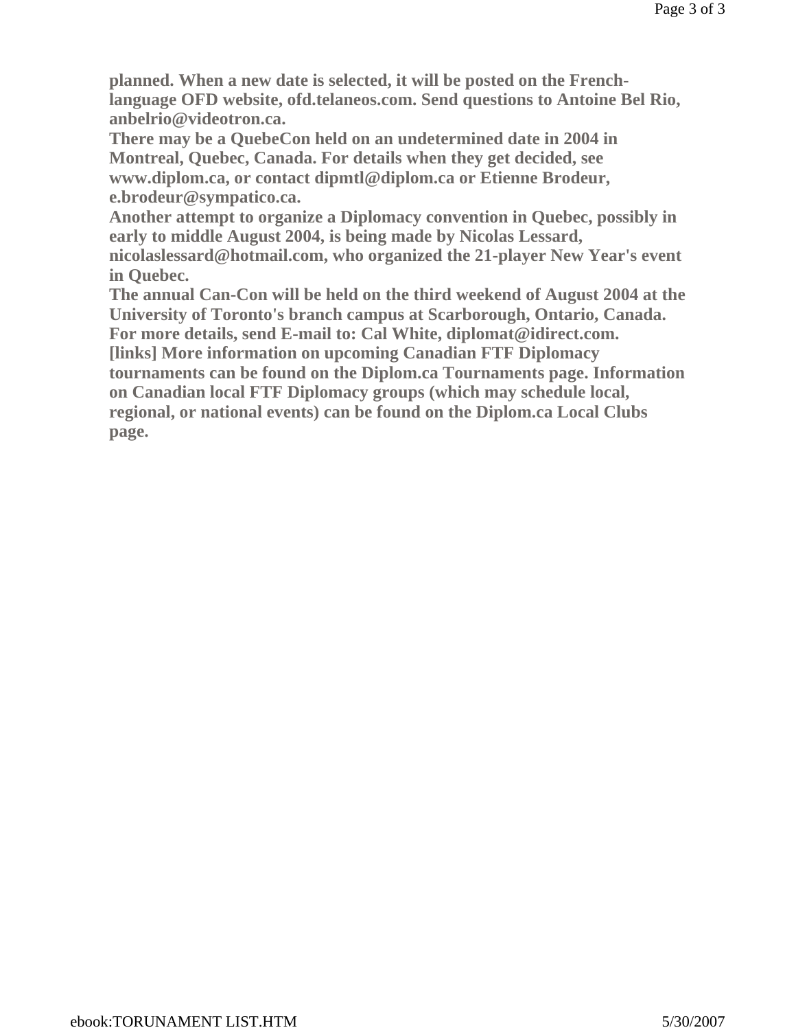**planned. When a new date is selected, it will be posted on the French-language OFD website, ofd.telaneos.com. Send questions to Antoine Bel Rio, anbelrio@videotron.ca.**

**There may be a QuebeCon held on an undetermined date in 2004 in Montreal, Quebec, Canada. For details when they get decided, see www.diplom.ca, or contact dipmtl@diplom.ca or Etienne Brodeur, e.brodeur@sympatico.ca.**

**Another attempt to organize a Diplomacy convention in Quebec, possibly in early to middle August 2004, is being made by Nicolas Lessard, nicolaslessard@hotmail.com, who organized the 21-player New Year's event in Quebec.**

**The annual Can-Con will be held on the third weekend of August 2004 at the University of Toronto's branch campus at Scarborough, Ontario, Canada. For more details, send E-mail to: Cal White, diplomat@idirect.com.**

**[links] More information on upcoming Canadian FTF Diplomacy tournaments can be found on the Diplom.ca Tournaments page. Information on Canadian local FTF Diplomacy groups (which may schedule local, regional, or national events) can be found on the Diplom.ca Local Clubs page.**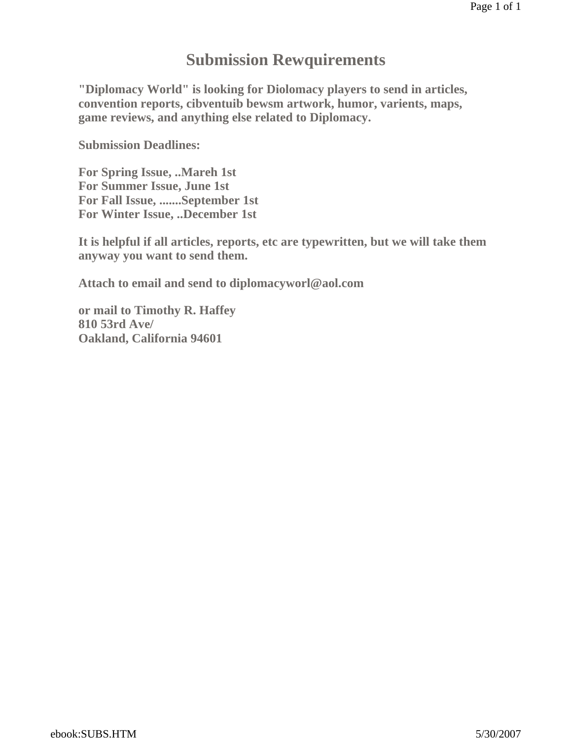# Submission Rewquirements

**"Diplomacy World" is looking for Diolomacy players to send in articles, convention reports, cibventuib bewsm artwork, humor, varients, maps, game reviews, and anything else related to Diplomacy.**

**Submission Deadlines:**

**For Spring Issue, ..Mareh 1st**
**For Summer Issue, June 1st**
**For Fall Issue, .......September 1st**
**For Winter Issue, ..December 1st**

**It is helpful if all articles, reports, etc are typewritten, but we will take them anyway you want to send them.**

**Attach to email and send to diplomacyworl@aol.com**

**or mail to Timothy R. Haffey**
**810 53rd Ave/**
**Oakland, California 94601**